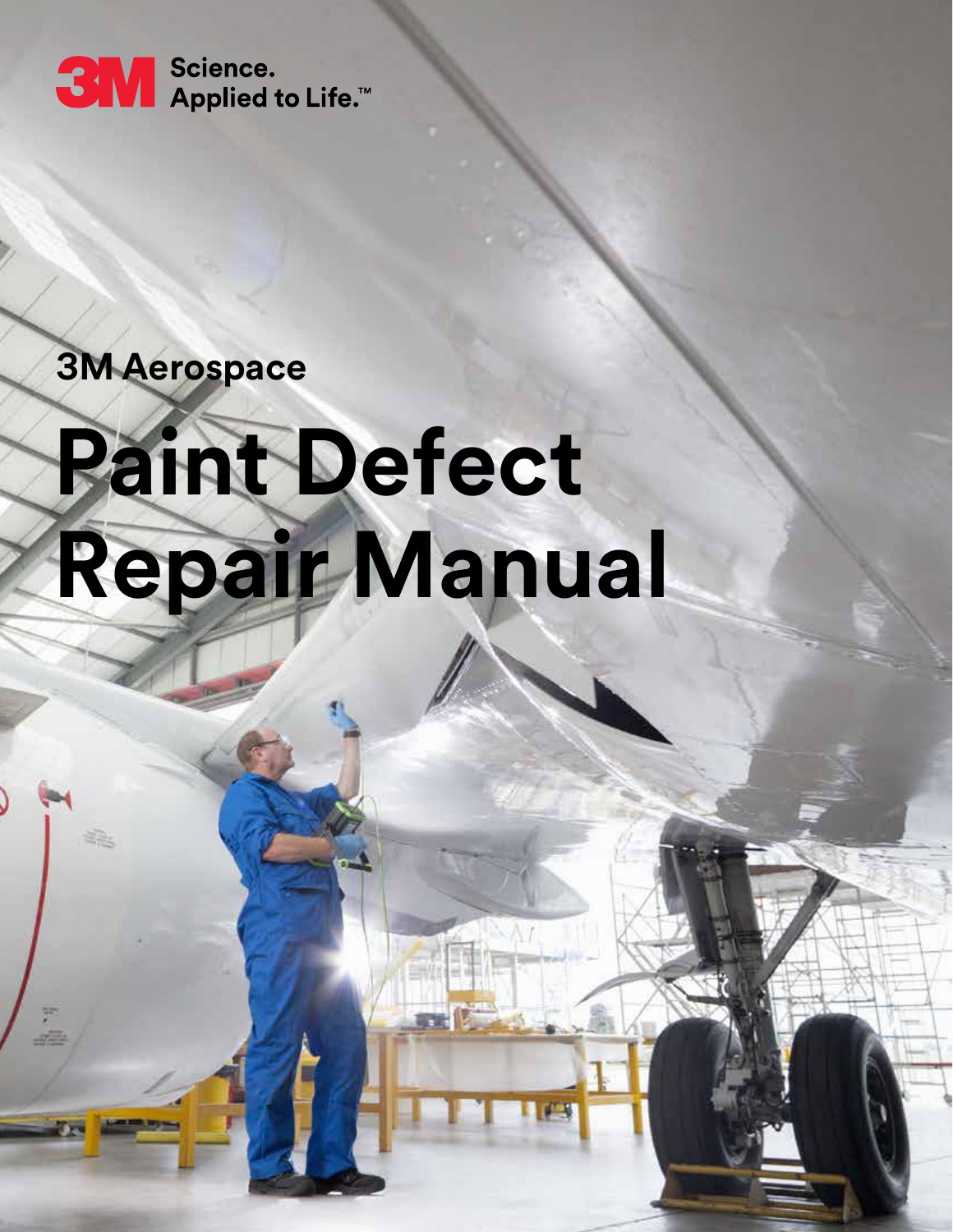3M Science. Applied to Life.™

## 3M Aerospace

# Paint Defect Repair Manual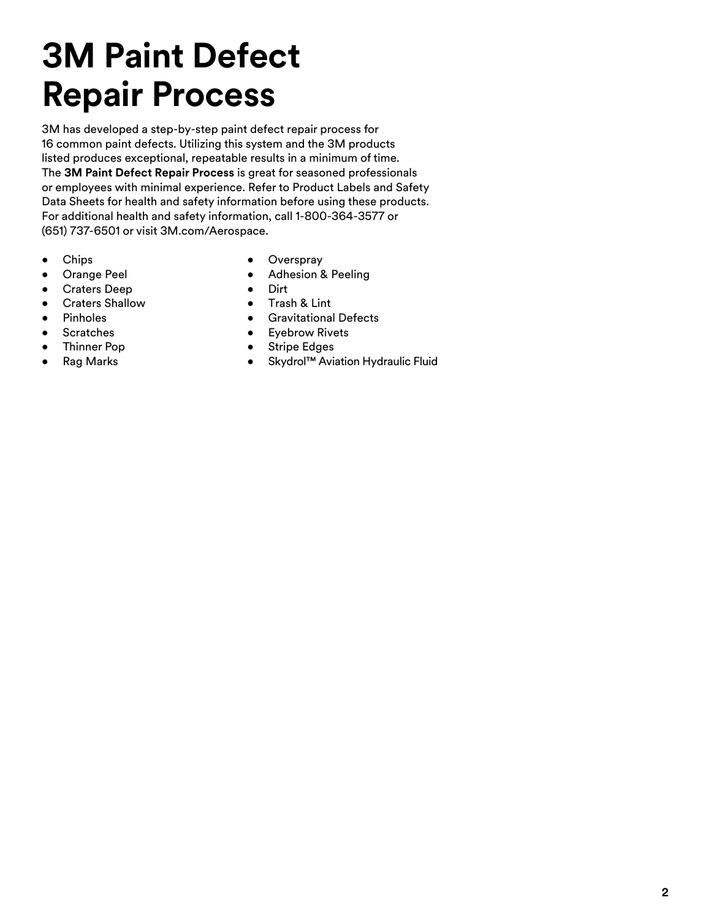# 3M Paint Defect Repair Process

3M has developed a step-by-step paint defect repair process for 16 common paint defects. Utilizing this system and the 3M products listed produces exceptional, repeatable results in a minimum of time. The **3M Paint Defect Repair Process** is great for seasoned professionals or employees with minimal experience. Refer to Product Labels and Safety Data Sheets for health and safety information before using these products. For additional health and safety information, call 1-800-364-3577 or (651) 737-6501 or visit 3M.com/Aerospace.

- Chips
- Orange Peel
- Craters Deep
- Craters Shallow
- Pinholes
- Scratches
- Thinner Pop
- Rag Marks
- Overspray
- Adhesion & Peeling
- Dirt
- Trash & Lint
- Gravitational Defects
- Eyebrow Rivets
- Stripe Edges
- Skydrol™ Aviation Hydraulic Fluid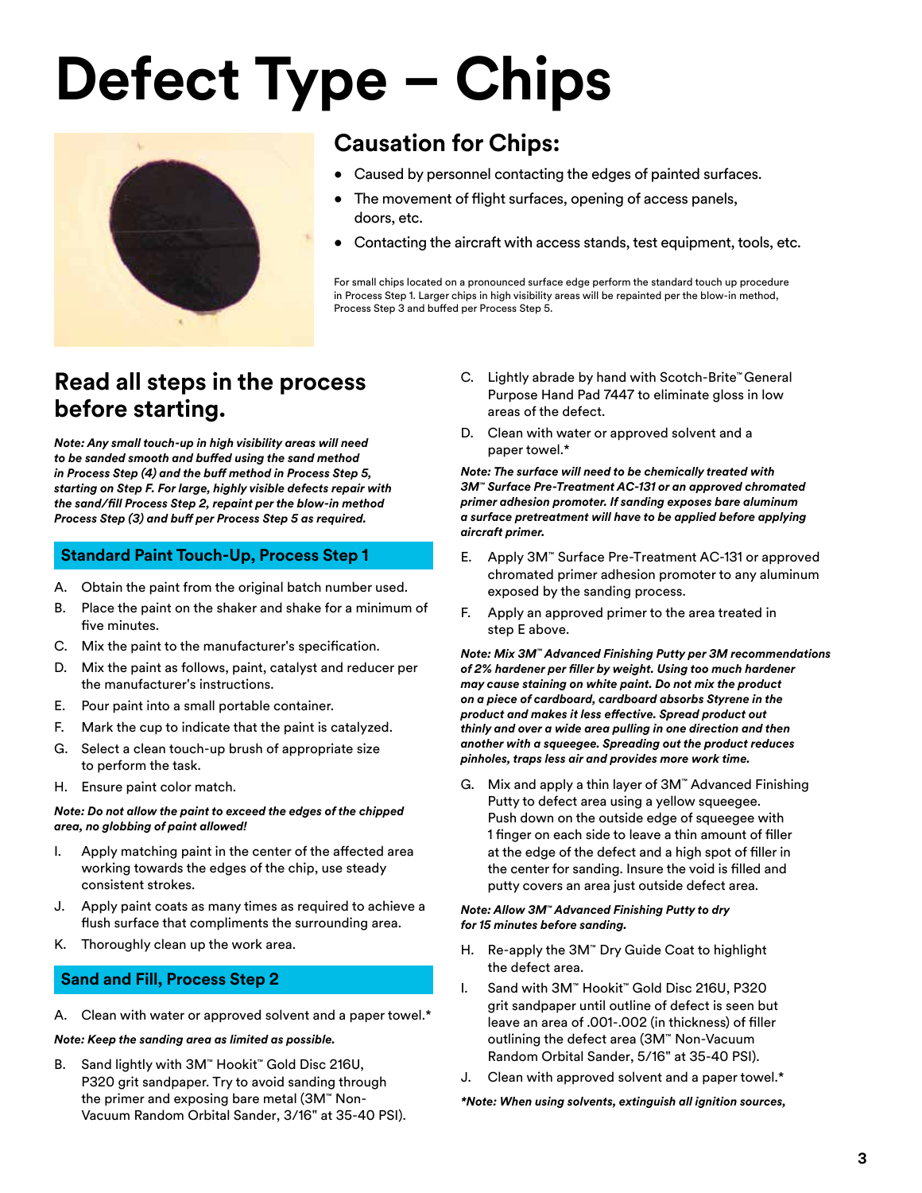# Defect Type – Chips

## Causation for Chips:

- Caused by personnel contacting the edges of painted surfaces.
- The movement of flight surfaces, opening of access panels, doors, etc.
- Contacting the aircraft with access stands, test equipment, tools, etc.

For small chips located on a pronounced surface edge perform the standard touch up procedure in Process Step 1. Larger chips in high visibility areas will be repainted per the blow-in method, Process Step 3 and buffed per Process Step 5.

## Read all steps in the process before starting.

***Note: Any small touch-up in high visibility areas will need to be sanded smooth and buffed using the sand method in Process Step (4) and the buff method in Process Step 5, starting on Step F. For large, highly visible defects repair with the sand/fill Process Step 2, repaint per the blow-in method Process Step (3) and buff per Process Step 5 as required.***

### Standard Paint Touch-Up, Process Step 1

A. Obtain the paint from the original batch number used.

B. Place the paint on the shaker and shake for a minimum of five minutes.

C. Mix the paint to the manufacturer's specification.

D. Mix the paint as follows, paint, catalyst and reducer per the manufacturer's instructions.

E. Pour paint into a small portable container.

F. Mark the cup to indicate that the paint is catalyzed.

G. Select a clean touch-up brush of appropriate size to perform the task.

H. Ensure paint color match.

***Note: Do not allow the paint to exceed the edges of the chipped area, no globbing of paint allowed!***

I. Apply matching paint in the center of the affected area working towards the edges of the chip, use steady consistent strokes.

J. Apply paint coats as many times as required to achieve a flush surface that compliments the surrounding area.

K. Thoroughly clean up the work area.

### Sand and Fill, Process Step 2

A. Clean with water or approved solvent and a paper towel.*

***Note: Keep the sanding area as limited as possible.***

B. Sand lightly with 3M™ Hookit™ Gold Disc 216U, P320 grit sandpaper. Try to avoid sanding through the primer and exposing bare metal (3M™ Non-Vacuum Random Orbital Sander, 3/16" at 35-40 PSI).

C. Lightly abrade by hand with Scotch-Brite™ General Purpose Hand Pad 7447 to eliminate gloss in low areas of the defect.

D. Clean with water or approved solvent and a paper towel.*

***Note: The surface will need to be chemically treated with 3M™ Surface Pre-Treatment AC-131 or an approved chromated primer adhesion promoter. If sanding exposes bare aluminum a surface pretreatment will have to be applied before applying aircraft primer.***

E. Apply 3M™ Surface Pre-Treatment AC-131 or approved chromated primer adhesion promoter to any aluminum exposed by the sanding process.

F. Apply an approved primer to the area treated in step E above.

***Note: Mix 3M™ Advanced Finishing Putty per 3M recommendations of 2% hardener per filler by weight. Using too much hardener may cause staining on white paint. Do not mix the product on a piece of cardboard, cardboard absorbs Styrene in the product and makes it less effective. Spread product out thinly and over a wide area pulling in one direction and then another with a squeegee. Spreading out the product reduces pinholes, traps less air and provides more work time.***

G. Mix and apply a thin layer of 3M™ Advanced Finishing Putty to defect area using a yellow squeegee. Push down on the outside edge of squeegee with 1 finger on each side to leave a thin amount of filler at the edge of the defect and a high spot of filler in the center for sanding. Insure the void is filled and putty covers an area just outside defect area.

***Note: Allow 3M™ Advanced Finishing Putty to dry for 15 minutes before sanding.***

H. Re-apply the 3M™ Dry Guide Coat to highlight the defect area.

I. Sand with 3M™ Hookit™ Gold Disc 216U, P320 grit sandpaper until outline of defect is seen but leave an area of .001-.002 (in thickness) of filler outlining the defect area (3M™ Non-Vacuum Random Orbital Sander, 5/16" at 35-40 PSI).

J. Clean with approved solvent and a paper towel.*

****Note: When using solvents, extinguish all ignition sources,***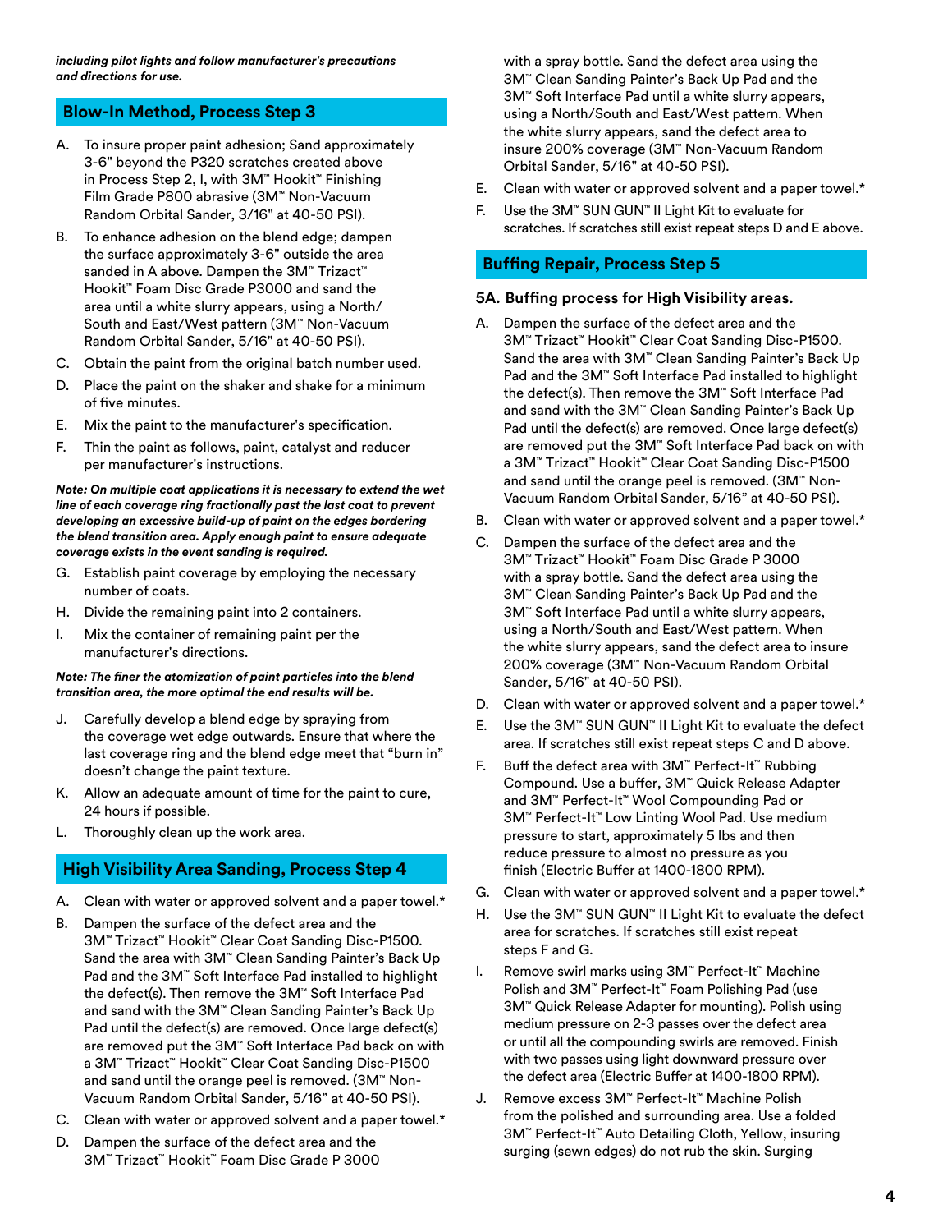*including pilot lights and follow manufacturer's precautions and directions for use.*

## Blow-In Method, Process Step 3

A. To insure proper paint adhesion; Sand approximately 3-6" beyond the P320 scratches created above in Process Step 2, I, with 3M™ Hookit™ Finishing Film Grade P800 abrasive (3M™ Non-Vacuum Random Orbital Sander, 3/16" at 40-50 PSI).

B. To enhance adhesion on the blend edge; dampen the surface approximately 3-6" outside the area sanded in A above. Dampen the 3M™ Trizact™ Hookit™ Foam Disc Grade P3000 and sand the area until a white slurry appears, using a North/South and East/West pattern (3M™ Non-Vacuum Random Orbital Sander, 5/16" at 40-50 PSI).

C. Obtain the paint from the original batch number used.

D. Place the paint on the shaker and shake for a minimum of five minutes.

E. Mix the paint to the manufacturer's specification.

F. Thin the paint as follows, paint, catalyst and reducer per manufacturer's instructions.

***Note: On multiple coat applications it is necessary to extend the wet line of each coverage ring fractionally past the last coat to prevent developing an excessive build-up of paint on the edges bordering the blend transition area. Apply enough paint to ensure adequate coverage exists in the event sanding is required.***

G. Establish paint coverage by employing the necessary number of coats.

H. Divide the remaining paint into 2 containers.

I. Mix the container of remaining paint per the manufacturer's directions.

***Note: The finer the atomization of paint particles into the blend transition area, the more optimal the end results will be.***

J. Carefully develop a blend edge by spraying from the coverage wet edge outwards. Ensure that where the last coverage ring and the blend edge meet that "burn in" doesn't change the paint texture.

K. Allow an adequate amount of time for the paint to cure, 24 hours if possible.

L. Thoroughly clean up the work area.

## High Visibility Area Sanding, Process Step 4

A. Clean with water or approved solvent and a paper towel.*

B. Dampen the surface of the defect area and the 3M™ Trizact™ Hookit™ Clear Coat Sanding Disc-P1500. Sand the area with 3M™ Clean Sanding Painter's Back Up Pad and the 3M™ Soft Interface Pad installed to highlight the defect(s). Then remove the 3M™ Soft Interface Pad and sand with the 3M™ Clean Sanding Painter's Back Up Pad until the defect(s) are removed. Once large defect(s) are removed put the 3M™ Soft Interface Pad back on with a 3M™ Trizact™ Hookit™ Clear Coat Sanding Disc-P1500 and sand until the orange peel is removed. (3M™ Non-Vacuum Random Orbital Sander, 5/16" at 40-50 PSI).

C. Clean with water or approved solvent and a paper towel.*

D. Dampen the surface of the defect area and the 3M™ Trizact™ Hookit™ Foam Disc Grade P 3000 with a spray bottle. Sand the defect area using the 3M™ Clean Sanding Painter's Back Up Pad and the 3M™ Soft Interface Pad until a white slurry appears, using a North/South and East/West pattern. When the white slurry appears, sand the defect area to insure 200% coverage (3M™ Non-Vacuum Random Orbital Sander, 5/16" at 40-50 PSI).

E. Clean with water or approved solvent and a paper towel.*

F. Use the 3M™ SUN GUN™ II Light Kit to evaluate for scratches. If scratches still exist repeat steps D and E above.

## Buffing Repair, Process Step 5

### 5A. Buffing process for High Visibility areas.

A. Dampen the surface of the defect area and the 3M™ Trizact™ Hookit™ Clear Coat Sanding Disc-P1500. Sand the area with 3M™ Clean Sanding Painter's Back Up Pad and the 3M™ Soft Interface Pad installed to highlight the defect(s). Then remove the 3M™ Soft Interface Pad and sand with the 3M™ Clean Sanding Painter's Back Up Pad until the defect(s) are removed. Once large defect(s) are removed put the 3M™ Soft Interface Pad back on with a 3M™ Trizact™ Hookit™ Clear Coat Sanding Disc-P1500 and sand until the orange peel is removed. (3M™ Non-Vacuum Random Orbital Sander, 5/16" at 40-50 PSI).

B. Clean with water or approved solvent and a paper towel.*

C. Dampen the surface of the defect area and the 3M™ Trizact™ Hookit™ Foam Disc Grade P 3000 with a spray bottle. Sand the defect area using the 3M™ Clean Sanding Painter's Back Up Pad and the 3M™ Soft Interface Pad until a white slurry appears, using a North/South and East/West pattern. When the white slurry appears, sand the defect area to insure 200% coverage (3M™ Non-Vacuum Random Orbital Sander, 5/16" at 40-50 PSI).

D. Clean with water or approved solvent and a paper towel.*

E. Use the 3M™ SUN GUN™ II Light Kit to evaluate the defect area. If scratches still exist repeat steps C and D above.

F. Buff the defect area with 3M™ Perfect-It™ Rubbing Compound. Use a buffer, 3M™ Quick Release Adapter and 3M™ Perfect-It™ Wool Compounding Pad or 3M™ Perfect-It™ Low Linting Wool Pad. Use medium pressure to start, approximately 5 lbs and then reduce pressure to almost no pressure as you finish (Electric Buffer at 1400-1800 RPM).

G. Clean with water or approved solvent and a paper towel.*

H. Use the 3M™ SUN GUN™ II Light Kit to evaluate the defect area for scratches. If scratches still exist repeat steps F and G.

I. Remove swirl marks using 3M™ Perfect-It™ Machine Polish and 3M™ Perfect-It™ Foam Polishing Pad (use 3M™ Quick Release Adapter for mounting). Polish using medium pressure on 2-3 passes over the defect area or until all the compounding swirls are removed. Finish with two passes using light downward pressure over the defect area (Electric Buffer at 1400-1800 RPM).

J. Remove excess 3M™ Perfect-It™ Machine Polish from the polished and surrounding area. Use a folded 3M™ Perfect-It™ Auto Detailing Cloth, Yellow, insuring surging (sewn edges) do not rub the skin. Surging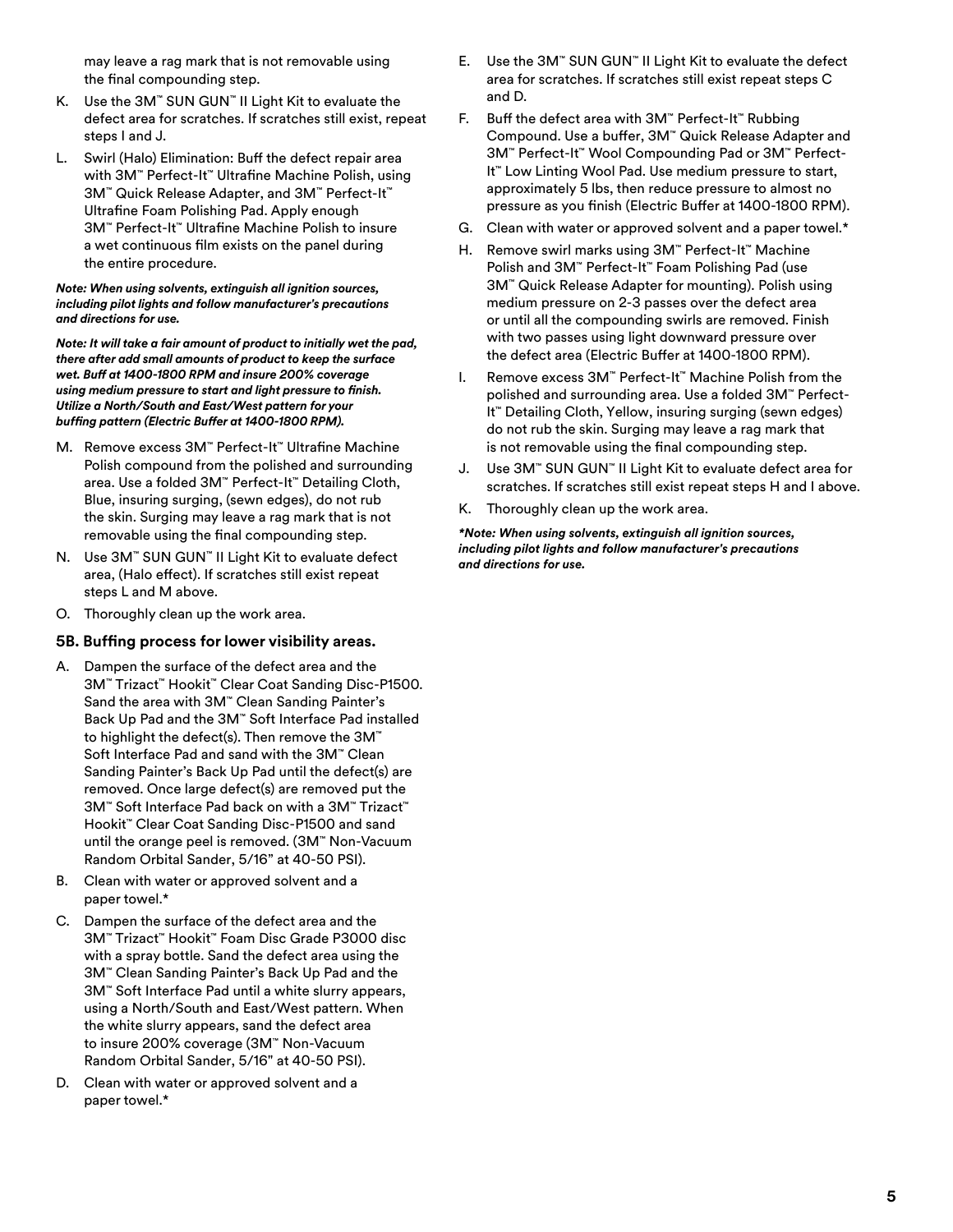may leave a rag mark that is not removable using the final compounding step.

K. Use the 3M™ SUN GUN™ II Light Kit to evaluate the defect area for scratches. If scratches still exist, repeat steps I and J.

L. Swirl (Halo) Elimination: Buff the defect repair area with 3M™ Perfect-It™ Ultrafine Machine Polish, using 3M™ Quick Release Adapter, and 3M™ Perfect-It™ Ultrafine Foam Polishing Pad. Apply enough 3M™ Perfect-It™ Ultrafine Machine Polish to insure a wet continuous film exists on the panel during the entire procedure.

***Note: When using solvents, extinguish all ignition sources, including pilot lights and follow manufacturer's precautions and directions for use.***

***Note: It will take a fair amount of product to initially wet the pad, there after add small amounts of product to keep the surface wet. Buff at 1400-1800 RPM and insure 200% coverage using medium pressure to start and light pressure to finish. Utilize a North/South and East/West pattern for your buffing pattern (Electric Buffer at 1400-1800 RPM).***

M. Remove excess 3M™ Perfect-It™ Ultrafine Machine Polish compound from the polished and surrounding area. Use a folded 3M™ Perfect-It™ Detailing Cloth, Blue, insuring surging, (sewn edges), do not rub the skin. Surging may leave a rag mark that is not removable using the final compounding step.

N. Use 3M™ SUN GUN™ II Light Kit to evaluate defect area, (Halo effect). If scratches still exist repeat steps L and M above.

O. Thoroughly clean up the work area.

### 5B. Buffing process for lower visibility areas.

A. Dampen the surface of the defect area and the 3M™ Trizact™ Hookit™ Clear Coat Sanding Disc-P1500. Sand the area with 3M™ Clean Sanding Painter's Back Up Pad and the 3M™ Soft Interface Pad installed to highlight the defect(s). Then remove the 3M™ Soft Interface Pad and sand with the 3M™ Clean Sanding Painter's Back Up Pad until the defect(s) are removed. Once large defect(s) are removed put the 3M™ Soft Interface Pad back on with a 3M™ Trizact™ Hookit™ Clear Coat Sanding Disc-P1500 and sand until the orange peel is removed. (3M™ Non-Vacuum Random Orbital Sander, 5/16" at 40-50 PSI).

B. Clean with water or approved solvent and a paper towel.*

C. Dampen the surface of the defect area and the 3M™ Trizact™ Hookit™ Foam Disc Grade P3000 disc with a spray bottle. Sand the defect area using the 3M™ Clean Sanding Painter's Back Up Pad and the 3M™ Soft Interface Pad until a white slurry appears, using a North/South and East/West pattern. When the white slurry appears, sand the defect area to insure 200% coverage (3M™ Non-Vacuum Random Orbital Sander, 5/16" at 40-50 PSI).

D. Clean with water or approved solvent and a paper towel.*

E. Use the 3M™ SUN GUN™ II Light Kit to evaluate the defect area for scratches. If scratches still exist repeat steps C and D.

F. Buff the defect area with 3M™ Perfect-It™ Rubbing Compound. Use a buffer, 3M™ Quick Release Adapter and 3M™ Perfect-It™ Wool Compounding Pad or 3M™ Perfect-It™ Low Linting Wool Pad. Use medium pressure to start, approximately 5 lbs, then reduce pressure to almost no pressure as you finish (Electric Buffer at 1400-1800 RPM).

G. Clean with water or approved solvent and a paper towel.*

H. Remove swirl marks using 3M™ Perfect-It™ Machine Polish and 3M™ Perfect-It™ Foam Polishing Pad (use 3M™ Quick Release Adapter for mounting). Polish using medium pressure on 2-3 passes over the defect area or until all the compounding swirls are removed. Finish with two passes using light downward pressure over the defect area (Electric Buffer at 1400-1800 RPM).

I. Remove excess 3M™ Perfect-It™ Machine Polish from the polished and surrounding area. Use a folded 3M™ Perfect-It™ Detailing Cloth, Yellow, insuring surging (sewn edges) do not rub the skin. Surging may leave a rag mark that is not removable using the final compounding step.

J. Use 3M™ SUN GUN™ II Light Kit to evaluate defect area for scratches. If scratches still exist repeat steps H and I above.

K. Thoroughly clean up the work area.

****Note: When using solvents, extinguish all ignition sources, including pilot lights and follow manufacturer's precautions and directions for use.***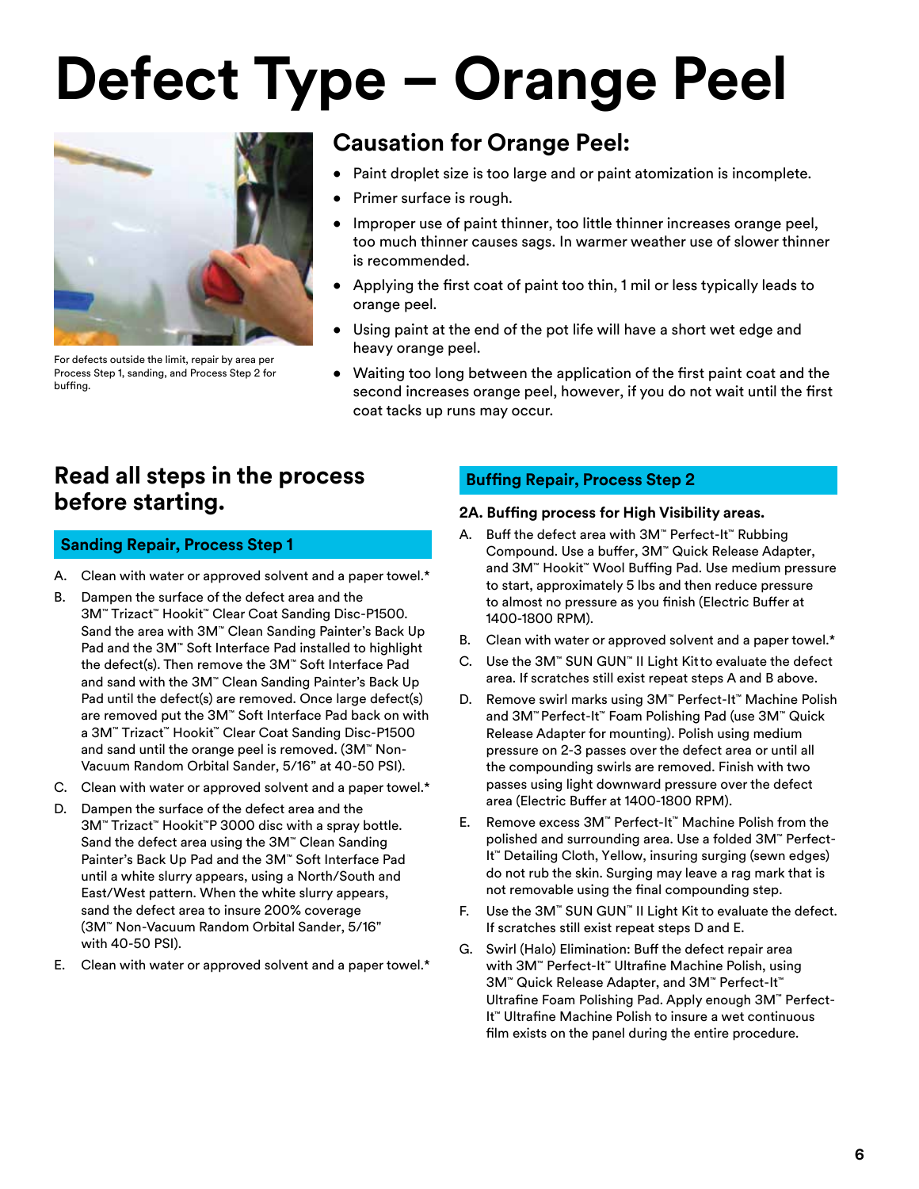# Defect Type – Orange Peel

For defects outside the limit, repair by area per Process Step 1, sanding, and Process Step 2 for buffing.

## Causation for Orange Peel:

- Paint droplet size is too large and or paint atomization is incomplete.
- Primer surface is rough.
- Improper use of paint thinner, too little thinner increases orange peel, too much thinner causes sags. In warmer weather use of slower thinner is recommended.
- Applying the first coat of paint too thin, 1 mil or less typically leads to orange peel.
- Using paint at the end of the pot life will have a short wet edge and heavy orange peel.
- Waiting too long between the application of the first paint coat and the second increases orange peel, however, if you do not wait until the first coat tacks up runs may occur.

## Read all steps in the process before starting.

### Sanding Repair, Process Step 1

A. Clean with water or approved solvent and a paper towel.*

B. Dampen the surface of the defect area and the 3M™ Trizact™ Hookit™ Clear Coat Sanding Disc-P1500. Sand the area with 3M™ Clean Sanding Painter's Back Up Pad and the 3M™ Soft Interface Pad installed to highlight the defect(s). Then remove the 3M™ Soft Interface Pad and sand with the 3M™ Clean Sanding Painter's Back Up Pad until the defect(s) are removed. Once large defect(s) are removed put the 3M™ Soft Interface Pad back on with a 3M™ Trizact™ Hookit™ Clear Coat Sanding Disc-P1500 and sand until the orange peel is removed. (3M™ Non-Vacuum Random Orbital Sander, 5/16" at 40-50 PSI).

C. Clean with water or approved solvent and a paper towel.*

D. Dampen the surface of the defect area and the 3M™ Trizact™ Hookit™P 3000 disc with a spray bottle. Sand the defect area using the 3M™ Clean Sanding Painter's Back Up Pad and the 3M™ Soft Interface Pad until a white slurry appears, using a North/South and East/West pattern. When the white slurry appears, sand the defect area to insure 200% coverage (3M™ Non-Vacuum Random Orbital Sander, 5/16" with 40-50 PSI).

E. Clean with water or approved solvent and a paper towel.*

### Buffing Repair, Process Step 2

**2A. Buffing process for High Visibility areas.**

A. Buff the defect area with 3M™ Perfect-It™ Rubbing Compound. Use a buffer, 3M™ Quick Release Adapter, and 3M™ Hookit™ Wool Buffing Pad. Use medium pressure to start, approximately 5 lbs and then reduce pressure to almost no pressure as you finish (Electric Buffer at 1400-1800 RPM).

B. Clean with water or approved solvent and a paper towel.*

C. Use the 3M™ SUN GUN™ II Light Kitto evaluate the defect area. If scratches still exist repeat steps A and B above.

D. Remove swirl marks using 3M™ Perfect-It™ Machine Polish and 3M™ Perfect-It™ Foam Polishing Pad (use 3M™ Quick Release Adapter for mounting). Polish using medium pressure on 2-3 passes over the defect area or until all the compounding swirls are removed. Finish with two passes using light downward pressure over the defect area (Electric Buffer at 1400-1800 RPM).

E. Remove excess 3M™ Perfect-It™ Machine Polish from the polished and surrounding area. Use a folded 3M™ Perfect-It™ Detailing Cloth, Yellow, insuring surging (sewn edges) do not rub the skin. Surging may leave a rag mark that is not removable using the final compounding step.

F. Use the 3M™ SUN GUN™ II Light Kit to evaluate the defect. If scratches still exist repeat steps D and E.

G. Swirl (Halo) Elimination: Buff the defect repair area with 3M™ Perfect-It™ Ultrafine Machine Polish, using 3M™ Quick Release Adapter, and 3M™ Perfect-It™ Ultrafine Foam Polishing Pad. Apply enough 3M™ Perfect-It™ Ultrafine Machine Polish to insure a wet continuous film exists on the panel during the entire procedure.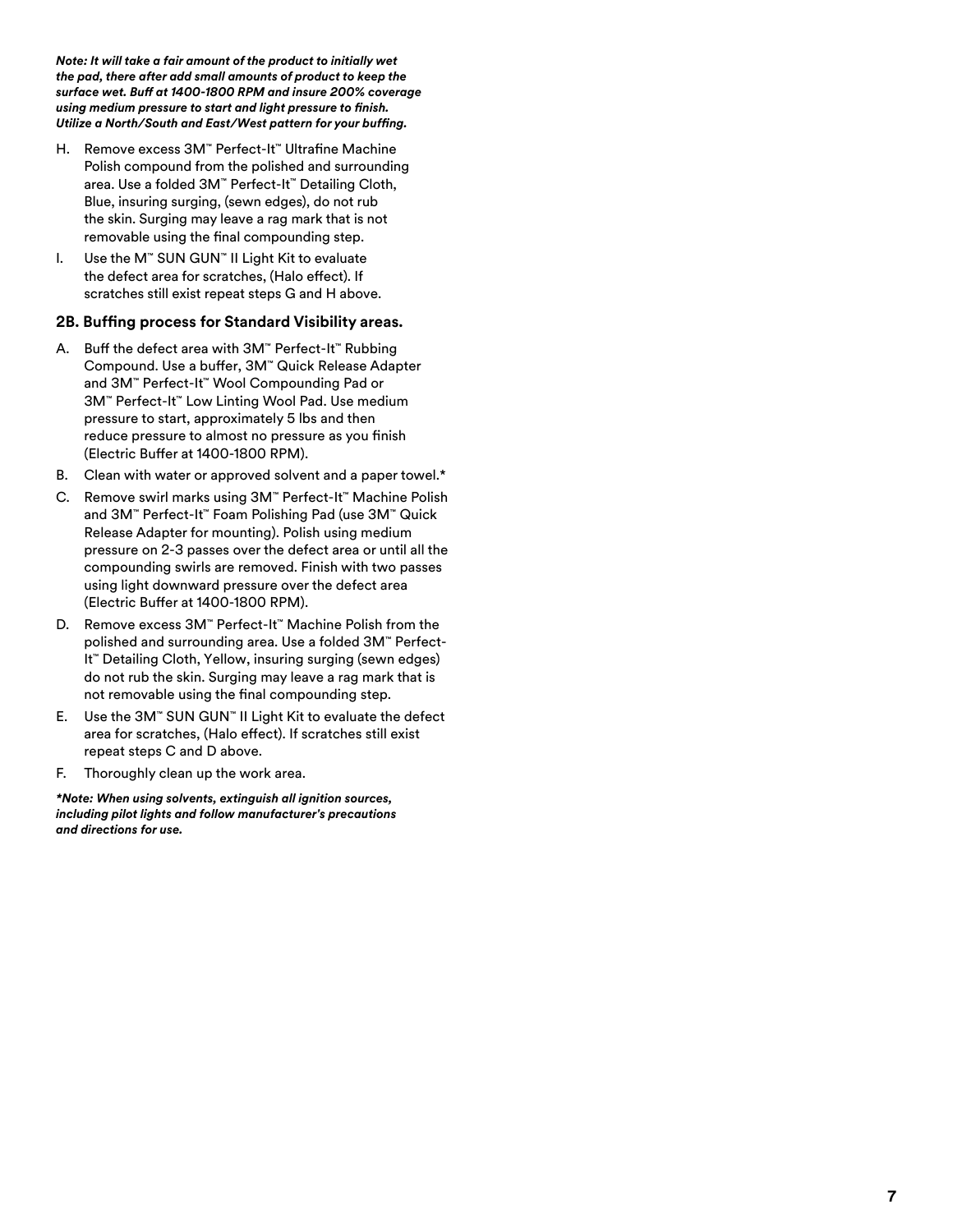***Note: It will take a fair amount of the product to initially wet the pad, there after add small amounts of product to keep the surface wet. Buff at 1400-1800 RPM and insure 200% coverage using medium pressure to start and light pressure to finish. Utilize a North/South and East/West pattern for your buffing.***

H. Remove excess 3M™ Perfect-It™ Ultrafine Machine Polish compound from the polished and surrounding area. Use a folded 3M™ Perfect-It™ Detailing Cloth, Blue, insuring surging, (sewn edges), do not rub the skin. Surging may leave a rag mark that is not removable using the final compounding step.

I. Use the M™ SUN GUN™ II Light Kit to evaluate the defect area for scratches, (Halo effect). If scratches still exist repeat steps G and H above.

### 2B. Buffing process for Standard Visibility areas.

A. Buff the defect area with 3M™ Perfect-It™ Rubbing Compound. Use a buffer, 3M™ Quick Release Adapter and 3M™ Perfect-It™ Wool Compounding Pad or 3M™ Perfect-It™ Low Linting Wool Pad. Use medium pressure to start, approximately 5 lbs and then reduce pressure to almost no pressure as you finish (Electric Buffer at 1400-1800 RPM).

B. Clean with water or approved solvent and a paper towel.*

C. Remove swirl marks using 3M™ Perfect-It™ Machine Polish and 3M™ Perfect-It™ Foam Polishing Pad (use 3M™ Quick Release Adapter for mounting). Polish using medium pressure on 2-3 passes over the defect area or until all the compounding swirls are removed. Finish with two passes using light downward pressure over the defect area (Electric Buffer at 1400-1800 RPM).

D. Remove excess 3M™ Perfect-It™ Machine Polish from the polished and surrounding area. Use a folded 3M™ Perfect-It™ Detailing Cloth, Yellow, insuring surging (sewn edges) do not rub the skin. Surging may leave a rag mark that is not removable using the final compounding step.

E. Use the 3M™ SUN GUN™ II Light Kit to evaluate the defect area for scratches, (Halo effect). If scratches still exist repeat steps C and D above.

F. Thoroughly clean up the work area.

***Note: When using solvents, extinguish all ignition sources, including pilot lights and follow manufacturer's precautions and directions for use.***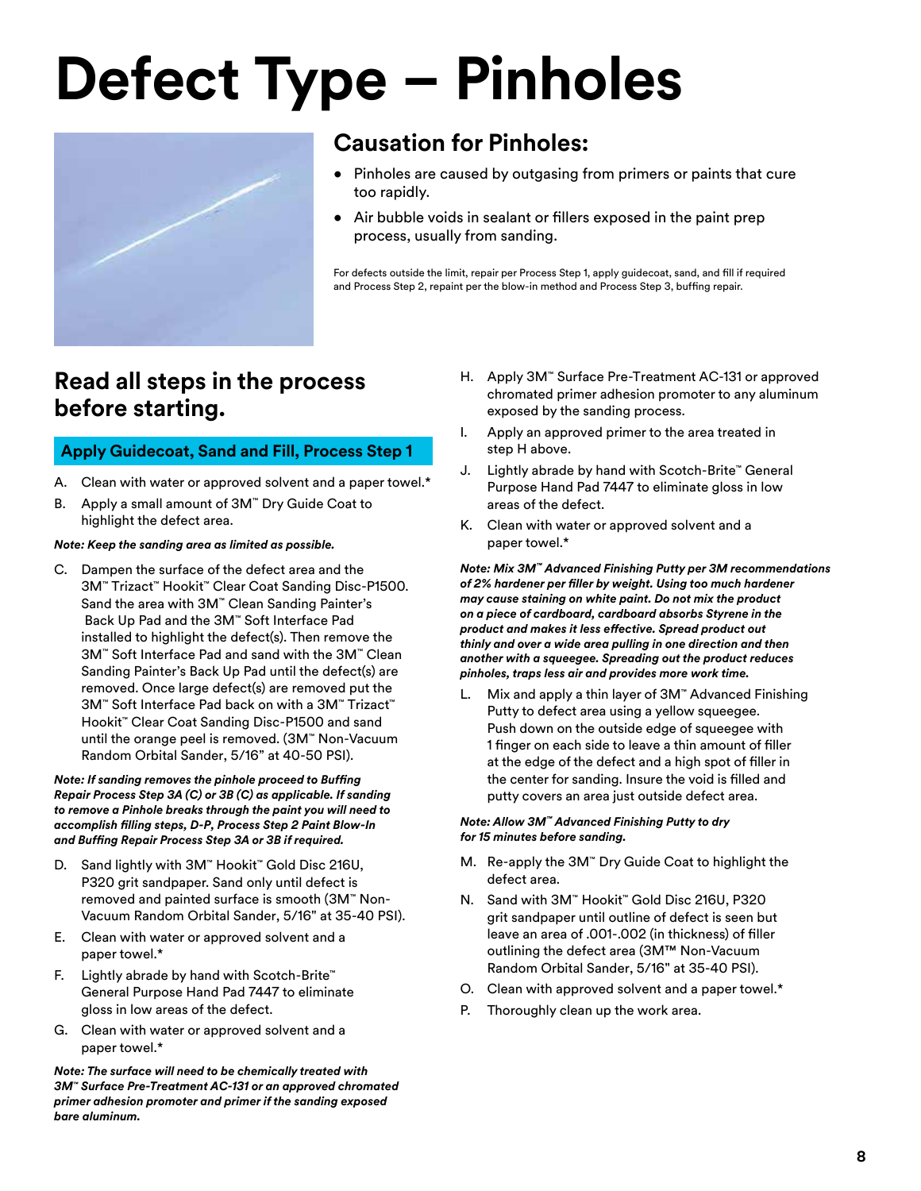# Defect Type – Pinholes

## Causation for Pinholes:

- Pinholes are caused by outgasing from primers or paints that cure too rapidly.
- Air bubble voids in sealant or fillers exposed in the paint prep process, usually from sanding.

For defects outside the limit, repair per Process Step 1, apply guidecoat, sand, and fill if required and Process Step 2, repaint per the blow-in method and Process Step 3, buffing repair.

## Read all steps in the process before starting.

### Apply Guidecoat, Sand and Fill, Process Step 1

A. Clean with water or approved solvent and a paper towel.*

B. Apply a small amount of 3M™ Dry Guide Coat to highlight the defect area.

***Note: Keep the sanding area as limited as possible.***

C. Dampen the surface of the defect area and the 3M™ Trizact™ Hookit™ Clear Coat Sanding Disc-P1500. Sand the area with 3M™ Clean Sanding Painter's Back Up Pad and the 3M™ Soft Interface Pad installed to highlight the defect(s). Then remove the 3M™ Soft Interface Pad and sand with the 3M™ Clean Sanding Painter's Back Up Pad until the defect(s) are removed. Once large defect(s) are removed put the 3M™ Soft Interface Pad back on with a 3M™ Trizact™ Hookit™ Clear Coat Sanding Disc-P1500 and sand until the orange peel is removed. (3M™ Non-Vacuum Random Orbital Sander, 5/16" at 40-50 PSI).

***Note: If sanding removes the pinhole proceed to Buffing Repair Process Step 3A (C) or 3B (C) as applicable. If sanding to remove a Pinhole breaks through the paint you will need to accomplish filling steps, D-P, Process Step 2 Paint Blow-In and Buffing Repair Process Step 3A or 3B if required.***

D. Sand lightly with 3M™ Hookit™ Gold Disc 216U, P320 grit sandpaper. Sand only until defect is removed and painted surface is smooth (3M™ Non-Vacuum Random Orbital Sander, 5/16" at 35-40 PSI).

E. Clean with water or approved solvent and a paper towel.*

F. Lightly abrade by hand with Scotch-Brite™ General Purpose Hand Pad 7447 to eliminate gloss in low areas of the defect.

G. Clean with water or approved solvent and a paper towel.*

***Note: The surface will need to be chemically treated with 3M™ Surface Pre-Treatment AC-131 or an approved chromated primer adhesion promoter and primer if the sanding exposed bare aluminum.***

H. Apply 3M™ Surface Pre-Treatment AC-131 or approved chromated primer adhesion promoter to any aluminum exposed by the sanding process.

I. Apply an approved primer to the area treated in step H above.

J. Lightly abrade by hand with Scotch-Brite™ General Purpose Hand Pad 7447 to eliminate gloss in low areas of the defect.

K. Clean with water or approved solvent and a paper towel.*

***Note: Mix 3M™ Advanced Finishing Putty per 3M recommendations of 2% hardener per filler by weight. Using too much hardener may cause staining on white paint. Do not mix the product on a piece of cardboard, cardboard absorbs Styrene in the product and makes it less effective. Spread product out thinly and over a wide area pulling in one direction and then another with a squeegee. Spreading out the product reduces pinholes, traps less air and provides more work time.***

L. Mix and apply a thin layer of 3M™ Advanced Finishing Putty to defect area using a yellow squeegee. Push down on the outside edge of squeegee with 1 finger on each side to leave a thin amount of filler at the edge of the defect and a high spot of filler in the center for sanding. Insure the void is filled and putty covers an area just outside defect area.

***Note: Allow 3M™ Advanced Finishing Putty to dry for 15 minutes before sanding.***

M. Re-apply the 3M™ Dry Guide Coat to highlight the defect area.

N. Sand with 3M™ Hookit™ Gold Disc 216U, P320 grit sandpaper until outline of defect is seen but leave an area of .001-.002 (in thickness) of filler outlining the defect area (3M™ Non-Vacuum Random Orbital Sander, 5/16" at 35-40 PSI).

O. Clean with approved solvent and a paper towel.*

P. Thoroughly clean up the work area.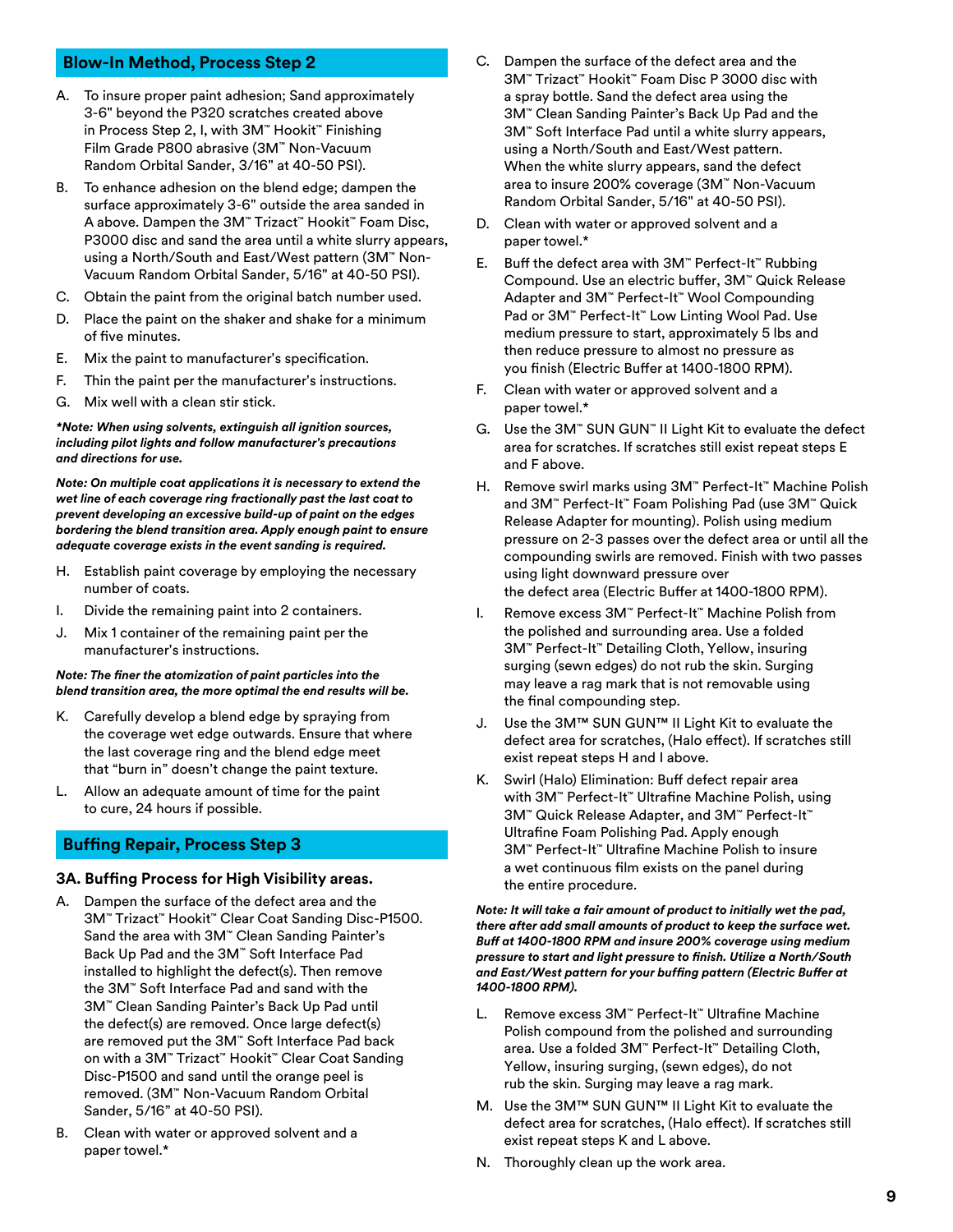## Blow-In Method, Process Step 2

A. To insure proper paint adhesion; Sand approximately 3-6" beyond the P320 scratches created above in Process Step 2, I, with 3M™ Hookit™ Finishing Film Grade P800 abrasive (3M™ Non-Vacuum Random Orbital Sander, 3/16" at 40-50 PSI).

B. To enhance adhesion on the blend edge; dampen the surface approximately 3-6" outside the area sanded in A above. Dampen the 3M™ Trizact™ Hookit™ Foam Disc, P3000 disc and sand the area until a white slurry appears, using a North/South and East/West pattern (3M™ Non-Vacuum Random Orbital Sander, 5/16" at 40-50 PSI).

C. Obtain the paint from the original batch number used.

D. Place the paint on the shaker and shake for a minimum of five minutes.

E. Mix the paint to manufacturer's specification.

F. Thin the paint per the manufacturer's instructions.

G. Mix well with a clean stir stick.

***Note: When using solvents, extinguish all ignition sources, including pilot lights and follow manufacturer's precautions and directions for use.***

***Note: On multiple coat applications it is necessary to extend the wet line of each coverage ring fractionally past the last coat to prevent developing an excessive build-up of paint on the edges bordering the blend transition area. Apply enough paint to ensure adequate coverage exists in the event sanding is required.***

H. Establish paint coverage by employing the necessary number of coats.

I. Divide the remaining paint into 2 containers.

J. Mix 1 container of the remaining paint per the manufacturer's instructions.

***Note: The finer the atomization of paint particles into the blend transition area, the more optimal the end results will be.***

K. Carefully develop a blend edge by spraying from the coverage wet edge outwards. Ensure that where the last coverage ring and the blend edge meet that "burn in" doesn't change the paint texture.

L. Allow an adequate amount of time for the paint to cure, 24 hours if possible.

## Buffing Repair, Process Step 3

### 3A. Buffing Process for High Visibility areas.

A. Dampen the surface of the defect area and the 3M™ Trizact™ Hookit™ Clear Coat Sanding Disc-P1500. Sand the area with 3M™ Clean Sanding Painter's Back Up Pad and the 3M™ Soft Interface Pad installed to highlight the defect(s). Then remove the 3M™ Soft Interface Pad and sand with the 3M™ Clean Sanding Painter's Back Up Pad until the defect(s) are removed. Once large defect(s) are removed put the 3M™ Soft Interface Pad back on with a 3M™ Trizact™ Hookit™ Clear Coat Sanding Disc-P1500 and sand until the orange peel is removed. (3M™ Non-Vacuum Random Orbital Sander, 5/16" at 40-50 PSI).

B. Clean with water or approved solvent and a paper towel.*

C. Dampen the surface of the defect area and the 3M™ Trizact™ Hookit™ Foam Disc P 3000 disc with a spray bottle. Sand the defect area using the 3M™ Clean Sanding Painter's Back Up Pad and the 3M™ Soft Interface Pad until a white slurry appears, using a North/South and East/West pattern. When the white slurry appears, sand the defect area to insure 200% coverage (3M™ Non-Vacuum Random Orbital Sander, 5/16" at 40-50 PSI).

D. Clean with water or approved solvent and a paper towel.*

E. Buff the defect area with 3M™ Perfect-It™ Rubbing Compound. Use an electric buffer, 3M™ Quick Release Adapter and 3M™ Perfect-It™ Wool Compounding Pad or 3M™ Perfect-It™ Low Linting Wool Pad. Use medium pressure to start, approximately 5 lbs and then reduce pressure to almost no pressure as you finish (Electric Buffer at 1400-1800 RPM).

F. Clean with water or approved solvent and a paper towel.*

G. Use the 3M™ SUN GUN™ II Light Kit to evaluate the defect area for scratches. If scratches still exist repeat steps E and F above.

H. Remove swirl marks using 3M™ Perfect-It™ Machine Polish and 3M™ Perfect-It™ Foam Polishing Pad (use 3M™ Quick Release Adapter for mounting). Polish using medium pressure on 2-3 passes over the defect area or until all the compounding swirls are removed. Finish with two passes using light downward pressure over the defect area (Electric Buffer at 1400-1800 RPM).

I. Remove excess 3M™ Perfect-It™ Machine Polish from the polished and surrounding area. Use a folded 3M™ Perfect-It™ Detailing Cloth, Yellow, insuring surging (sewn edges) do not rub the skin. Surging may leave a rag mark that is not removable using the final compounding step.

J. Use the 3M™ SUN GUN™ II Light Kit to evaluate the defect area for scratches, (Halo effect). If scratches still exist repeat steps H and I above.

K. Swirl (Halo) Elimination: Buff defect repair area with 3M™ Perfect-It™ Ultrafine Machine Polish, using 3M™ Quick Release Adapter, and 3M™ Perfect-It™ Ultrafine Foam Polishing Pad. Apply enough 3M™ Perfect-It™ Ultrafine Machine Polish to insure a wet continuous film exists on the panel during the entire procedure.

***Note: It will take a fair amount of product to initially wet the pad, there after add small amounts of product to keep the surface wet. Buff at 1400-1800 RPM and insure 200% coverage using medium pressure to start and light pressure to finish. Utilize a North/South and East/West pattern for your buffing pattern (Electric Buffer at 1400-1800 RPM).***

L. Remove excess 3M™ Perfect-It™ Ultrafine Machine Polish compound from the polished and surrounding area. Use a folded 3M™ Perfect-It™ Detailing Cloth, Yellow, insuring surging, (sewn edges), do not rub the skin. Surging may leave a rag mark.

M. Use the 3M™ SUN GUN™ II Light Kit to evaluate the defect area for scratches, (Halo effect). If scratches still exist repeat steps K and L above.

N. Thoroughly clean up the work area.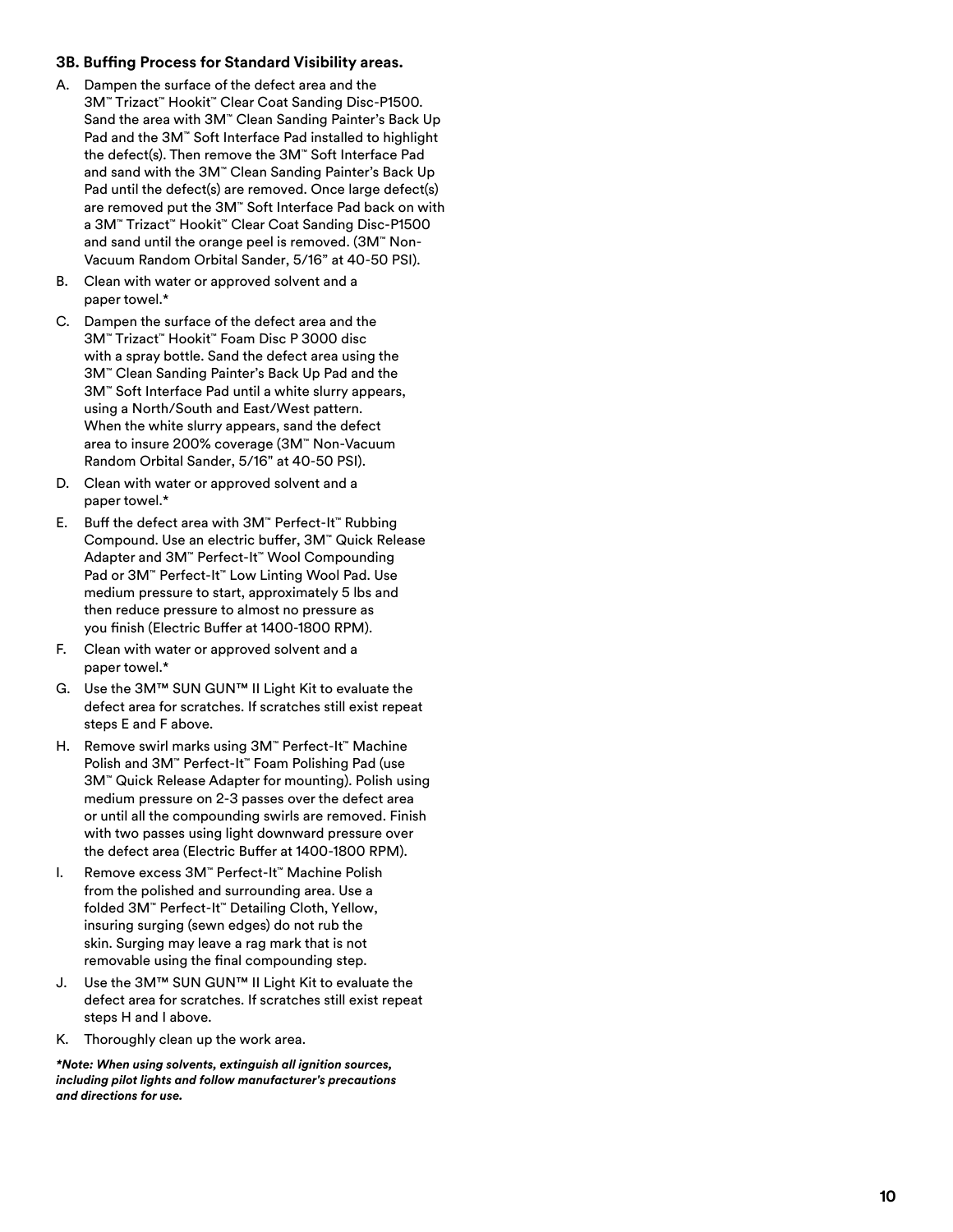### 3B. Buffing Process for Standard Visibility areas.

A. Dampen the surface of the defect area and the 3M™ Trizact™ Hookit™ Clear Coat Sanding Disc-P1500. Sand the area with 3M™ Clean Sanding Painter's Back Up Pad and the 3M™ Soft Interface Pad installed to highlight the defect(s). Then remove the 3M™ Soft Interface Pad and sand with the 3M™ Clean Sanding Painter's Back Up Pad until the defect(s) are removed. Once large defect(s) are removed put the 3M™ Soft Interface Pad back on with a 3M™ Trizact™ Hookit™ Clear Coat Sanding Disc-P1500 and sand until the orange peel is removed. (3M™ Non-Vacuum Random Orbital Sander, 5/16" at 40-50 PSI).

B. Clean with water or approved solvent and a paper towel.*

C. Dampen the surface of the defect area and the 3M™ Trizact™ Hookit™ Foam Disc P 3000 disc with a spray bottle. Sand the defect area using the 3M™ Clean Sanding Painter's Back Up Pad and the 3M™ Soft Interface Pad until a white slurry appears, using a North/South and East/West pattern. When the white slurry appears, sand the defect area to insure 200% coverage (3M™ Non-Vacuum Random Orbital Sander, 5/16" at 40-50 PSI).

D. Clean with water or approved solvent and a paper towel.*

E. Buff the defect area with 3M™ Perfect-It™ Rubbing Compound. Use an electric buffer, 3M™ Quick Release Adapter and 3M™ Perfect-It™ Wool Compounding Pad or 3M™ Perfect-It™ Low Linting Wool Pad. Use medium pressure to start, approximately 5 lbs and then reduce pressure to almost no pressure as you finish (Electric Buffer at 1400-1800 RPM).

F. Clean with water or approved solvent and a paper towel.*

G. Use the 3M™ SUN GUN™ II Light Kit to evaluate the defect area for scratches. If scratches still exist repeat steps E and F above.

H. Remove swirl marks using 3M™ Perfect-It™ Machine Polish and 3M™ Perfect-It™ Foam Polishing Pad (use 3M™ Quick Release Adapter for mounting). Polish using medium pressure on 2-3 passes over the defect area or until all the compounding swirls are removed. Finish with two passes using light downward pressure over the defect area (Electric Buffer at 1400-1800 RPM).

I. Remove excess 3M™ Perfect-It™ Machine Polish from the polished and surrounding area. Use a folded 3M™ Perfect-It™ Detailing Cloth, Yellow, insuring surging (sewn edges) do not rub the skin. Surging may leave a rag mark that is not removable using the final compounding step.

J. Use the 3M™ SUN GUN™ II Light Kit to evaluate the defect area for scratches. If scratches still exist repeat steps H and I above.

K. Thoroughly clean up the work area.

***Note: When using solvents, extinguish all ignition sources, including pilot lights and follow manufacturer's precautions and directions for use.***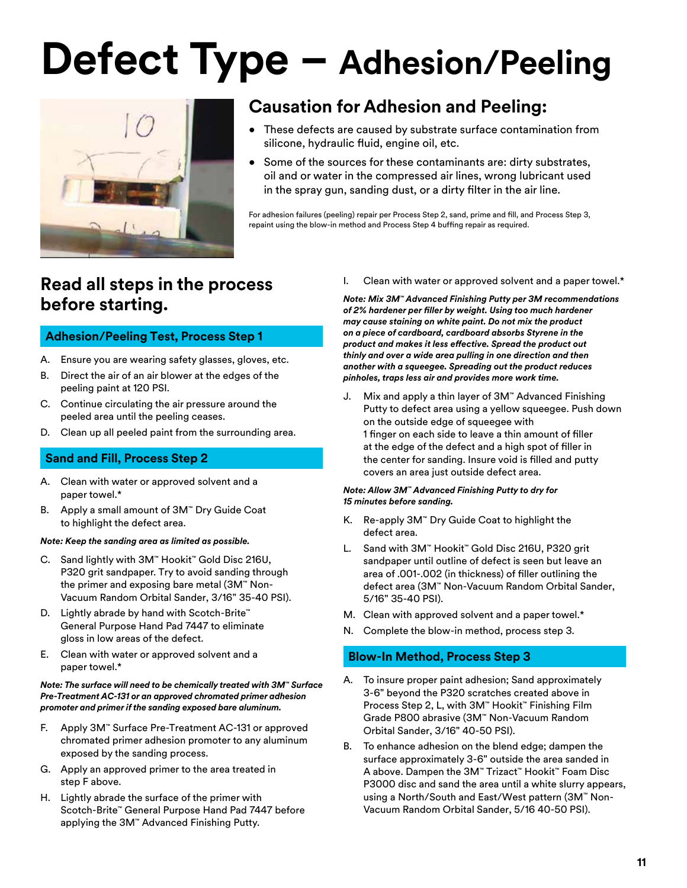# Defect Type – Adhesion/Peeling

## Causation for Adhesion and Peeling:

- These defects are caused by substrate surface contamination from silicone, hydraulic fluid, engine oil, etc.
- Some of the sources for these contaminants are: dirty substrates, oil and or water in the compressed air lines, wrong lubricant used in the spray gun, sanding dust, or a dirty filter in the air line.

For adhesion failures (peeling) repair per Process Step 2, sand, prime and fill, and Process Step 3, repaint using the blow-in method and Process Step 4 buffing repair as required.

## Read all steps in the process before starting.

### Adhesion/Peeling Test, Process Step 1

A. Ensure you are wearing safety glasses, gloves, etc.

B. Direct the air of an air blower at the edges of the peeling paint at 120 PSI.

C. Continue circulating the air pressure around the peeled area until the peeling ceases.

D. Clean up all peeled paint from the surrounding area.

### Sand and Fill, Process Step 2

A. Clean with water or approved solvent and a paper towel.*

B. Apply a small amount of 3M™ Dry Guide Coat to highlight the defect area.

***Note: Keep the sanding area as limited as possible.***

C. Sand lightly with 3M™ Hookit™ Gold Disc 216U, P320 grit sandpaper. Try to avoid sanding through the primer and exposing bare metal (3M™ Non-Vacuum Random Orbital Sander, 3/16" 35-40 PSI).

D. Lightly abrade by hand with Scotch-Brite™ General Purpose Hand Pad 7447 to eliminate gloss in low areas of the defect.

E. Clean with water or approved solvent and a paper towel.*

***Note: The surface will need to be chemically treated with 3M™ Surface Pre-Treatment AC-131 or an approved chromated primer adhesion promoter and primer if the sanding exposed bare aluminum.***

F. Apply 3M™ Surface Pre-Treatment AC-131 or approved chromated primer adhesion promoter to any aluminum exposed by the sanding process.

G. Apply an approved primer to the area treated in step F above.

H. Lightly abrade the surface of the primer with Scotch-Brite™ General Purpose Hand Pad 7447 before applying the 3M™ Advanced Finishing Putty.

I. Clean with water or approved solvent and a paper towel.*

***Note: Mix 3M™ Advanced Finishing Putty per 3M recommendations of 2% hardener per filler by weight. Using too much hardener may cause staining on white paint. Do not mix the product on a piece of cardboard, cardboard absorbs Styrene in the product and makes it less effective. Spread the product out thinly and over a wide area pulling in one direction and then another with a squeegee. Spreading out the product reduces pinholes, traps less air and provides more work time.***

J. Mix and apply a thin layer of 3M™ Advanced Finishing Putty to defect area using a yellow squeegee. Push down on the outside edge of squeegee with 1 finger on each side to leave a thin amount of filler at the edge of the defect and a high spot of filler in the center for sanding. Insure void is filled and putty covers an area just outside defect area.

***Note: Allow 3M™ Advanced Finishing Putty to dry for 15 minutes before sanding.***

K. Re-apply 3M™ Dry Guide Coat to highlight the defect area.

L. Sand with 3M™ Hookit™ Gold Disc 216U, P320 grit sandpaper until outline of defect is seen but leave an area of .001-.002 (in thickness) of filler outlining the defect area (3M™ Non-Vacuum Random Orbital Sander, 5/16" 35-40 PSI).

M. Clean with approved solvent and a paper towel.*

N. Complete the blow-in method, process step 3.

### Blow-In Method, Process Step 3

A. To insure proper paint adhesion; Sand approximately 3-6" beyond the P320 scratches created above in Process Step 2, L, with 3M™ Hookit™ Finishing Film Grade P800 abrasive (3M™ Non-Vacuum Random Orbital Sander, 3/16" 40-50 PSI).

B. To enhance adhesion on the blend edge; dampen the surface approximately 3-6" outside the area sanded in A above. Dampen the 3M™ Trizact™ Hookit™ Foam Disc P3000 disc and sand the area until a white slurry appears, using a North/South and East/West pattern (3M™ Non-Vacuum Random Orbital Sander, 5/16 40-50 PSI).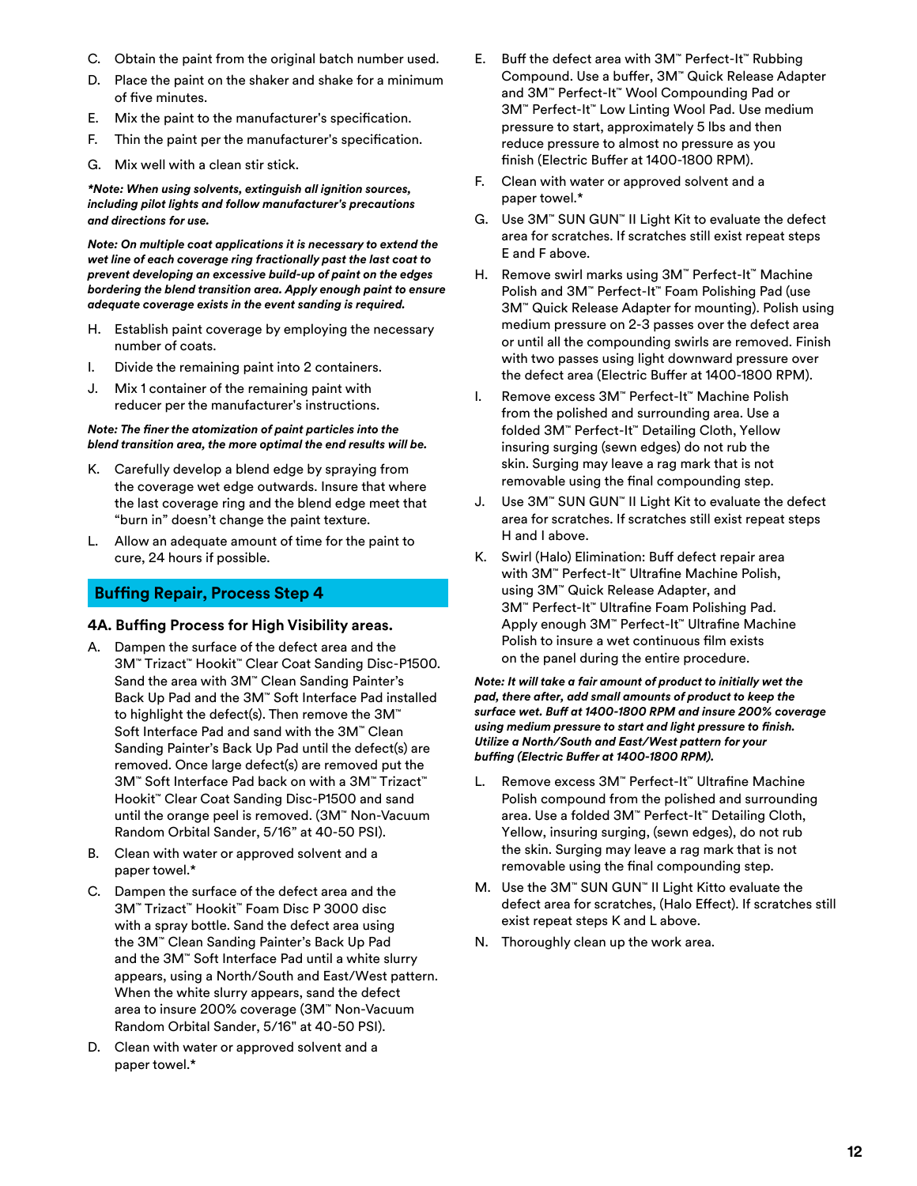C. Obtain the paint from the original batch number used.

D. Place the paint on the shaker and shake for a minimum of five minutes.

E. Mix the paint to the manufacturer's specification.

F. Thin the paint per the manufacturer's specification.

G. Mix well with a clean stir stick.

***Note: When using solvents, extinguish all ignition sources, including pilot lights and follow manufacturer's precautions and directions for use.***

***Note: On multiple coat applications it is necessary to extend the wet line of each coverage ring fractionally past the last coat to prevent developing an excessive build-up of paint on the edges bordering the blend transition area. Apply enough paint to ensure adequate coverage exists in the event sanding is required.***

H. Establish paint coverage by employing the necessary number of coats.

I. Divide the remaining paint into 2 containers.

J. Mix 1 container of the remaining paint with reducer per the manufacturer's instructions.

***Note: The finer the atomization of paint particles into the blend transition area, the more optimal the end results will be.***

K. Carefully develop a blend edge by spraying from the coverage wet edge outwards. Insure that where the last coverage ring and the blend edge meet that "burn in" doesn't change the paint texture.

L. Allow an adequate amount of time for the paint to cure, 24 hours if possible.

## Buffing Repair, Process Step 4

### 4A. Buffing Process for High Visibility areas.

A. Dampen the surface of the defect area and the 3M™ Trizact™ Hookit™ Clear Coat Sanding Disc-P1500. Sand the area with 3M™ Clean Sanding Painter's Back Up Pad and the 3M™ Soft Interface Pad installed to highlight the defect(s). Then remove the 3M™ Soft Interface Pad and sand with the 3M™ Clean Sanding Painter's Back Up Pad until the defect(s) are removed. Once large defect(s) are removed put the 3M™ Soft Interface Pad back on with a 3M™ Trizact™ Hookit™ Clear Coat Sanding Disc-P1500 and sand until the orange peel is removed. (3M™ Non-Vacuum Random Orbital Sander, 5/16" at 40-50 PSI).

B. Clean with water or approved solvent and a paper towel.*

C. Dampen the surface of the defect area and the 3M™ Trizact™ Hookit™ Foam Disc P 3000 disc with a spray bottle. Sand the defect area using the 3M™ Clean Sanding Painter's Back Up Pad and the 3M™ Soft Interface Pad until a white slurry appears, using a North/South and East/West pattern. When the white slurry appears, sand the defect area to insure 200% coverage (3M™ Non-Vacuum Random Orbital Sander, 5/16" at 40-50 PSI).

D. Clean with water or approved solvent and a paper towel.*

E. Buff the defect area with 3M™ Perfect-It™ Rubbing Compound. Use a buffer, 3M™ Quick Release Adapter and 3M™ Perfect-It™ Wool Compounding Pad or 3M™ Perfect-It™ Low Linting Wool Pad. Use medium pressure to start, approximately 5 lbs and then reduce pressure to almost no pressure as you finish (Electric Buffer at 1400-1800 RPM).

F. Clean with water or approved solvent and a paper towel.*

G. Use 3M™ SUN GUN™ II Light Kit to evaluate the defect area for scratches. If scratches still exist repeat steps E and F above.

H. Remove swirl marks using 3M™ Perfect-It™ Machine Polish and 3M™ Perfect-It™ Foam Polishing Pad (use 3M™ Quick Release Adapter for mounting). Polish using medium pressure on 2-3 passes over the defect area or until all the compounding swirls are removed. Finish with two passes using light downward pressure over the defect area (Electric Buffer at 1400-1800 RPM).

I. Remove excess 3M™ Perfect-It™ Machine Polish from the polished and surrounding area. Use a folded 3M™ Perfect-It™ Detailing Cloth, Yellow insuring surging (sewn edges) do not rub the skin. Surging may leave a rag mark that is not removable using the final compounding step.

J. Use 3M™ SUN GUN™ II Light Kit to evaluate the defect area for scratches. If scratches still exist repeat steps H and I above.

K. Swirl (Halo) Elimination: Buff defect repair area with 3M™ Perfect-It™ Ultrafine Machine Polish, using 3M™ Quick Release Adapter, and 3M™ Perfect-It™ Ultrafine Foam Polishing Pad. Apply enough 3M™ Perfect-It™ Ultrafine Machine Polish to insure a wet continuous film exists on the panel during the entire procedure.

***Note: It will take a fair amount of product to initially wet the pad, there after, add small amounts of product to keep the surface wet. Buff at 1400-1800 RPM and insure 200% coverage using medium pressure to start and light pressure to finish. Utilize a North/South and East/West pattern for your buffing (Electric Buffer at 1400-1800 RPM).***

L. Remove excess 3M™ Perfect-It™ Ultrafine Machine Polish compound from the polished and surrounding area. Use a folded 3M™ Perfect-It™ Detailing Cloth, Yellow, insuring surging, (sewn edges), do not rub the skin. Surging may leave a rag mark that is not removable using the final compounding step.

M. Use the 3M™ SUN GUN™ II Light Kitto evaluate the defect area for scratches, (Halo Effect). If scratches still exist repeat steps K and L above.

N. Thoroughly clean up the work area.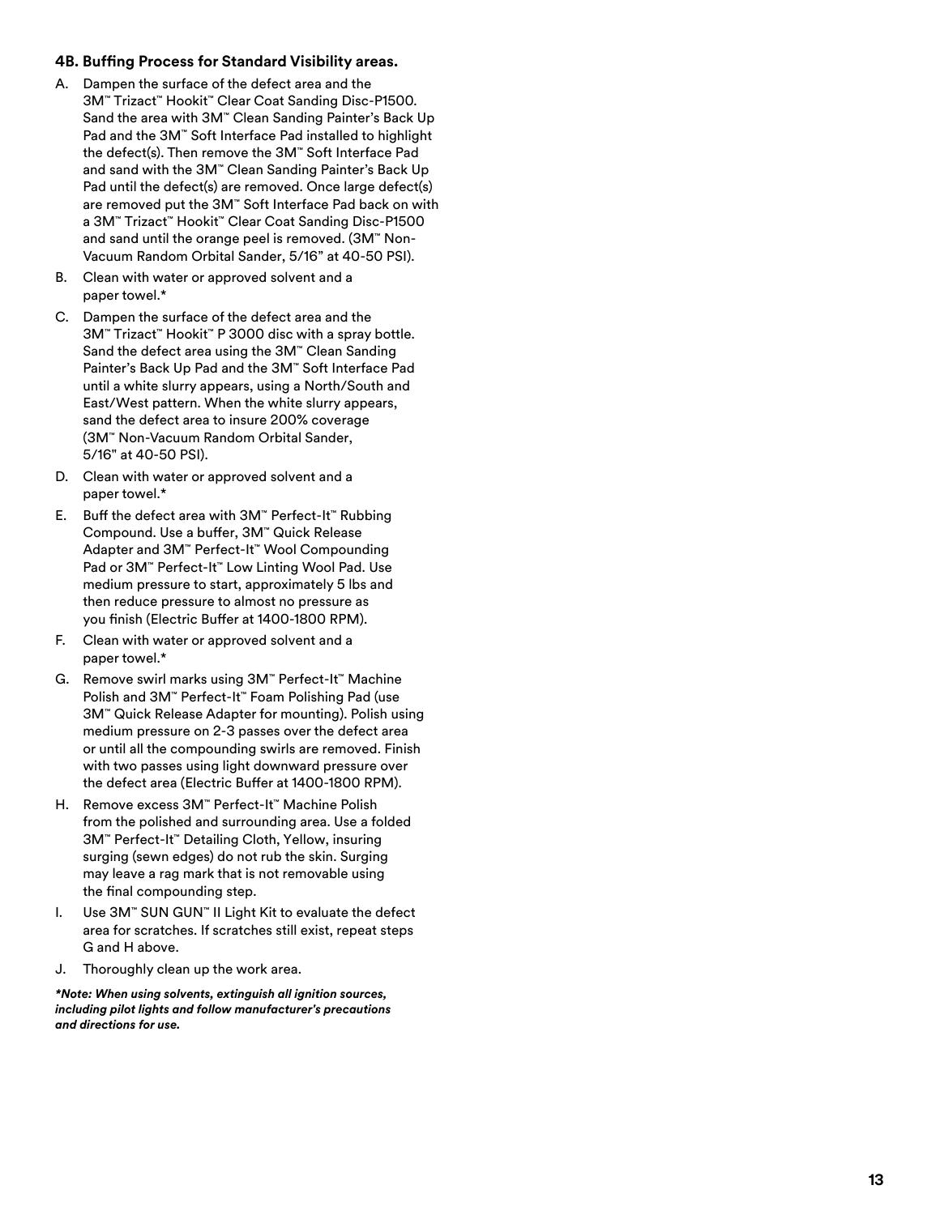### 4B. Buffing Process for Standard Visibility areas.

A. Dampen the surface of the defect area and the 3M™ Trizact™ Hookit™ Clear Coat Sanding Disc-P1500. Sand the area with 3M™ Clean Sanding Painter's Back Up Pad and the 3M™ Soft Interface Pad installed to highlight the defect(s). Then remove the 3M™ Soft Interface Pad and sand with the 3M™ Clean Sanding Painter's Back Up Pad until the defect(s) are removed. Once large defect(s) are removed put the 3M™ Soft Interface Pad back on with a 3M™ Trizact™ Hookit™ Clear Coat Sanding Disc-P1500 and sand until the orange peel is removed. (3M™ Non-Vacuum Random Orbital Sander, 5/16" at 40-50 PSI).

B. Clean with water or approved solvent and a paper towel.*

C. Dampen the surface of the defect area and the 3M™ Trizact™ Hookit™ P 3000 disc with a spray bottle. Sand the defect area using the 3M™ Clean Sanding Painter's Back Up Pad and the 3M™ Soft Interface Pad until a white slurry appears, using a North/South and East/West pattern. When the white slurry appears, sand the defect area to insure 200% coverage (3M™ Non-Vacuum Random Orbital Sander, 5/16" at 40-50 PSI).

D. Clean with water or approved solvent and a paper towel.*

E. Buff the defect area with 3M™ Perfect-It™ Rubbing Compound. Use a buffer, 3M™ Quick Release Adapter and 3M™ Perfect-It™ Wool Compounding Pad or 3M™ Perfect-It™ Low Linting Wool Pad. Use medium pressure to start, approximately 5 lbs and then reduce pressure to almost no pressure as you finish (Electric Buffer at 1400-1800 RPM).

F. Clean with water or approved solvent and a paper towel.*

G. Remove swirl marks using 3M™ Perfect-It™ Machine Polish and 3M™ Perfect-It™ Foam Polishing Pad (use 3M™ Quick Release Adapter for mounting). Polish using medium pressure on 2-3 passes over the defect area or until all the compounding swirls are removed. Finish with two passes using light downward pressure over the defect area (Electric Buffer at 1400-1800 RPM).

H. Remove excess 3M™ Perfect-It™ Machine Polish from the polished and surrounding area. Use a folded 3M™ Perfect-It™ Detailing Cloth, Yellow, insuring surging (sewn edges) do not rub the skin. Surging may leave a rag mark that is not removable using the final compounding step.

I. Use 3M™ SUN GUN™ II Light Kit to evaluate the defect area for scratches. If scratches still exist, repeat steps G and H above.

J. Thoroughly clean up the work area.

***Note: When using solvents, extinguish all ignition sources, including pilot lights and follow manufacturer's precautions and directions for use.***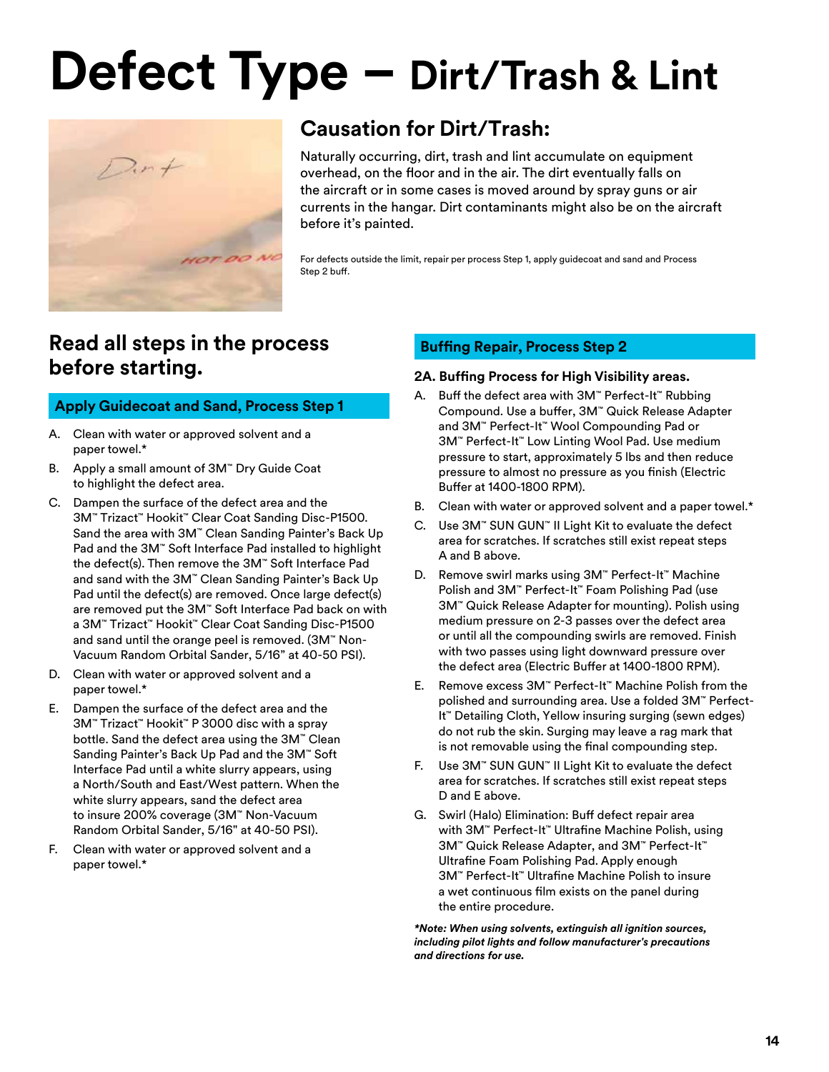# Defect Type – Dirt/Trash & Lint

## Causation for Dirt/Trash:

Naturally occurring, dirt, trash and lint accumulate on equipment overhead, on the floor and in the air. The dirt eventually falls on the aircraft or in some cases is moved around by spray guns or air currents in the hangar. Dirt contaminants might also be on the aircraft before it's painted.

For defects outside the limit, repair per process Step 1, apply guidecoat and sand and Process Step 2 buff.

## Read all steps in the process before starting.

### Apply Guidecoat and Sand, Process Step 1

A. Clean with water or approved solvent and a paper towel.*

B. Apply a small amount of 3M™ Dry Guide Coat to highlight the defect area.

C. Dampen the surface of the defect area and the 3M™ Trizact™ Hookit™ Clear Coat Sanding Disc-P1500. Sand the area with 3M™ Clean Sanding Painter's Back Up Pad and the 3M™ Soft Interface Pad installed to highlight the defect(s). Then remove the 3M™ Soft Interface Pad and sand with the 3M™ Clean Sanding Painter's Back Up Pad until the defect(s) are removed. Once large defect(s) are removed put the 3M™ Soft Interface Pad back on with a 3M™ Trizact™ Hookit™ Clear Coat Sanding Disc-P1500 and sand until the orange peel is removed. (3M™ Non-Vacuum Random Orbital Sander, 5/16" at 40-50 PSI).

D. Clean with water or approved solvent and a paper towel.*

E. Dampen the surface of the defect area and the 3M™ Trizact™ Hookit™ P 3000 disc with a spray bottle. Sand the defect area using the 3M™ Clean Sanding Painter's Back Up Pad and the 3M™ Soft Interface Pad until a white slurry appears, using a North/South and East/West pattern. When the white slurry appears, sand the defect area to insure 200% coverage (3M™ Non-Vacuum Random Orbital Sander, 5/16" at 40-50 PSI).

F. Clean with water or approved solvent and a paper towel.*

### Buffing Repair, Process Step 2

**2A. Buffing Process for High Visibility areas.**

A. Buff the defect area with 3M™ Perfect-It™ Rubbing Compound. Use a buffer, 3M™ Quick Release Adapter and 3M™ Perfect-It™ Wool Compounding Pad or 3M™ Perfect-It™ Low Linting Wool Pad. Use medium pressure to start, approximately 5 lbs and then reduce pressure to almost no pressure as you finish (Electric Buffer at 1400-1800 RPM).

B. Clean with water or approved solvent and a paper towel.*

C. Use 3M™ SUN GUN™ II Light Kit to evaluate the defect area for scratches. If scratches still exist repeat steps A and B above.

D. Remove swirl marks using 3M™ Perfect-It™ Machine Polish and 3M™ Perfect-It™ Foam Polishing Pad (use 3M™ Quick Release Adapter for mounting). Polish using medium pressure on 2-3 passes over the defect area or until all the compounding swirls are removed. Finish with two passes using light downward pressure over the defect area (Electric Buffer at 1400-1800 RPM).

E. Remove excess 3M™ Perfect-It™ Machine Polish from the polished and surrounding area. Use a folded 3M™ Perfect-It™ Detailing Cloth, Yellow insuring surging (sewn edges) do not rub the skin. Surging may leave a rag mark that is not removable using the final compounding step.

F. Use 3M™ SUN GUN™ II Light Kit to evaluate the defect area for scratches. If scratches still exist repeat steps D and E above.

G. Swirl (Halo) Elimination: Buff defect repair area with 3M™ Perfect-It™ Ultrafine Machine Polish, using 3M™ Quick Release Adapter, and 3M™ Perfect-It™ Ultrafine Foam Polishing Pad. Apply enough 3M™ Perfect-It™ Ultrafine Machine Polish to insure a wet continuous film exists on the panel during the entire procedure.

***Note: When using solvents, extinguish all ignition sources, including pilot lights and follow manufacturer's precautions and directions for use.***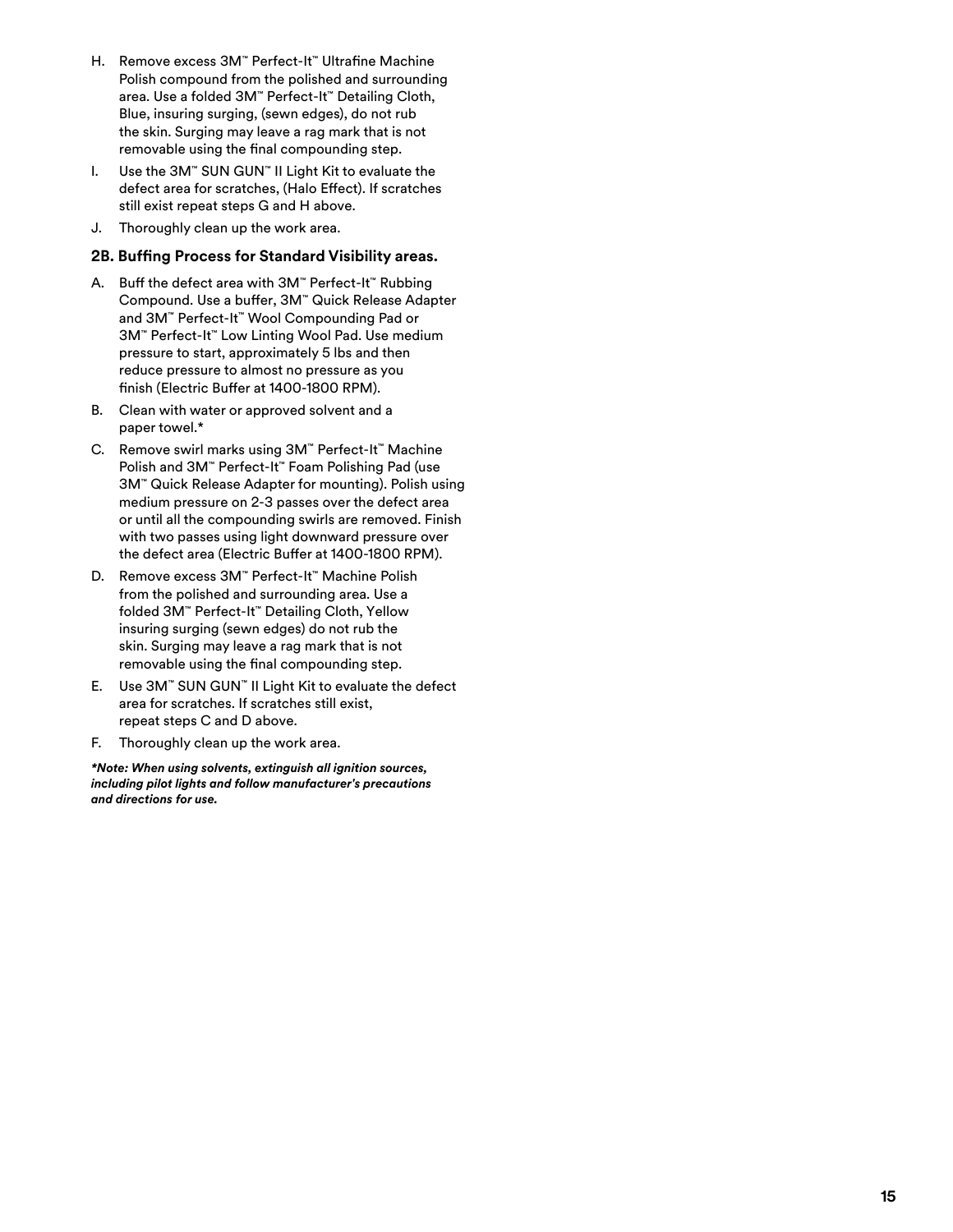H. Remove excess 3M™ Perfect-It™ Ultrafine Machine Polish compound from the polished and surrounding area. Use a folded 3M™ Perfect-It™ Detailing Cloth, Blue, insuring surging, (sewn edges), do not rub the skin. Surging may leave a rag mark that is not removable using the final compounding step.

I. Use the 3M™ SUN GUN™ II Light Kit to evaluate the defect area for scratches, (Halo Effect). If scratches still exist repeat steps G and H above.

J. Thoroughly clean up the work area.

**2B. Buffing Process for Standard Visibility areas.**

A. Buff the defect area with 3M™ Perfect-It™ Rubbing Compound. Use a buffer, 3M™ Quick Release Adapter and 3M™ Perfect-It™ Wool Compounding Pad or 3M™ Perfect-It™ Low Linting Wool Pad. Use medium pressure to start, approximately 5 lbs and then reduce pressure to almost no pressure as you finish (Electric Buffer at 1400-1800 RPM).

B. Clean with water or approved solvent and a paper towel.*

C. Remove swirl marks using 3M™ Perfect-It™ Machine Polish and 3M™ Perfect-It™ Foam Polishing Pad (use 3M™ Quick Release Adapter for mounting). Polish using medium pressure on 2-3 passes over the defect area or until all the compounding swirls are removed. Finish with two passes using light downward pressure over the defect area (Electric Buffer at 1400-1800 RPM).

D. Remove excess 3M™ Perfect-It™ Machine Polish from the polished and surrounding area. Use a folded 3M™ Perfect-It™ Detailing Cloth, Yellow insuring surging (sewn edges) do not rub the skin. Surging may leave a rag mark that is not removable using the final compounding step.

E. Use 3M™ SUN GUN™ II Light Kit to evaluate the defect area for scratches. If scratches still exist, repeat steps C and D above.

F. Thoroughly clean up the work area.

***Note: When using solvents, extinguish all ignition sources, including pilot lights and follow manufacturer's precautions and directions for use.***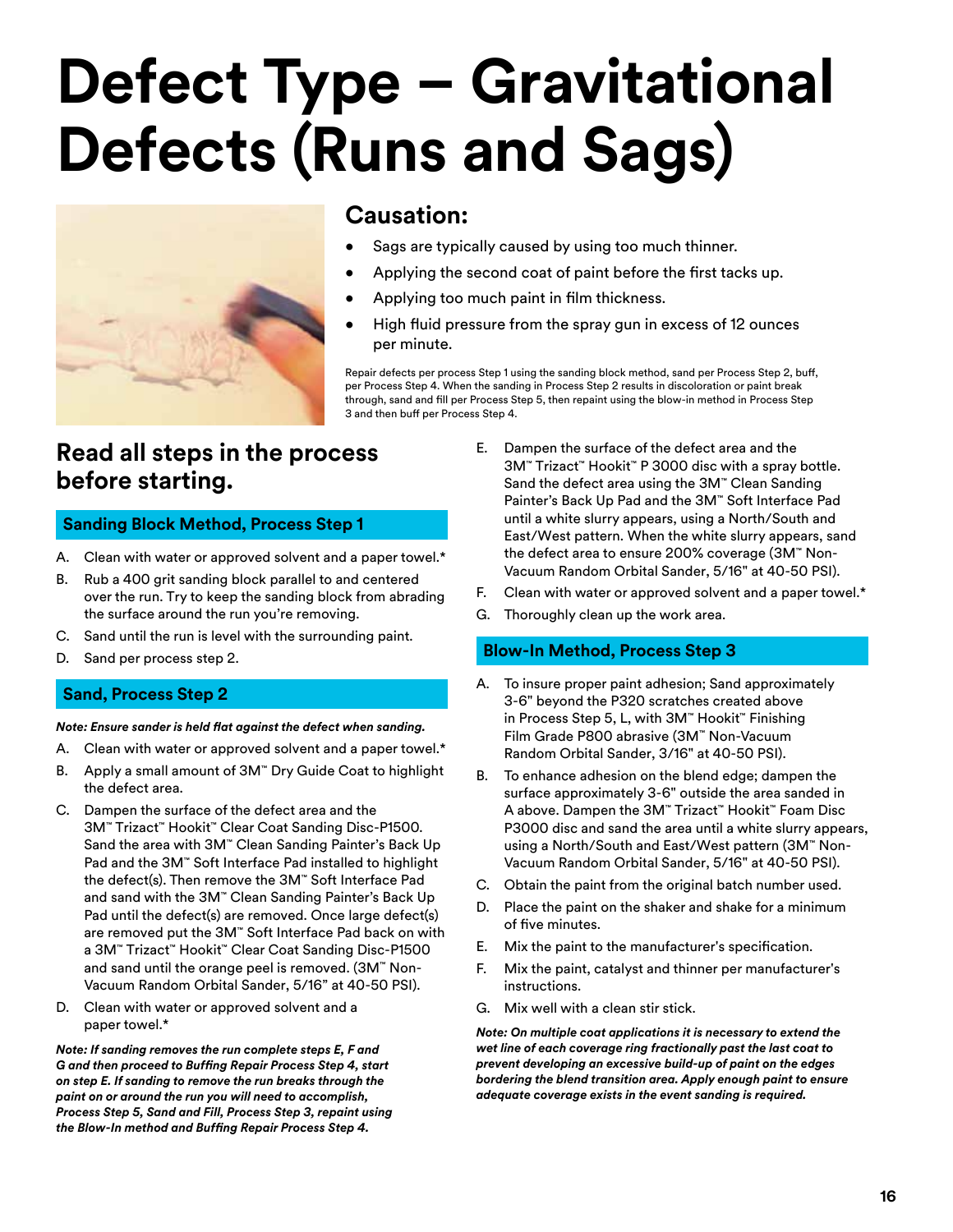# Defect Type – Gravitational Defects (Runs and Sags)

## Causation:

- Sags are typically caused by using too much thinner.
- Applying the second coat of paint before the first tacks up.
- Applying too much paint in film thickness.
- High fluid pressure from the spray gun in excess of 12 ounces per minute.

Repair defects per process Step 1 using the sanding block method, sand per Process Step 2, buff, per Process Step 4. When the sanding in Process Step 2 results in discoloration or paint break through, sand and fill per Process Step 5, then repaint using the blow-in method in Process Step 3 and then buff per Process Step 4.

## Read all steps in the process before starting.

### Sanding Block Method, Process Step 1

A. Clean with water or approved solvent and a paper towel.*

B. Rub a 400 grit sanding block parallel to and centered over the run. Try to keep the sanding block from abrading the surface around the run you're removing.

C. Sand until the run is level with the surrounding paint.

D. Sand per process step 2.

### Sand, Process Step 2

***Note: Ensure sander is held flat against the defect when sanding.***

A. Clean with water or approved solvent and a paper towel.*

B. Apply a small amount of 3M™ Dry Guide Coat to highlight the defect area.

C. Dampen the surface of the defect area and the 3M™ Trizact™ Hookit™ Clear Coat Sanding Disc-P1500. Sand the area with 3M™ Clean Sanding Painter's Back Up Pad and the 3M™ Soft Interface Pad installed to highlight the defect(s). Then remove the 3M™ Soft Interface Pad and sand with the 3M™ Clean Sanding Painter's Back Up Pad until the defect(s) are removed. Once large defect(s) are removed put the 3M™ Soft Interface Pad back on with a 3M™ Trizact™ Hookit™ Clear Coat Sanding Disc-P1500 and sand until the orange peel is removed. (3M™ Non-Vacuum Random Orbital Sander, 5/16" at 40-50 PSI).

D. Clean with water or approved solvent and a paper towel.*

***Note: If sanding removes the run complete steps E, F and G and then proceed to Buffing Repair Process Step 4, start on step E. If sanding to remove the run breaks through the paint on or around the run you will need to accomplish, Process Step 5, Sand and Fill, Process Step 3, repaint using the Blow-In method and Buffing Repair Process Step 4.***

E. Dampen the surface of the defect area and the 3M™ Trizact™ Hookit™ P 3000 disc with a spray bottle. Sand the defect area using the 3M™ Clean Sanding Painter's Back Up Pad and the 3M™ Soft Interface Pad until a white slurry appears, using a North/South and East/West pattern. When the white slurry appears, sand the defect area to ensure 200% coverage (3M™ Non-Vacuum Random Orbital Sander, 5/16" at 40-50 PSI).

F. Clean with water or approved solvent and a paper towel.*

G. Thoroughly clean up the work area.

### Blow-In Method, Process Step 3

A. To insure proper paint adhesion; Sand approximately 3-6" beyond the P320 scratches created above in Process Step 5, L, with 3M™ Hookit™ Finishing Film Grade P800 abrasive (3M™ Non-Vacuum Random Orbital Sander, 3/16" at 40-50 PSI).

B. To enhance adhesion on the blend edge; dampen the surface approximately 3-6" outside the area sanded in A above. Dampen the 3M™ Trizact™ Hookit™ Foam Disc P3000 disc and sand the area until a white slurry appears, using a North/South and East/West pattern (3M™ Non-Vacuum Random Orbital Sander, 5/16" at 40-50 PSI).

C. Obtain the paint from the original batch number used.

D. Place the paint on the shaker and shake for a minimum of five minutes.

E. Mix the paint to the manufacturer's specification.

F. Mix the paint, catalyst and thinner per manufacturer's instructions.

G. Mix well with a clean stir stick.

***Note: On multiple coat applications it is necessary to extend the wet line of each coverage ring fractionally past the last coat to prevent developing an excessive build-up of paint on the edges bordering the blend transition area. Apply enough paint to ensure adequate coverage exists in the event sanding is required.***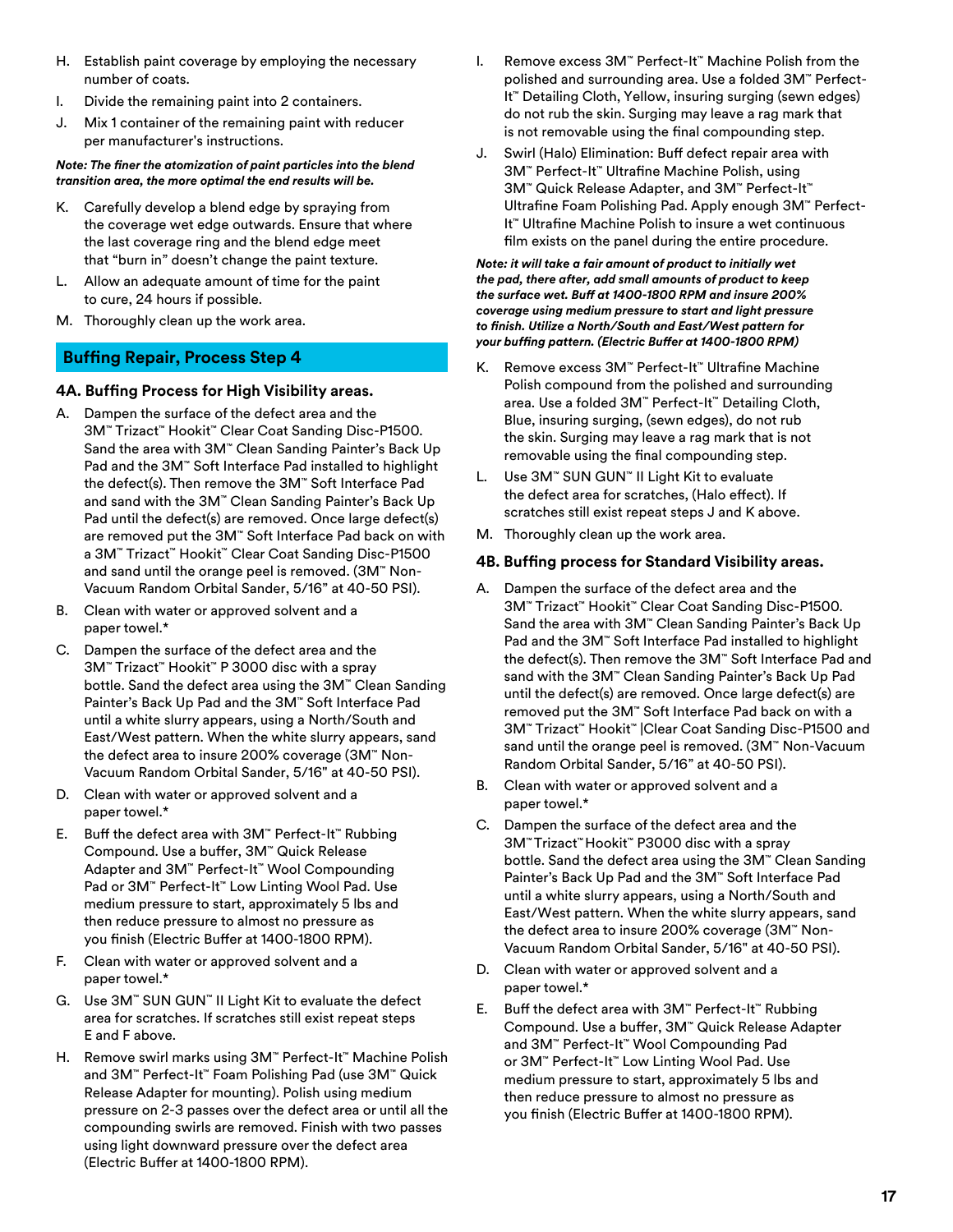H. Establish paint coverage by employing the necessary number of coats.

I. Divide the remaining paint into 2 containers.

J. Mix 1 container of the remaining paint with reducer per manufacturer's instructions.

***Note: The finer the atomization of paint particles into the blend transition area, the more optimal the end results will be.***

K. Carefully develop a blend edge by spraying from the coverage wet edge outwards. Ensure that where the last coverage ring and the blend edge meet that "burn in" doesn't change the paint texture.

L. Allow an adequate amount of time for the paint to cure, 24 hours if possible.

M. Thoroughly clean up the work area.

## Buffing Repair, Process Step 4

### 4A. Buffing Process for High Visibility areas.

A. Dampen the surface of the defect area and the 3M™ Trizact™ Hookit™ Clear Coat Sanding Disc-P1500. Sand the area with 3M™ Clean Sanding Painter's Back Up Pad and the 3M™ Soft Interface Pad installed to highlight the defect(s). Then remove the 3M™ Soft Interface Pad and sand with the 3M™ Clean Sanding Painter's Back Up Pad until the defect(s) are removed. Once large defect(s) are removed put the 3M™ Soft Interface Pad back on with a 3M™ Trizact™ Hookit™ Clear Coat Sanding Disc-P1500 and sand until the orange peel is removed. (3M™ Non-Vacuum Random Orbital Sander, 5/16" at 40-50 PSI).

B. Clean with water or approved solvent and a paper towel.*

C. Dampen the surface of the defect area and the 3M™ Trizact™ Hookit™ P 3000 disc with a spray bottle. Sand the defect area using the 3M™ Clean Sanding Painter's Back Up Pad and the 3M™ Soft Interface Pad until a white slurry appears, using a North/South and East/West pattern. When the white slurry appears, sand the defect area to insure 200% coverage (3M™ Non-Vacuum Random Orbital Sander, 5/16" at 40-50 PSI).

D. Clean with water or approved solvent and a paper towel.*

E. Buff the defect area with 3M™ Perfect-It™ Rubbing Compound. Use a buffer, 3M™ Quick Release Adapter and 3M™ Perfect-It™ Wool Compounding Pad or 3M™ Perfect-It™ Low Linting Wool Pad. Use medium pressure to start, approximately 5 lbs and then reduce pressure to almost no pressure as you finish (Electric Buffer at 1400-1800 RPM).

F. Clean with water or approved solvent and a paper towel.*

G. Use 3M™ SUN GUN™ II Light Kit to evaluate the defect area for scratches. If scratches still exist repeat steps E and F above.

H. Remove swirl marks using 3M™ Perfect-It™ Machine Polish and 3M™ Perfect-It™ Foam Polishing Pad (use 3M™ Quick Release Adapter for mounting). Polish using medium pressure on 2-3 passes over the defect area or until all the compounding swirls are removed. Finish with two passes using light downward pressure over the defect area (Electric Buffer at 1400-1800 RPM).

I. Remove excess 3M™ Perfect-It™ Machine Polish from the polished and surrounding area. Use a folded 3M™ Perfect-It™ Detailing Cloth, Yellow, insuring surging (sewn edges) do not rub the skin. Surging may leave a rag mark that is not removable using the final compounding step.

J. Swirl (Halo) Elimination: Buff defect repair area with 3M™ Perfect-It™ Ultrafine Machine Polish, using 3M™ Quick Release Adapter, and 3M™ Perfect-It™ Ultrafine Foam Polishing Pad. Apply enough 3M™ Perfect-It™ Ultrafine Machine Polish to insure a wet continuous film exists on the panel during the entire procedure.

***Note: it will take a fair amount of product to initially wet the pad, there after, add small amounts of product to keep the surface wet. Buff at 1400-1800 RPM and insure 200% coverage using medium pressure to start and light pressure to finish. Utilize a North/South and East/West pattern for your buffing pattern. (Electric Buffer at 1400-1800 RPM)***

K. Remove excess 3M™ Perfect-It™ Ultrafine Machine Polish compound from the polished and surrounding area. Use a folded 3M™ Perfect-It™ Detailing Cloth, Blue, insuring surging, (sewn edges), do not rub the skin. Surging may leave a rag mark that is not removable using the final compounding step.

L. Use 3M™ SUN GUN™ II Light Kit to evaluate the defect area for scratches, (Halo effect). If scratches still exist repeat steps J and K above.

M. Thoroughly clean up the work area.

### 4B. Buffing process for Standard Visibility areas.

A. Dampen the surface of the defect area and the 3M™ Trizact™ Hookit™ Clear Coat Sanding Disc-P1500. Sand the area with 3M™ Clean Sanding Painter's Back Up Pad and the 3M™ Soft Interface Pad installed to highlight the defect(s). Then remove the 3M™ Soft Interface Pad and sand with the 3M™ Clean Sanding Painter's Back Up Pad until the defect(s) are removed. Once large defect(s) are removed put the 3M™ Soft Interface Pad back on with a 3M™ Trizact™ Hookit™ |Clear Coat Sanding Disc-P1500 and sand until the orange peel is removed. (3M™ Non-Vacuum Random Orbital Sander, 5/16" at 40-50 PSI).

B. Clean with water or approved solvent and a paper towel.*

C. Dampen the surface of the defect area and the 3M™ Trizact™ Hookit™ P3000 disc with a spray bottle. Sand the defect area using the 3M™ Clean Sanding Painter's Back Up Pad and the 3M™ Soft Interface Pad until a white slurry appears, using a North/South and East/West pattern. When the white slurry appears, sand the defect area to insure 200% coverage (3M™ Non-Vacuum Random Orbital Sander, 5/16" at 40-50 PSI).

D. Clean with water or approved solvent and a paper towel.*

E. Buff the defect area with 3M™ Perfect-It™ Rubbing Compound. Use a buffer, 3M™ Quick Release Adapter and 3M™ Perfect-It™ Wool Compounding Pad or 3M™ Perfect-It™ Low Linting Wool Pad. Use medium pressure to start, approximately 5 lbs and then reduce pressure to almost no pressure as you finish (Electric Buffer at 1400-1800 RPM).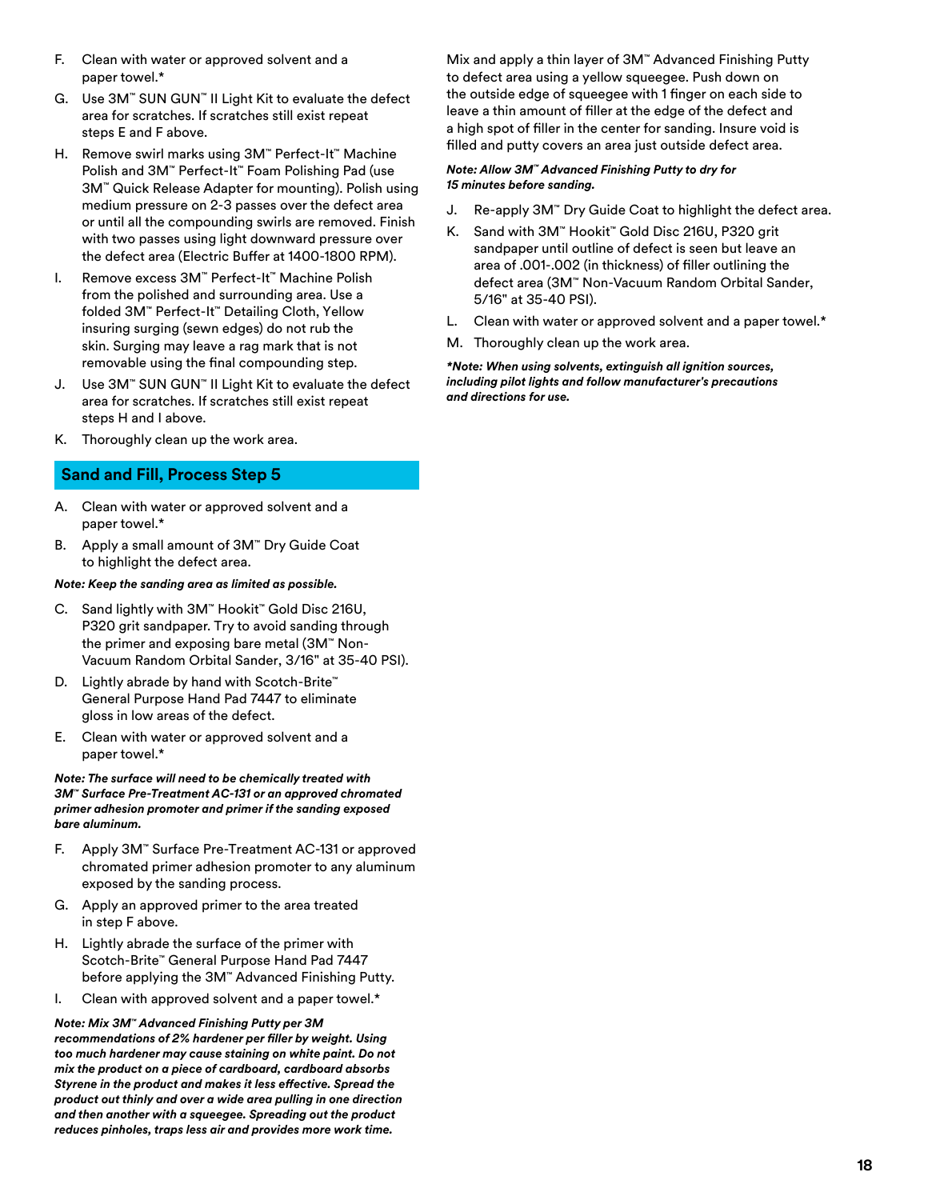F. Clean with water or approved solvent and a paper towel.*

G. Use 3M™ SUN GUN™ II Light Kit to evaluate the defect area for scratches. If scratches still exist repeat steps E and F above.

H. Remove swirl marks using 3M™ Perfect-It™ Machine Polish and 3M™ Perfect-It™ Foam Polishing Pad (use 3M™ Quick Release Adapter for mounting). Polish using medium pressure on 2-3 passes over the defect area or until all the compounding swirls are removed. Finish with two passes using light downward pressure over the defect area (Electric Buffer at 1400-1800 RPM).

I. Remove excess 3M™ Perfect-It™ Machine Polish from the polished and surrounding area. Use a folded 3M™ Perfect-It™ Detailing Cloth, Yellow insuring surging (sewn edges) do not rub the skin. Surging may leave a rag mark that is not removable using the final compounding step.

J. Use 3M™ SUN GUN™ II Light Kit to evaluate the defect area for scratches. If scratches still exist repeat steps H and I above.

K. Thoroughly clean up the work area.

## Sand and Fill, Process Step 5

A. Clean with water or approved solvent and a paper towel.*

B. Apply a small amount of 3M™ Dry Guide Coat to highlight the defect area.

***Note: Keep the sanding area as limited as possible.***

C. Sand lightly with 3M™ Hookit™ Gold Disc 216U, P320 grit sandpaper. Try to avoid sanding through the primer and exposing bare metal (3M™ Non-Vacuum Random Orbital Sander, 3/16" at 35-40 PSI).

D. Lightly abrade by hand with Scotch-Brite™ General Purpose Hand Pad 7447 to eliminate gloss in low areas of the defect.

E. Clean with water or approved solvent and a paper towel.*

***Note: The surface will need to be chemically treated with 3M™ Surface Pre-Treatment AC-131 or an approved chromated primer adhesion promoter and primer if the sanding exposed bare aluminum.***

F. Apply 3M™ Surface Pre-Treatment AC-131 or approved chromated primer adhesion promoter to any aluminum exposed by the sanding process.

G. Apply an approved primer to the area treated in step F above.

H. Lightly abrade the surface of the primer with Scotch-Brite™ General Purpose Hand Pad 7447 before applying the 3M™ Advanced Finishing Putty.

I. Clean with approved solvent and a paper towel.*

***Note: Mix 3M™ Advanced Finishing Putty per 3M recommendations of 2% hardener per filler by weight. Using too much hardener may cause staining on white paint. Do not mix the product on a piece of cardboard, cardboard absorbs Styrene in the product and makes it less effective. Spread the product out thinly and over a wide area pulling in one direction and then another with a squeegee. Spreading out the product reduces pinholes, traps less air and provides more work time.***

Mix and apply a thin layer of 3M™ Advanced Finishing Putty to defect area using a yellow squeegee. Push down on the outside edge of squeegee with 1 finger on each side to leave a thin amount of filler at the edge of the defect and a high spot of filler in the center for sanding. Insure void is filled and putty covers an area just outside defect area.

***Note: Allow 3M™ Advanced Finishing Putty to dry for 15 minutes before sanding.***

J. Re-apply 3M™ Dry Guide Coat to highlight the defect area.

K. Sand with 3M™ Hookit™ Gold Disc 216U, P320 grit sandpaper until outline of defect is seen but leave an area of .001-.002 (in thickness) of filler outlining the defect area (3M™ Non-Vacuum Random Orbital Sander, 5/16" at 35-40 PSI).

L. Clean with water or approved solvent and a paper towel.*

M. Thoroughly clean up the work area.

***\*Note: When using solvents, extinguish all ignition sources, including pilot lights and follow manufacturer's precautions and directions for use.***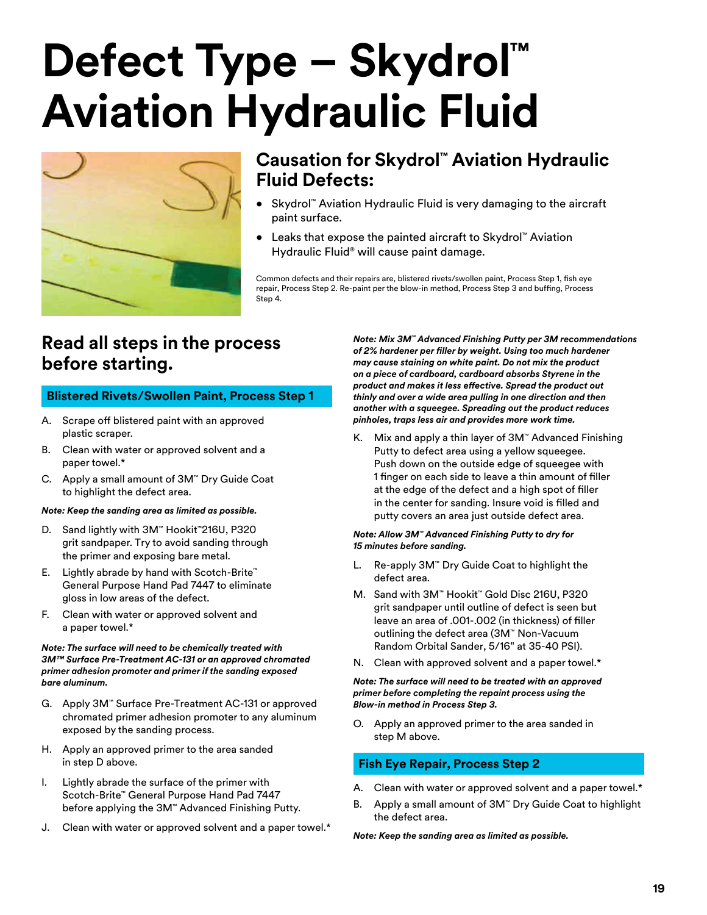# Defect Type – Skydrol™ Aviation Hydraulic Fluid

## Causation for Skydrol™ Aviation Hydraulic Fluid Defects:

- Skydrol™ Aviation Hydraulic Fluid is very damaging to the aircraft paint surface.
- Leaks that expose the painted aircraft to Skydrol™ Aviation Hydraulic Fluid® will cause paint damage.

Common defects and their repairs are, blistered rivets/swollen paint, Process Step 1, fish eye repair, Process Step 2. Re-paint per the blow-in method, Process Step 3 and buffing, Process Step 4.

## Read all steps in the process before starting.

### Blistered Rivets/Swollen Paint, Process Step 1

A. Scrape off blistered paint with an approved plastic scraper.

B. Clean with water or approved solvent and a paper towel.*

C. Apply a small amount of 3M™ Dry Guide Coat to highlight the defect area.

***Note: Keep the sanding area as limited as possible.***

D. Sand lightly with 3M™ Hookit™216U, P320 grit sandpaper. Try to avoid sanding through the primer and exposing bare metal.

E. Lightly abrade by hand with Scotch-Brite™ General Purpose Hand Pad 7447 to eliminate gloss in low areas of the defect.

F. Clean with water or approved solvent and a paper towel.*

***Note: The surface will need to be chemically treated with 3M™ Surface Pre-Treatment AC-131 or an approved chromated primer adhesion promoter and primer if the sanding exposed bare aluminum.***

G. Apply 3M™ Surface Pre-Treatment AC-131 or approved chromated primer adhesion promoter to any aluminum exposed by the sanding process.

H. Apply an approved primer to the area sanded in step D above.

I. Lightly abrade the surface of the primer with Scotch-Brite™ General Purpose Hand Pad 7447 before applying the 3M™ Advanced Finishing Putty.

J. Clean with water or approved solvent and a paper towel.*

***Note: Mix 3M™ Advanced Finishing Putty per 3M recommendations of 2% hardener per filler by weight. Using too much hardener may cause staining on white paint. Do not mix the product on a piece of cardboard, cardboard absorbs Styrene in the product and makes it less effective. Spread the product out thinly and over a wide area pulling in one direction and then another with a squeegee. Spreading out the product reduces pinholes, traps less air and provides more work time.***

K. Mix and apply a thin layer of 3M™ Advanced Finishing Putty to defect area using a yellow squeegee. Push down on the outside edge of squeegee with 1 finger on each side to leave a thin amount of filler at the edge of the defect and a high spot of filler in the center for sanding. Insure void is filled and putty covers an area just outside defect area.

***Note: Allow 3M™ Advanced Finishing Putty to dry for 15 minutes before sanding.***

L. Re-apply 3M™ Dry Guide Coat to highlight the defect area.

M. Sand with 3M™ Hookit™ Gold Disc 216U, P320 grit sandpaper until outline of defect is seen but leave an area of .001-.002 (in thickness) of filler outlining the defect area (3M™ Non-Vacuum Random Orbital Sander, 5/16" at 35-40 PSI).

N. Clean with approved solvent and a paper towel.*

***Note: The surface will need to be treated with an approved primer before completing the repaint process using the Blow-in method in Process Step 3.***

O. Apply an approved primer to the area sanded in step M above.

### Fish Eye Repair, Process Step 2

A. Clean with water or approved solvent and a paper towel.*

B. Apply a small amount of 3M™ Dry Guide Coat to highlight the defect area.

***Note: Keep the sanding area as limited as possible.***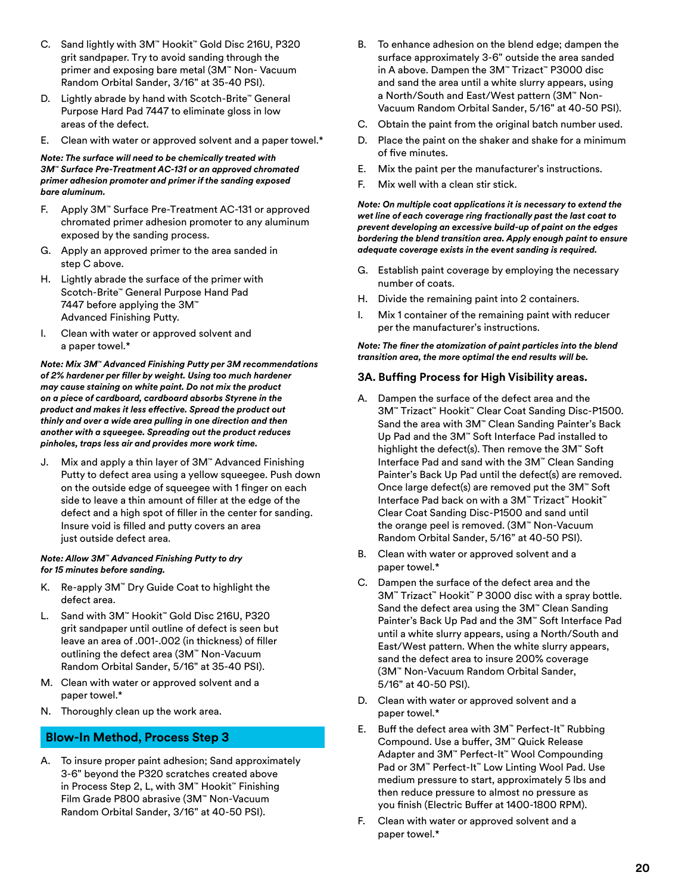C. Sand lightly with 3M™ Hookit™ Gold Disc 216U, P320 grit sandpaper. Try to avoid sanding through the primer and exposing bare metal (3M™ Non- Vacuum Random Orbital Sander, 3/16" at 35-40 PSI).

D. Lightly abrade by hand with Scotch-Brite™ General Purpose Hard Pad 7447 to eliminate gloss in low areas of the defect.

E. Clean with water or approved solvent and a paper towel.*

***Note: The surface will need to be chemically treated with 3M™ Surface Pre-Treatment AC-131 or an approved chromated primer adhesion promoter and primer if the sanding exposed bare aluminum.***

F. Apply 3M™ Surface Pre-Treatment AC-131 or approved chromated primer adhesion promoter to any aluminum exposed by the sanding process.

G. Apply an approved primer to the area sanded in step C above.

H. Lightly abrade the surface of the primer with Scotch-Brite™ General Purpose Hand Pad 7447 before applying the 3M™ Advanced Finishing Putty.

I. Clean with water or approved solvent and a paper towel.*

***Note: Mix 3M™ Advanced Finishing Putty per 3M recommendations of 2% hardener per filler by weight. Using too much hardener may cause staining on white paint. Do not mix the product on a piece of cardboard, cardboard absorbs Styrene in the product and makes it less effective. Spread the product out thinly and over a wide area pulling in one direction and then another with a squeegee. Spreading out the product reduces pinholes, traps less air and provides more work time.***

J. Mix and apply a thin layer of 3M™ Advanced Finishing Putty to defect area using a yellow squeegee. Push down on the outside edge of squeegee with 1 finger on each side to leave a thin amount of filler at the edge of the defect and a high spot of filler in the center for sanding. Insure void is filled and putty covers an area just outside defect area.

***Note: Allow 3M™ Advanced Finishing Putty to dry for 15 minutes before sanding.***

K. Re-apply 3M™ Dry Guide Coat to highlight the defect area.

L. Sand with 3M™ Hookit™ Gold Disc 216U, P320 grit sandpaper until outline of defect is seen but leave an area of .001-.002 (in thickness) of filler outlining the defect area (3M™ Non-Vacuum Random Orbital Sander, 5/16" at 35-40 PSI).

M. Clean with water or approved solvent and a paper towel.*

N. Thoroughly clean up the work area.

## Blow-In Method, Process Step 3

A. To insure proper paint adhesion; Sand approximately 3-6" beyond the P320 scratches created above in Process Step 2, L, with 3M™ Hookit™ Finishing Film Grade P800 abrasive (3M™ Non-Vacuum Random Orbital Sander, 3/16" at 40-50 PSI).

B. To enhance adhesion on the blend edge; dampen the surface approximately 3-6" outside the area sanded in A above. Dampen the 3M™ Trizact™ P3000 disc and sand the area until a white slurry appears, using a North/South and East/West pattern (3M™ Non-Vacuum Random Orbital Sander, 5/16" at 40-50 PSI).

C. Obtain the paint from the original batch number used.

D. Place the paint on the shaker and shake for a minimum of five minutes.

E. Mix the paint per the manufacturer's instructions.

F. Mix well with a clean stir stick.

***Note: On multiple coat applications it is necessary to extend the wet line of each coverage ring fractionally past the last coat to prevent developing an excessive build-up of paint on the edges bordering the blend transition area. Apply enough paint to ensure adequate coverage exists in the event sanding is required.***

G. Establish paint coverage by employing the necessary number of coats.

H. Divide the remaining paint into 2 containers.

I. Mix 1 container of the remaining paint with reducer per the manufacturer's instructions.

***Note: The finer the atomization of paint particles into the blend transition area, the more optimal the end results will be.***

### 3A. Buffing Process for High Visibility areas.

A. Dampen the surface of the defect area and the 3M™ Trizact™ Hookit™ Clear Coat Sanding Disc-P1500. Sand the area with 3M™ Clean Sanding Painter's Back Up Pad and the 3M™ Soft Interface Pad installed to highlight the defect(s). Then remove the 3M™ Soft Interface Pad and sand with the 3M™ Clean Sanding Painter's Back Up Pad until the defect(s) are removed. Once large defect(s) are removed put the 3M™ Soft Interface Pad back on with a 3M™ Trizact™ Hookit™ Clear Coat Sanding Disc-P1500 and sand until the orange peel is removed. (3M™ Non-Vacuum Random Orbital Sander, 5/16" at 40-50 PSI).

B. Clean with water or approved solvent and a paper towel.*

C. Dampen the surface of the defect area and the 3M™ Trizact™ Hookit™ P 3000 disc with a spray bottle. Sand the defect area using the 3M™ Clean Sanding Painter's Back Up Pad and the 3M™ Soft Interface Pad until a white slurry appears, using a North/South and East/West pattern. When the white slurry appears, sand the defect area to insure 200% coverage (3M™ Non-Vacuum Random Orbital Sander, 5/16" at 40-50 PSI).

D. Clean with water or approved solvent and a paper towel.*

E. Buff the defect area with 3M™ Perfect-It™ Rubbing Compound. Use a buffer, 3M™ Quick Release Adapter and 3M™ Perfect-It™ Wool Compounding Pad or 3M™ Perfect-It™ Low Linting Wool Pad. Use medium pressure to start, approximately 5 lbs and then reduce pressure to almost no pressure as you finish (Electric Buffer at 1400-1800 RPM).

F. Clean with water or approved solvent and a paper towel.*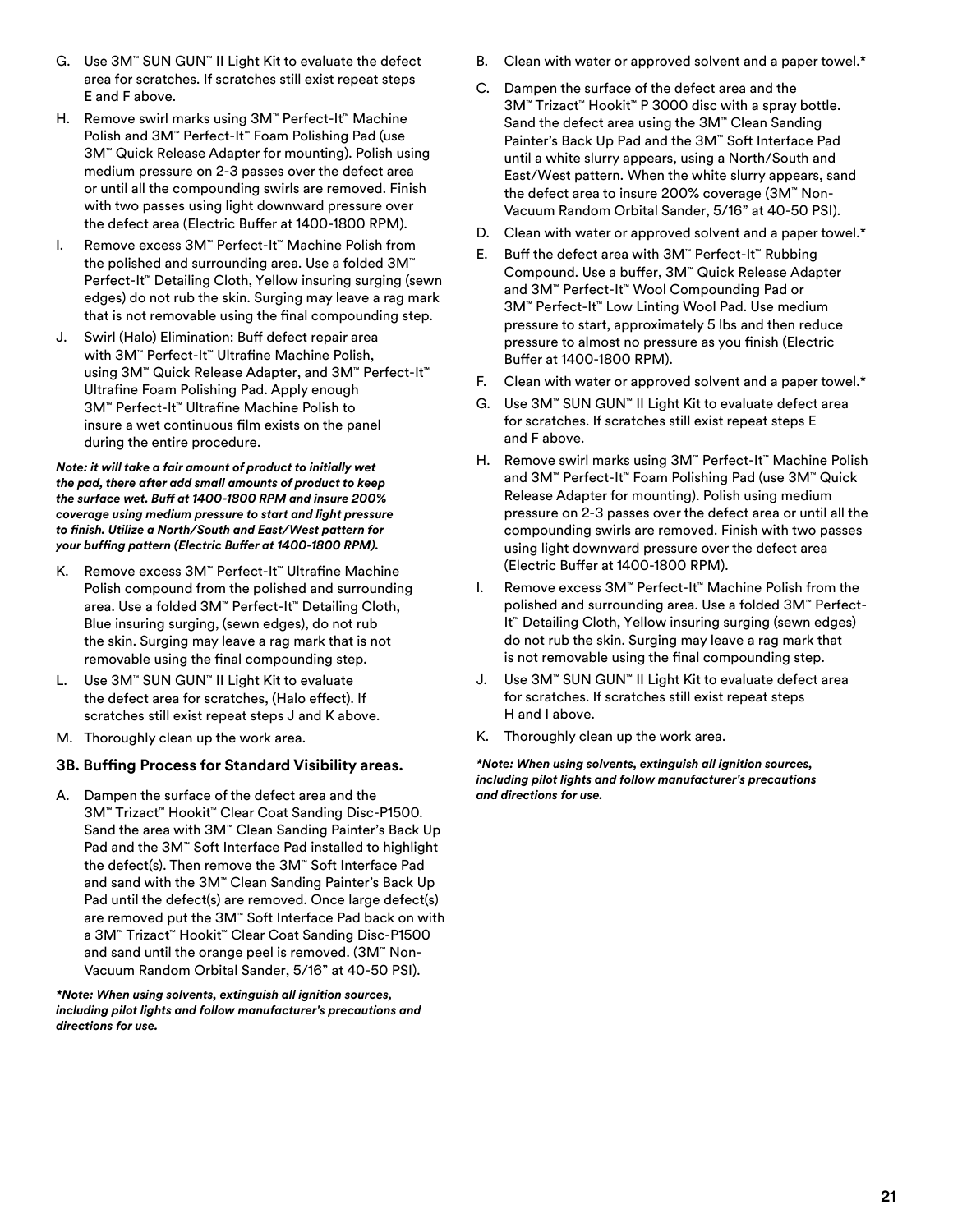G. Use 3M™ SUN GUN™ II Light Kit to evaluate the defect area for scratches. If scratches still exist repeat steps E and F above.

H. Remove swirl marks using 3M™ Perfect-It™ Machine Polish and 3M™ Perfect-It™ Foam Polishing Pad (use 3M™ Quick Release Adapter for mounting). Polish using medium pressure on 2-3 passes over the defect area or until all the compounding swirls are removed. Finish with two passes using light downward pressure over the defect area (Electric Buffer at 1400-1800 RPM).

I. Remove excess 3M™ Perfect-It™ Machine Polish from the polished and surrounding area. Use a folded 3M™ Perfect-It™ Detailing Cloth, Yellow insuring surging (sewn edges) do not rub the skin. Surging may leave a rag mark that is not removable using the final compounding step.

J. Swirl (Halo) Elimination: Buff defect repair area with 3M™ Perfect-It™ Ultrafine Machine Polish, using 3M™ Quick Release Adapter, and 3M™ Perfect-It™ Ultrafine Foam Polishing Pad. Apply enough 3M™ Perfect-It™ Ultrafine Machine Polish to insure a wet continuous film exists on the panel during the entire procedure.

***Note: it will take a fair amount of product to initially wet the pad, there after add small amounts of product to keep the surface wet. Buff at 1400-1800 RPM and insure 200% coverage using medium pressure to start and light pressure to finish. Utilize a North/South and East/West pattern for your buffing pattern (Electric Buffer at 1400-1800 RPM).***

K. Remove excess 3M™ Perfect-It™ Ultrafine Machine Polish compound from the polished and surrounding area. Use a folded 3M™ Perfect-It™ Detailing Cloth, Blue insuring surging, (sewn edges), do not rub the skin. Surging may leave a rag mark that is not removable using the final compounding step.

L. Use 3M™ SUN GUN™ II Light Kit to evaluate the defect area for scratches, (Halo effect). If scratches still exist repeat steps J and K above.

M. Thoroughly clean up the work area.

### 3B. Buffing Process for Standard Visibility areas.

A. Dampen the surface of the defect area and the 3M™ Trizact™ Hookit™ Clear Coat Sanding Disc-P1500. Sand the area with 3M™ Clean Sanding Painter's Back Up Pad and the 3M™ Soft Interface Pad installed to highlight the defect(s). Then remove the 3M™ Soft Interface Pad and sand with the 3M™ Clean Sanding Painter's Back Up Pad until the defect(s) are removed. Once large defect(s) are removed put the 3M™ Soft Interface Pad back on with a 3M™ Trizact™ Hookit™ Clear Coat Sanding Disc-P1500 and sand until the orange peel is removed. (3M™ Non-Vacuum Random Orbital Sander, 5/16" at 40-50 PSI).

***\*Note: When using solvents, extinguish all ignition sources, including pilot lights and follow manufacturer's precautions and directions for use.***

B. Clean with water or approved solvent and a paper towel.*

C. Dampen the surface of the defect area and the 3M™ Trizact™ Hookit™ P 3000 disc with a spray bottle. Sand the defect area using the 3M™ Clean Sanding Painter's Back Up Pad and the 3M™ Soft Interface Pad until a white slurry appears, using a North/South and East/West pattern. When the white slurry appears, sand the defect area to insure 200% coverage (3M™ Non-Vacuum Random Orbital Sander, 5/16" at 40-50 PSI).

D. Clean with water or approved solvent and a paper towel.*

E. Buff the defect area with 3M™ Perfect-It™ Rubbing Compound. Use a buffer, 3M™ Quick Release Adapter and 3M™ Perfect-It™ Wool Compounding Pad or 3M™ Perfect-It™ Low Linting Wool Pad. Use medium pressure to start, approximately 5 lbs and then reduce pressure to almost no pressure as you finish (Electric Buffer at 1400-1800 RPM).

F. Clean with water or approved solvent and a paper towel.*

G. Use 3M™ SUN GUN™ II Light Kit to evaluate defect area for scratches. If scratches still exist repeat steps E and F above.

H. Remove swirl marks using 3M™ Perfect-It™ Machine Polish and 3M™ Perfect-It™ Foam Polishing Pad (use 3M™ Quick Release Adapter for mounting). Polish using medium pressure on 2-3 passes over the defect area or until all the compounding swirls are removed. Finish with two passes using light downward pressure over the defect area (Electric Buffer at 1400-1800 RPM).

I. Remove excess 3M™ Perfect-It™ Machine Polish from the polished and surrounding area. Use a folded 3M™ Perfect-It™ Detailing Cloth, Yellow insuring surging (sewn edges) do not rub the skin. Surging may leave a rag mark that is not removable using the final compounding step.

J. Use 3M™ SUN GUN™ II Light Kit to evaluate defect area for scratches. If scratches still exist repeat steps H and I above.

K. Thoroughly clean up the work area.

***\*Note: When using solvents, extinguish all ignition sources, including pilot lights and follow manufacturer's precautions and directions for use.***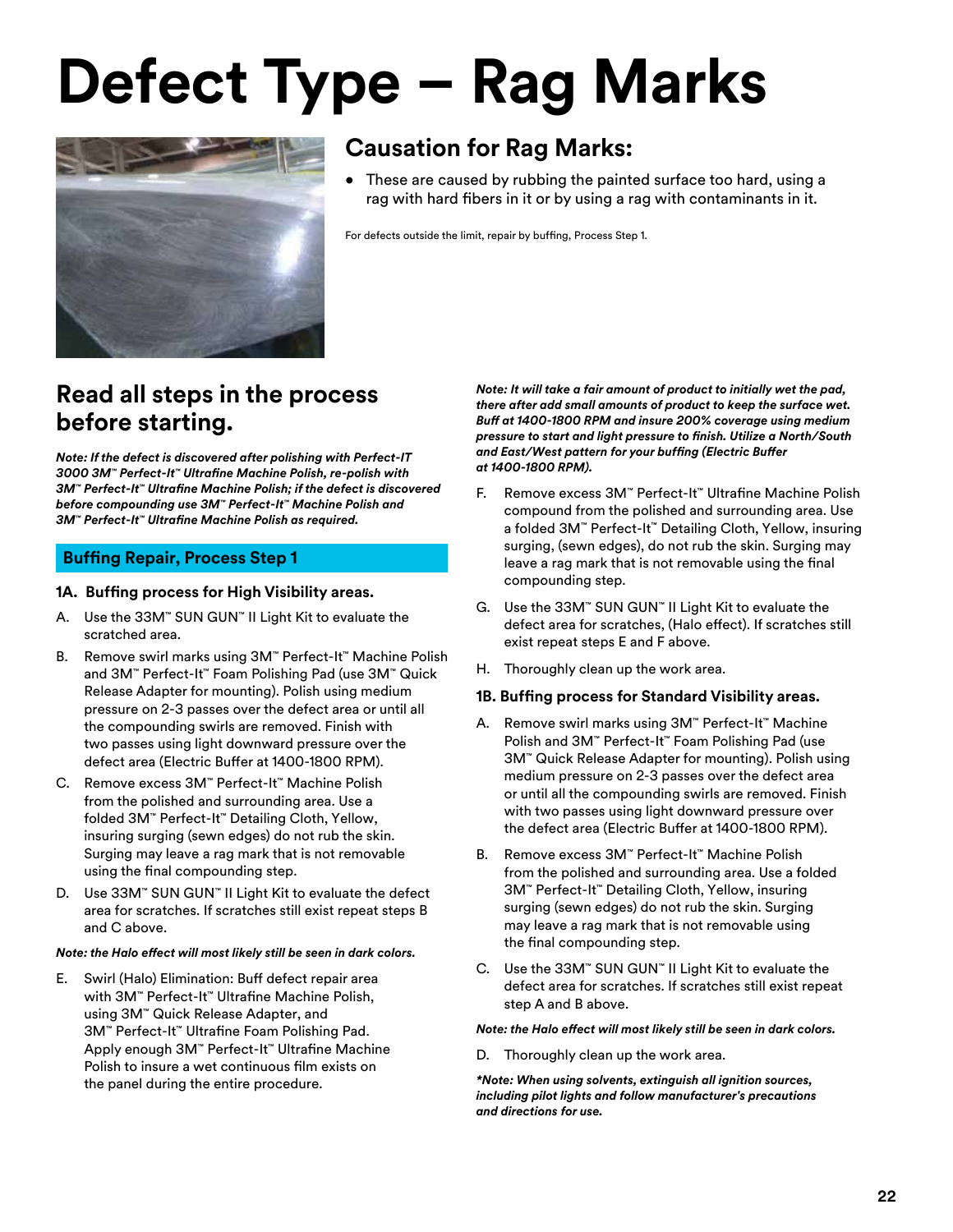# Defect Type – Rag Marks

## Causation for Rag Marks:

- These are caused by rubbing the painted surface too hard, using a rag with hard fibers in it or by using a rag with contaminants in it.

For defects outside the limit, repair by buffing, Process Step 1.

## Read all steps in the process before starting.

***Note: If the defect is discovered after polishing with Perfect-IT 3000 3M™ Perfect-It™ Ultrafine Machine Polish, re-polish with 3M™ Perfect-It™ Ultrafine Machine Polish; if the defect is discovered before compounding use 3M™ Perfect-It™ Machine Polish and 3M™ Perfect-It™ Ultrafine Machine Polish as required.***

### Buffing Repair, Process Step 1

#### 1A. Buffing process for High Visibility areas.

A. Use the 33M™ SUN GUN™ II Light Kit to evaluate the scratched area.

B. Remove swirl marks using 3M™ Perfect-It™ Machine Polish and 3M™ Perfect-It™ Foam Polishing Pad (use 3M™ Quick Release Adapter for mounting). Polish using medium pressure on 2-3 passes over the defect area or until all the compounding swirls are removed. Finish with two passes using light downward pressure over the defect area (Electric Buffer at 1400-1800 RPM).

C. Remove excess 3M™ Perfect-It™ Machine Polish from the polished and surrounding area. Use a folded 3M™ Perfect-It™ Detailing Cloth, Yellow, insuring surging (sewn edges) do not rub the skin. Surging may leave a rag mark that is not removable using the final compounding step.

D. Use 33M™ SUN GUN™ II Light Kit to evaluate the defect area for scratches. If scratches still exist repeat steps B and C above.

***Note: the Halo effect will most likely still be seen in dark colors.***

E. Swirl (Halo) Elimination: Buff defect repair area with 3M™ Perfect-It™ Ultrafine Machine Polish, using 3M™ Quick Release Adapter, and 3M™ Perfect-It™ Ultrafine Foam Polishing Pad. Apply enough 3M™ Perfect-It™ Ultrafine Machine Polish to insure a wet continuous film exists on the panel during the entire procedure.

***Note: It will take a fair amount of product to initially wet the pad, there after add small amounts of product to keep the surface wet. Buff at 1400-1800 RPM and insure 200% coverage using medium pressure to start and light pressure to finish. Utilize a North/South and East/West pattern for your buffing (Electric Buffer at 1400-1800 RPM).***

F. Remove excess 3M™ Perfect-It™ Ultrafine Machine Polish compound from the polished and surrounding area. Use a folded 3M™ Perfect-It™ Detailing Cloth, Yellow, insuring surging, (sewn edges), do not rub the skin. Surging may leave a rag mark that is not removable using the final compounding step.

G. Use the 33M™ SUN GUN™ II Light Kit to evaluate the defect area for scratches, (Halo effect). If scratches still exist repeat steps E and F above.

H. Thoroughly clean up the work area.

#### 1B. Buffing process for Standard Visibility areas.

A. Remove swirl marks using 3M™ Perfect-It™ Machine Polish and 3M™ Perfect-It™ Foam Polishing Pad (use 3M™ Quick Release Adapter for mounting). Polish using medium pressure on 2-3 passes over the defect area or until all the compounding swirls are removed. Finish with two passes using light downward pressure over the defect area (Electric Buffer at 1400-1800 RPM).

B. Remove excess 3M™ Perfect-It™ Machine Polish from the polished and surrounding area. Use a folded 3M™ Perfect-It™ Detailing Cloth, Yellow, insuring surging (sewn edges) do not rub the skin. Surging may leave a rag mark that is not removable using the final compounding step.

C. Use the 33M™ SUN GUN™ II Light Kit to evaluate the defect area for scratches. If scratches still exist repeat step A and B above.

***Note: the Halo effect will most likely still be seen in dark colors.***

D. Thoroughly clean up the work area.

***\*Note: When using solvents, extinguish all ignition sources, including pilot lights and follow manufacturer's precautions and directions for use.***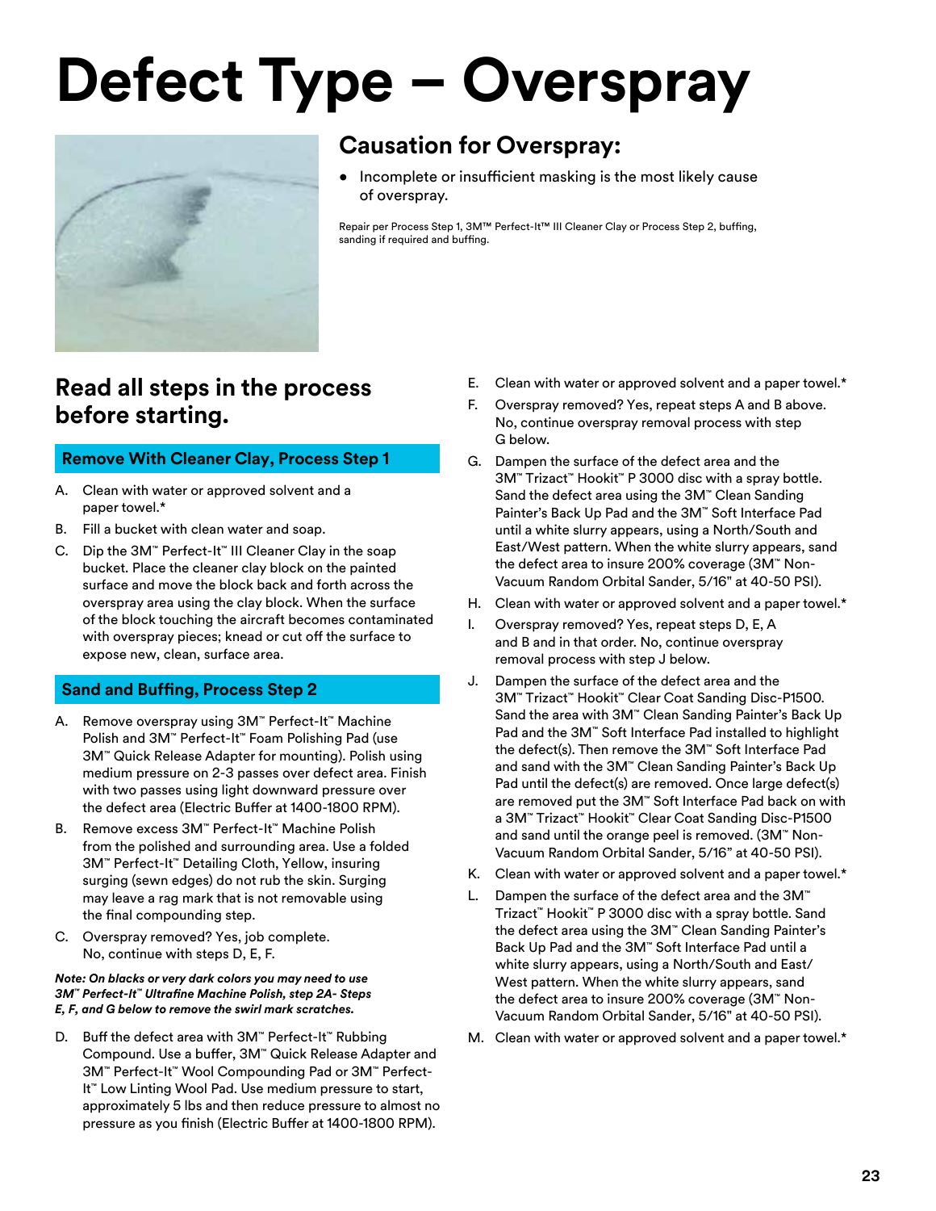# Defect Type – Overspray

## Causation for Overspray:

- Incomplete or insufficient masking is the most likely cause of overspray.

Repair per Process Step 1, 3M™ Perfect-It™ III Cleaner Clay or Process Step 2, buffing, sanding if required and buffing.

## Read all steps in the process before starting.

### Remove With Cleaner Clay, Process Step 1

A. Clean with water or approved solvent and a paper towel.*

B. Fill a bucket with clean water and soap.

C. Dip the 3M™ Perfect-It™ III Cleaner Clay in the soap bucket. Place the cleaner clay block on the painted surface and move the block back and forth across the overspray area using the clay block. When the surface of the block touching the aircraft becomes contaminated with overspray pieces; knead or cut off the surface to expose new, clean, surface area.

### Sand and Buffing, Process Step 2

A. Remove overspray using 3M™ Perfect-It™ Machine Polish and 3M™ Perfect-It™ Foam Polishing Pad (use 3M™ Quick Release Adapter for mounting). Polish using medium pressure on 2-3 passes over defect area. Finish with two passes using light downward pressure over the defect area (Electric Buffer at 1400-1800 RPM).

B. Remove excess 3M™ Perfect-It™ Machine Polish from the polished and surrounding area. Use a folded 3M™ Perfect-It™ Detailing Cloth, Yellow, insuring surging (sewn edges) do not rub the skin. Surging may leave a rag mark that is not removable using the final compounding step.

C. Overspray removed? Yes, job complete. No, continue with steps D, E, F.

***Note: On blacks or very dark colors you may need to use 3M™ Perfect-It™ Ultrafine Machine Polish, step 2A- Steps E, F, and G below to remove the swirl mark scratches.***

D. Buff the defect area with 3M™ Perfect-It™ Rubbing Compound. Use a buffer, 3M™ Quick Release Adapter and 3M™ Perfect-It™ Wool Compounding Pad or 3M™ Perfect-It™ Low Linting Wool Pad. Use medium pressure to start, approximately 5 lbs and then reduce pressure to almost no pressure as you finish (Electric Buffer at 1400-1800 RPM).

E. Clean with water or approved solvent and a paper towel.*

F. Overspray removed? Yes, repeat steps A and B above. No, continue overspray removal process with step G below.

G. Dampen the surface of the defect area and the 3M™ Trizact™ Hookit™ P 3000 disc with a spray bottle. Sand the defect area using the 3M™ Clean Sanding Painter's Back Up Pad and the 3M™ Soft Interface Pad until a white slurry appears, using a North/South and East/West pattern. When the white slurry appears, sand the defect area to insure 200% coverage (3M™ Non-Vacuum Random Orbital Sander, 5/16" at 40-50 PSI).

H. Clean with water or approved solvent and a paper towel.*

I. Overspray removed? Yes, repeat steps D, E, A and B and in that order. No, continue overspray removal process with step J below.

J. Dampen the surface of the defect area and the 3M™ Trizact™ Hookit™ Clear Coat Sanding Disc-P1500. Sand the area with 3M™ Clean Sanding Painter's Back Up Pad and the 3M™ Soft Interface Pad installed to highlight the defect(s). Then remove the 3M™ Soft Interface Pad and sand with the 3M™ Clean Sanding Painter's Back Up Pad until the defect(s) are removed. Once large defect(s) are removed put the 3M™ Soft Interface Pad back on with a 3M™ Trizact™ Hookit™ Clear Coat Sanding Disc-P1500 and sand until the orange peel is removed. (3M™ Non-Vacuum Random Orbital Sander, 5/16" at 40-50 PSI).

K. Clean with water or approved solvent and a paper towel.*

L. Dampen the surface of the defect area and the 3M™ Trizact™ Hookit™ P 3000 disc with a spray bottle. Sand the defect area using the 3M™ Clean Sanding Painter's Back Up Pad and the 3M™ Soft Interface Pad until a white slurry appears, using a North/South and East/West pattern. When the white slurry appears, sand the defect area to insure 200% coverage (3M™ Non-Vacuum Random Orbital Sander, 5/16" at 40-50 PSI).

M. Clean with water or approved solvent and a paper towel.*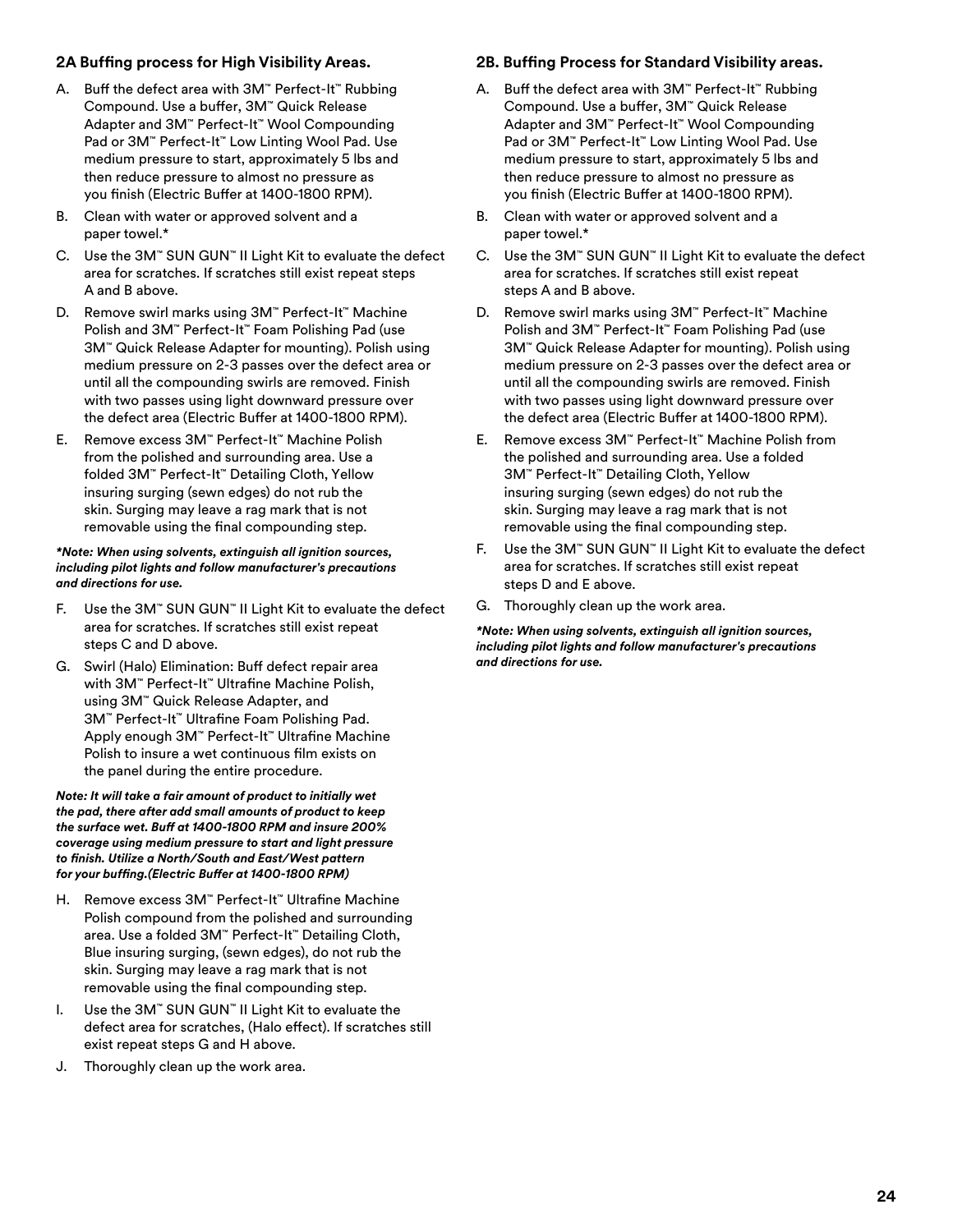### 2A Buffing process for High Visibility Areas.

A. Buff the defect area with 3M™ Perfect-It™ Rubbing Compound. Use a buffer, 3M™ Quick Release Adapter and 3M™ Perfect-It™ Wool Compounding Pad or 3M™ Perfect-It™ Low Linting Wool Pad. Use medium pressure to start, approximately 5 lbs and then reduce pressure to almost no pressure as you finish (Electric Buffer at 1400-1800 RPM).

B. Clean with water or approved solvent and a paper towel.*

C. Use the 3M™ SUN GUN™ II Light Kit to evaluate the defect area for scratches. If scratches still exist repeat steps A and B above.

D. Remove swirl marks using 3M™ Perfect-It™ Machine Polish and 3M™ Perfect-It™ Foam Polishing Pad (use 3M™ Quick Release Adapter for mounting). Polish using medium pressure on 2-3 passes over the defect area or until all the compounding swirls are removed. Finish with two passes using light downward pressure over the defect area (Electric Buffer at 1400-1800 RPM).

E. Remove excess 3M™ Perfect-It™ Machine Polish from the polished and surrounding area. Use a folded 3M™ Perfect-It™ Detailing Cloth, Yellow insuring surging (sewn edges) do not rub the skin. Surging may leave a rag mark that is not removable using the final compounding step.

***Note: When using solvents, extinguish all ignition sources, including pilot lights and follow manufacturer's precautions and directions for use.***

F. Use the 3M™ SUN GUN™ II Light Kit to evaluate the defect area for scratches. If scratches still exist repeat steps C and D above.

G. Swirl (Halo) Elimination: Buff defect repair area with 3M™ Perfect-It™ Ultrafine Machine Polish, using 3M™ Quick Release Adapter, and 3M™ Perfect-It™ Ultrafine Foam Polishing Pad. Apply enough 3M™ Perfect-It™ Ultrafine Machine Polish to insure a wet continuous film exists on the panel during the entire procedure.

***Note: It will take a fair amount of product to initially wet the pad, there after add small amounts of product to keep the surface wet. Buff at 1400-1800 RPM and insure 200% coverage using medium pressure to start and light pressure to finish. Utilize a North/South and East/West pattern for your buffing.(Electric Buffer at 1400-1800 RPM)***

H. Remove excess 3M™ Perfect-It™ Ultrafine Machine Polish compound from the polished and surrounding area. Use a folded 3M™ Perfect-It™ Detailing Cloth, Blue insuring surging, (sewn edges), do not rub the skin. Surging may leave a rag mark that is not removable using the final compounding step.

I. Use the 3M™ SUN GUN™ II Light Kit to evaluate the defect area for scratches, (Halo effect). If scratches still exist repeat steps G and H above.

J. Thoroughly clean up the work area.

### 2B. Buffing Process for Standard Visibility areas.

A. Buff the defect area with 3M™ Perfect-It™ Rubbing Compound. Use a buffer, 3M™ Quick Release Adapter and 3M™ Perfect-It™ Wool Compounding Pad or 3M™ Perfect-It™ Low Linting Wool Pad. Use medium pressure to start, approximately 5 lbs and then reduce pressure to almost no pressure as you finish (Electric Buffer at 1400-1800 RPM).

B. Clean with water or approved solvent and a paper towel.*

C. Use the 3M™ SUN GUN™ II Light Kit to evaluate the defect area for scratches. If scratches still exist repeat steps A and B above.

D. Remove swirl marks using 3M™ Perfect-It™ Machine Polish and 3M™ Perfect-It™ Foam Polishing Pad (use 3M™ Quick Release Adapter for mounting). Polish using medium pressure on 2-3 passes over the defect area or until all the compounding swirls are removed. Finish with two passes using light downward pressure over the defect area (Electric Buffer at 1400-1800 RPM).

E. Remove excess 3M™ Perfect-It™ Machine Polish from the polished and surrounding area. Use a folded 3M™ Perfect-It™ Detailing Cloth, Yellow insuring surging (sewn edges) do not rub the skin. Surging may leave a rag mark that is not removable using the final compounding step.

F. Use the 3M™ SUN GUN™ II Light Kit to evaluate the defect area for scratches. If scratches still exist repeat steps D and E above.

G. Thoroughly clean up the work area.

***Note: When using solvents, extinguish all ignition sources, including pilot lights and follow manufacturer's precautions and directions for use.***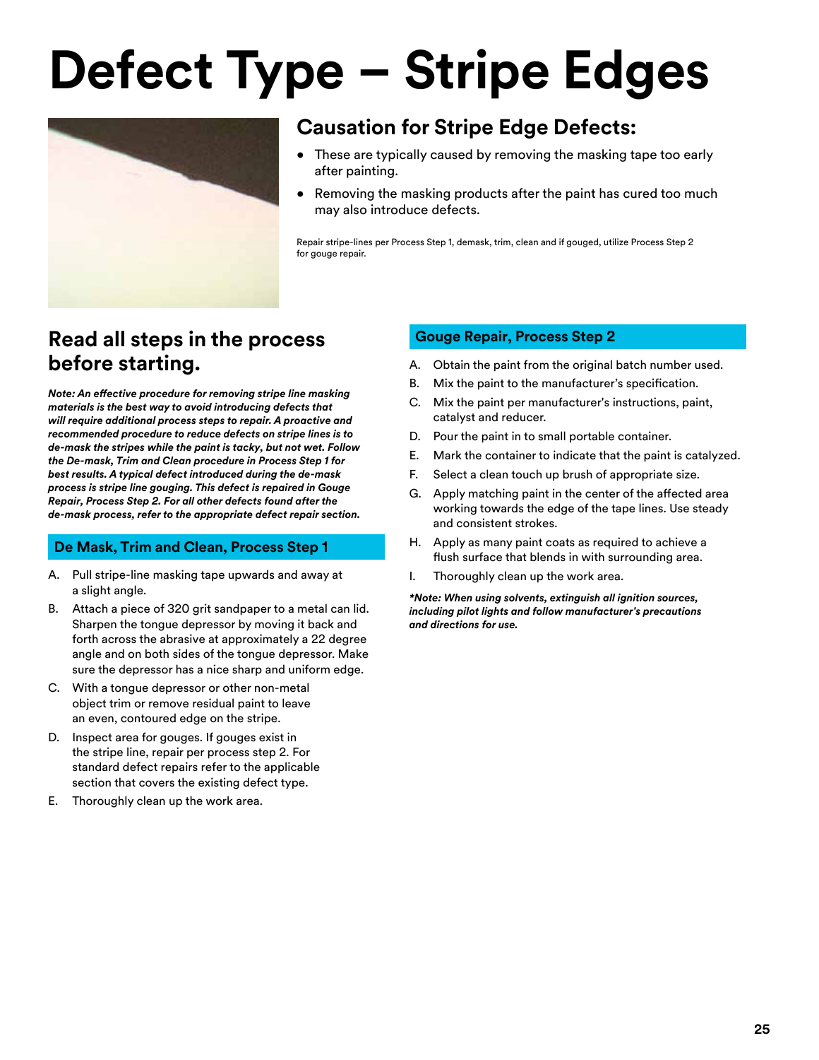# Defect Type – Stripe Edges

## Causation for Stripe Edge Defects:

- These are typically caused by removing the masking tape too early after painting.
- Removing the masking products after the paint has cured too much may also introduce defects.

Repair stripe-lines per Process Step 1, demask, trim, clean and if gouged, utilize Process Step 2 for gouge repair.

## Read all steps in the process before starting.

***Note: An effective procedure for removing stripe line masking materials is the best way to avoid introducing defects that will require additional process steps to repair. A proactive and recommended procedure to reduce defects on stripe lines is to de-mask the stripes while the paint is tacky, but not wet. Follow the De-mask, Trim and Clean procedure in Process Step 1 for best results. A typical defect introduced during the de-mask process is stripe line gouging. This defect is repaired in Gouge Repair, Process Step 2. For all other defects found after the de-mask process, refer to the appropriate defect repair section.***

### De Mask, Trim and Clean, Process Step 1

A. Pull stripe-line masking tape upwards and away at a slight angle.

B. Attach a piece of 320 grit sandpaper to a metal can lid. Sharpen the tongue depressor by moving it back and forth across the abrasive at approximately a 22 degree angle and on both sides of the tongue depressor. Make sure the depressor has a nice sharp and uniform edge.

C. With a tongue depressor or other non-metal object trim or remove residual paint to leave an even, contoured edge on the stripe.

D. Inspect area for gouges. If gouges exist in the stripe line, repair per process step 2. For standard defect repairs refer to the applicable section that covers the existing defect type.

E. Thoroughly clean up the work area.

### Gouge Repair, Process Step 2

A. Obtain the paint from the original batch number used.

B. Mix the paint to the manufacturer's specification.

C. Mix the paint per manufacturer's instructions, paint, catalyst and reducer.

D. Pour the paint in to small portable container.

E. Mark the container to indicate that the paint is catalyzed.

F. Select a clean touch up brush of appropriate size.

G. Apply matching paint in the center of the affected area working towards the edge of the tape lines. Use steady and consistent strokes.

H. Apply as many paint coats as required to achieve a flush surface that blends in with surrounding area.

I. Thoroughly clean up the work area.

***\*Note: When using solvents, extinguish all ignition sources, including pilot lights and follow manufacturer's precautions and directions for use.***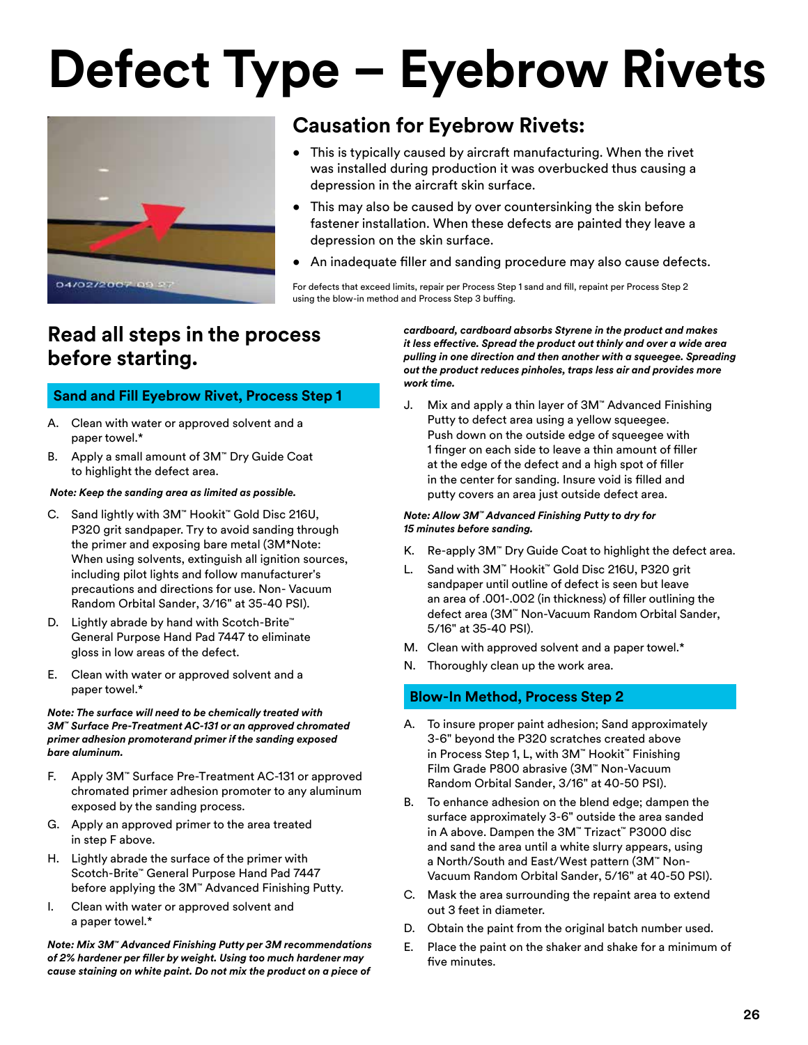# Defect Type – Eyebrow Rivets

## Causation for Eyebrow Rivets:

- This is typically caused by aircraft manufacturing. When the rivet was installed during production it was overbucked thus causing a depression in the aircraft skin surface.
- This may also be caused by over countersinking the skin before fastener installation. When these defects are painted they leave a depression on the skin surface.
- An inadequate filler and sanding procedure may also cause defects.

For defects that exceed limits, repair per Process Step 1 sand and fill, repaint per Process Step 2 using the blow-in method and Process Step 3 buffing.

## Read all steps in the process before starting.

### Sand and Fill Eyebrow Rivet, Process Step 1

A. Clean with water or approved solvent and a paper towel.*

B. Apply a small amount of 3M™ Dry Guide Coat to highlight the defect area.

***Note: Keep the sanding area as limited as possible.***

C. Sand lightly with 3M™ Hookit™ Gold Disc 216U, P320 grit sandpaper. Try to avoid sanding through the primer and exposing bare metal (3M*Note: When using solvents, extinguish all ignition sources, including pilot lights and follow manufacturer's precautions and directions for use. Non- Vacuum Random Orbital Sander, 3/16" at 35-40 PSI).

D. Lightly abrade by hand with Scotch-Brite™ General Purpose Hand Pad 7447 to eliminate gloss in low areas of the defect.

E. Clean with water or approved solvent and a paper towel.*

***Note: The surface will need to be chemically treated with 3M™ Surface Pre-Treatment AC-131 or an approved chromated primer adhesion promoterand primer if the sanding exposed bare aluminum.***

F. Apply 3M™ Surface Pre-Treatment AC-131 or approved chromated primer adhesion promoter to any aluminum exposed by the sanding process.

G. Apply an approved primer to the area treated in step F above.

H. Lightly abrade the surface of the primer with Scotch-Brite™ General Purpose Hand Pad 7447 before applying the 3M™ Advanced Finishing Putty.

I. Clean with water or approved solvent and a paper towel.*

***Note: Mix 3M™ Advanced Finishing Putty per 3M recommendations of 2% hardener per filler by weight. Using too much hardener may cause staining on white paint. Do not mix the product on a piece of cardboard, cardboard absorbs Styrene in the product and makes it less effective. Spread the product out thinly and over a wide area pulling in one direction and then another with a squeegee. Spreading out the product reduces pinholes, traps less air and provides more work time.***

J. Mix and apply a thin layer of 3M™ Advanced Finishing Putty to defect area using a yellow squeegee. Push down on the outside edge of squeegee with 1 finger on each side to leave a thin amount of filler at the edge of the defect and a high spot of filler in the center for sanding. Insure void is filled and putty covers an area just outside defect area.

***Note: Allow 3M™ Advanced Finishing Putty to dry for 15 minutes before sanding.***

K. Re-apply 3M™ Dry Guide Coat to highlight the defect area.

L. Sand with 3M™ Hookit™ Gold Disc 216U, P320 grit sandpaper until outline of defect is seen but leave an area of .001-.002 (in thickness) of filler outlining the defect area (3M™ Non-Vacuum Random Orbital Sander, 5/16" at 35-40 PSI).

M. Clean with approved solvent and a paper towel.*

N. Thoroughly clean up the work area.

### Blow-In Method, Process Step 2

A. To insure proper paint adhesion; Sand approximately 3-6" beyond the P320 scratches created above in Process Step 1, L, with 3M™ Hookit™ Finishing Film Grade P800 abrasive (3M™ Non-Vacuum Random Orbital Sander, 3/16" at 40-50 PSI).

B. To enhance adhesion on the blend edge; dampen the surface approximately 3-6" outside the area sanded in A above. Dampen the 3M™ Trizact™ P3000 disc and sand the area until a white slurry appears, using a North/South and East/West pattern (3M™ Non-Vacuum Random Orbital Sander, 5/16" at 40-50 PSI).

C. Mask the area surrounding the repaint area to extend out 3 feet in diameter.

D. Obtain the paint from the original batch number used.

E. Place the paint on the shaker and shake for a minimum of five minutes.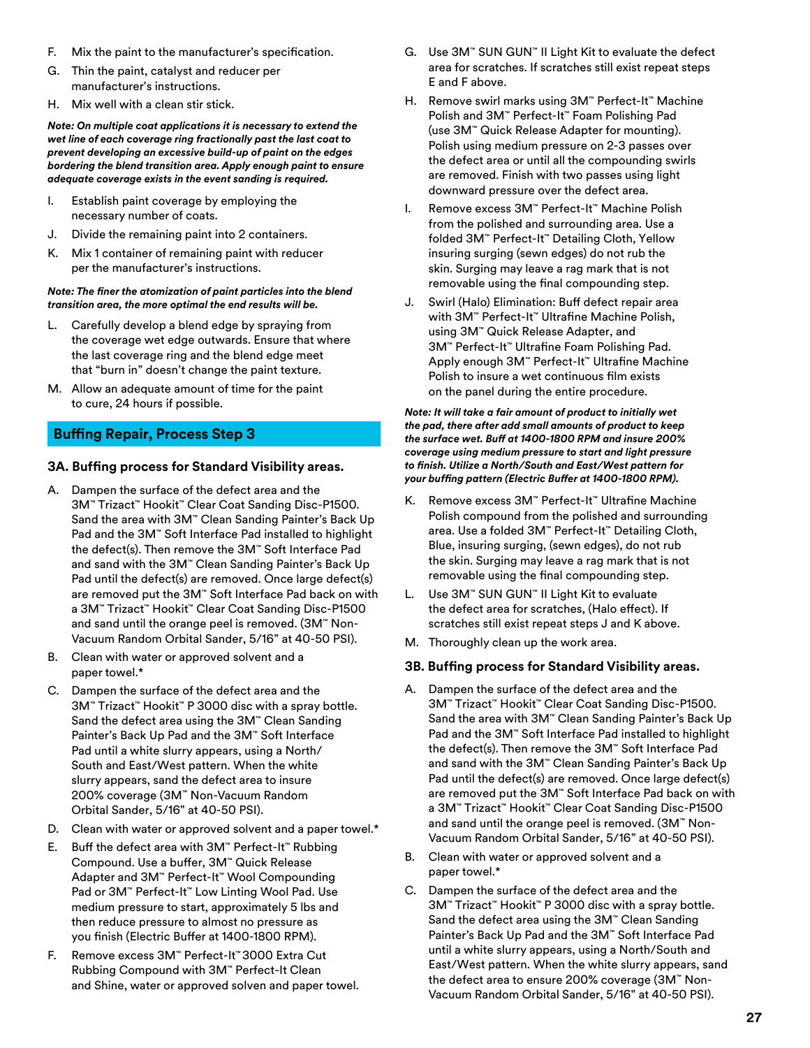F. Mix the paint to the manufacturer's specification.

G. Thin the paint, catalyst and reducer per manufacturer's instructions.

H. Mix well with a clean stir stick.

***Note: On multiple coat applications it is necessary to extend the wet line of each coverage ring fractionally past the last coat to prevent developing an excessive build-up of paint on the edges bordering the blend transition area. Apply enough paint to ensure adequate coverage exists in the event sanding is required.***

I. Establish paint coverage by employing the necessary number of coats.

J. Divide the remaining paint into 2 containers.

K. Mix 1 container of remaining paint with reducer per the manufacturer's instructions.

***Note: The finer the atomization of paint particles into the blend transition area, the more optimal the end results will be.***

L. Carefully develop a blend edge by spraying from the coverage wet edge outwards. Ensure that where the last coverage ring and the blend edge meet that "burn in" doesn't change the paint texture.

M. Allow an adequate amount of time for the paint to cure, 24 hours if possible.

## Buffing Repair, Process Step 3

### 3A. Buffing process for Standard Visibility areas.

A. Dampen the surface of the defect area and the 3M™ Trizact™ Hookit™ Clear Coat Sanding Disc-P1500. Sand the area with 3M™ Clean Sanding Painter's Back Up Pad and the 3M™ Soft Interface Pad installed to highlight the defect(s). Then remove the 3M™ Soft Interface Pad and sand with the 3M™ Clean Sanding Painter's Back Up Pad until the defect(s) are removed. Once large defect(s) are removed put the 3M™ Soft Interface Pad back on with a 3M™ Trizact™ Hookit™ Clear Coat Sanding Disc-P1500 and sand until the orange peel is removed. (3M™ Non-Vacuum Random Orbital Sander, 5/16" at 40-50 PSI).

B. Clean with water or approved solvent and a paper towel.*

C. Dampen the surface of the defect area and the 3M™ Trizact™ Hookit™ P 3000 disc with a spray bottle. Sand the defect area using the 3M™ Clean Sanding Painter's Back Up Pad and the 3M™ Soft Interface Pad until a white slurry appears, using a North/South and East/West pattern. When the white slurry appears, sand the defect area to insure 200% coverage (3M™ Non-Vacuum Random Orbital Sander, 5/16" at 40-50 PSI).

D. Clean with water or approved solvent and a paper towel.*

E. Buff the defect area with 3M™ Perfect-It™ Rubbing Compound. Use a buffer, 3M™ Quick Release Adapter and 3M™ Perfect-It™ Wool Compounding Pad or 3M™ Perfect-It™ Low Linting Wool Pad. Use medium pressure to start, approximately 5 lbs and then reduce pressure to almost no pressure as you finish (Electric Buffer at 1400-1800 RPM).

F. Remove excess 3M™ Perfect-It™ 3000 Extra Cut Rubbing Compound with 3M™ Perfect-It Clean and Shine, water or approved solven and paper towel.

G. Use 3M™ SUN GUN™ II Light Kit to evaluate the defect area for scratches. If scratches still exist repeat steps E and F above.

H. Remove swirl marks using 3M™ Perfect-It™ Machine Polish and 3M™ Perfect-It™ Foam Polishing Pad (use 3M™ Quick Release Adapter for mounting). Polish using medium pressure on 2-3 passes over the defect area or until all the compounding swirls are removed. Finish with two passes using light downward pressure over the defect area.

I. Remove excess 3M™ Perfect-It™ Machine Polish from the polished and surrounding area. Use a folded 3M™ Perfect-It™ Detailing Cloth, Yellow insuring surging (sewn edges) do not rub the skin. Surging may leave a rag mark that is not removable using the final compounding step.

J. Swirl (Halo) Elimination: Buff defect repair area with 3M™ Perfect-It™ Ultrafine Machine Polish, using 3M™ Quick Release Adapter, and 3M™ Perfect-It™ Ultrafine Foam Polishing Pad. Apply enough 3M™ Perfect-It™ Ultrafine Machine Polish to insure a wet continuous film exists on the panel during the entire procedure.

***Note: It will take a fair amount of product to initially wet the pad, there after add small amounts of product to keep the surface wet. Buff at 1400-1800 RPM and insure 200% coverage using medium pressure to start and light pressure to finish. Utilize a North/South and East/West pattern for your buffing pattern (Electric Buffer at 1400-1800 RPM).***

K. Remove excess 3M™ Perfect-It™ Ultrafine Machine Polish compound from the polished and surrounding area. Use a folded 3M™ Perfect-It™ Detailing Cloth, Blue, insuring surging, (sewn edges), do not rub the skin. Surging may leave a rag mark that is not removable using the final compounding step.

L. Use 3M™ SUN GUN™ II Light Kit to evaluate the defect area for scratches, (Halo effect). If scratches still exist repeat steps J and K above.

M. Thoroughly clean up the work area.

### 3B. Buffing process for Standard Visibility areas.

A. Dampen the surface of the defect area and the 3M™ Trizact™ Hookit™ Clear Coat Sanding Disc-P1500. Sand the area with 3M™ Clean Sanding Painter's Back Up Pad and the 3M™ Soft Interface Pad installed to highlight the defect(s). Then remove the 3M™ Soft Interface Pad and sand with the 3M™ Clean Sanding Painter's Back Up Pad until the defect(s) are removed. Once large defect(s) are removed put the 3M™ Soft Interface Pad back on with a 3M™ Trizact™ Hookit™ Clear Coat Sanding Disc-P1500 and sand until the orange peel is removed. (3M™ Non-Vacuum Random Orbital Sander, 5/16" at 40-50 PSI).

B. Clean with water or approved solvent and a paper towel.*

C. Dampen the surface of the defect area and the 3M™ Trizact™ Hookit™ P 3000 disc with a spray bottle. Sand the defect area using the 3M™ Clean Sanding Painter's Back Up Pad and the 3M™ Soft Interface Pad until a white slurry appears, using a North/South and East/West pattern. When the white slurry appears, sand the defect area to ensure 200% coverage (3M™ Non-Vacuum Random Orbital Sander, 5/16" at 40-50 PSI).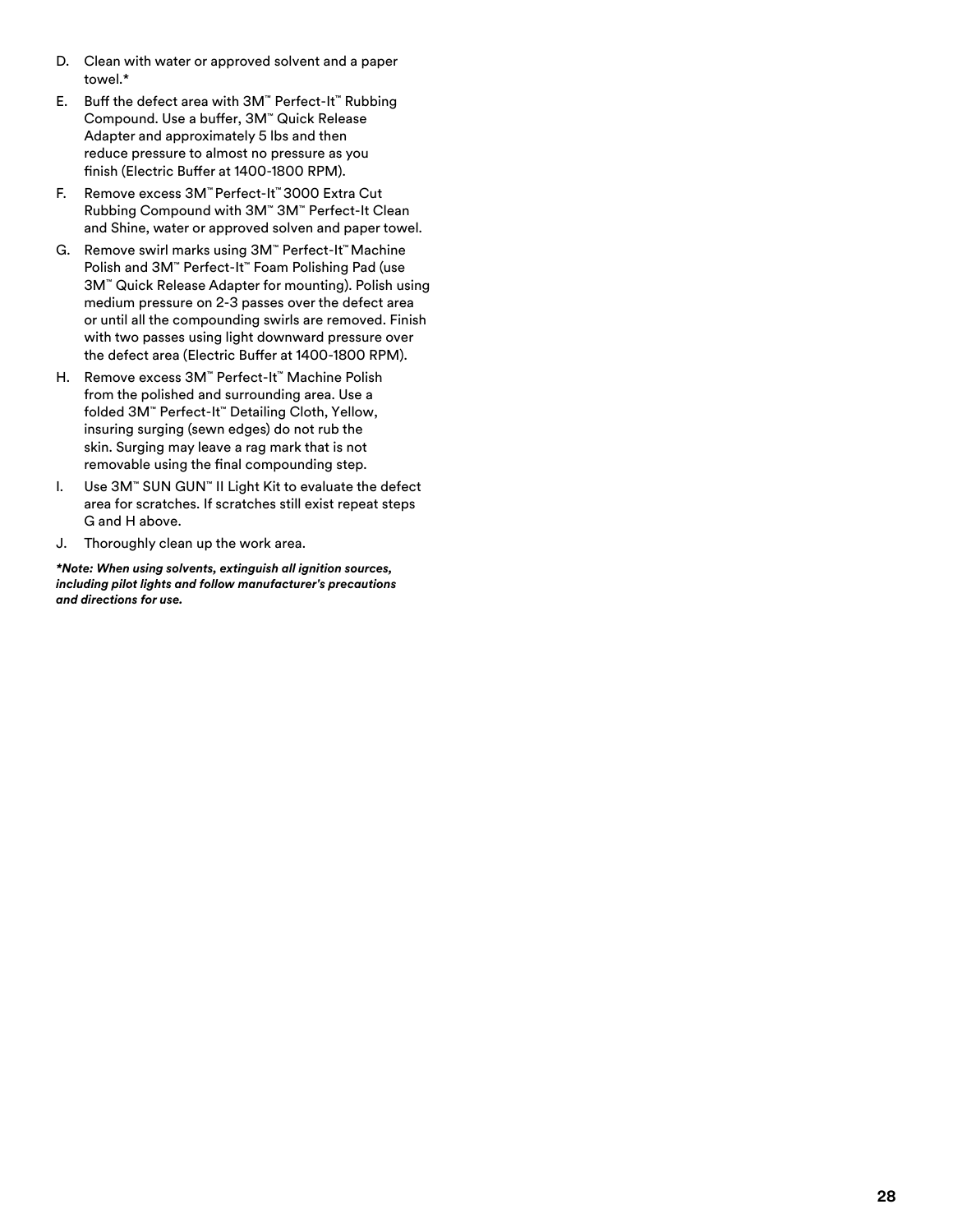D. Clean with water or approved solvent and a paper towel.*

E. Buff the defect area with 3M™ Perfect-It™ Rubbing Compound. Use a buffer, 3M™ Quick Release Adapter and approximately 5 lbs and then reduce pressure to almost no pressure as you finish (Electric Buffer at 1400-1800 RPM).

F. Remove excess 3M™ Perfect-It™ 3000 Extra Cut Rubbing Compound with 3M™ 3M™ Perfect-It Clean and Shine, water or approved solven and paper towel.

G. Remove swirl marks using 3M™ Perfect-It™ Machine Polish and 3M™ Perfect-It™ Foam Polishing Pad (use 3M™ Quick Release Adapter for mounting). Polish using medium pressure on 2-3 passes over the defect area or until all the compounding swirls are removed. Finish with two passes using light downward pressure over the defect area (Electric Buffer at 1400-1800 RPM).

H. Remove excess 3M™ Perfect-It™ Machine Polish from the polished and surrounding area. Use a folded 3M™ Perfect-It™ Detailing Cloth, Yellow, insuring surging (sewn edges) do not rub the skin. Surging may leave a rag mark that is not removable using the final compounding step.

I. Use 3M™ SUN GUN™ II Light Kit to evaluate the defect area for scratches. If scratches still exist repeat steps G and H above.

J. Thoroughly clean up the work area.

***Note: When using solvents, extinguish all ignition sources, including pilot lights and follow manufacturer's precautions and directions for use.***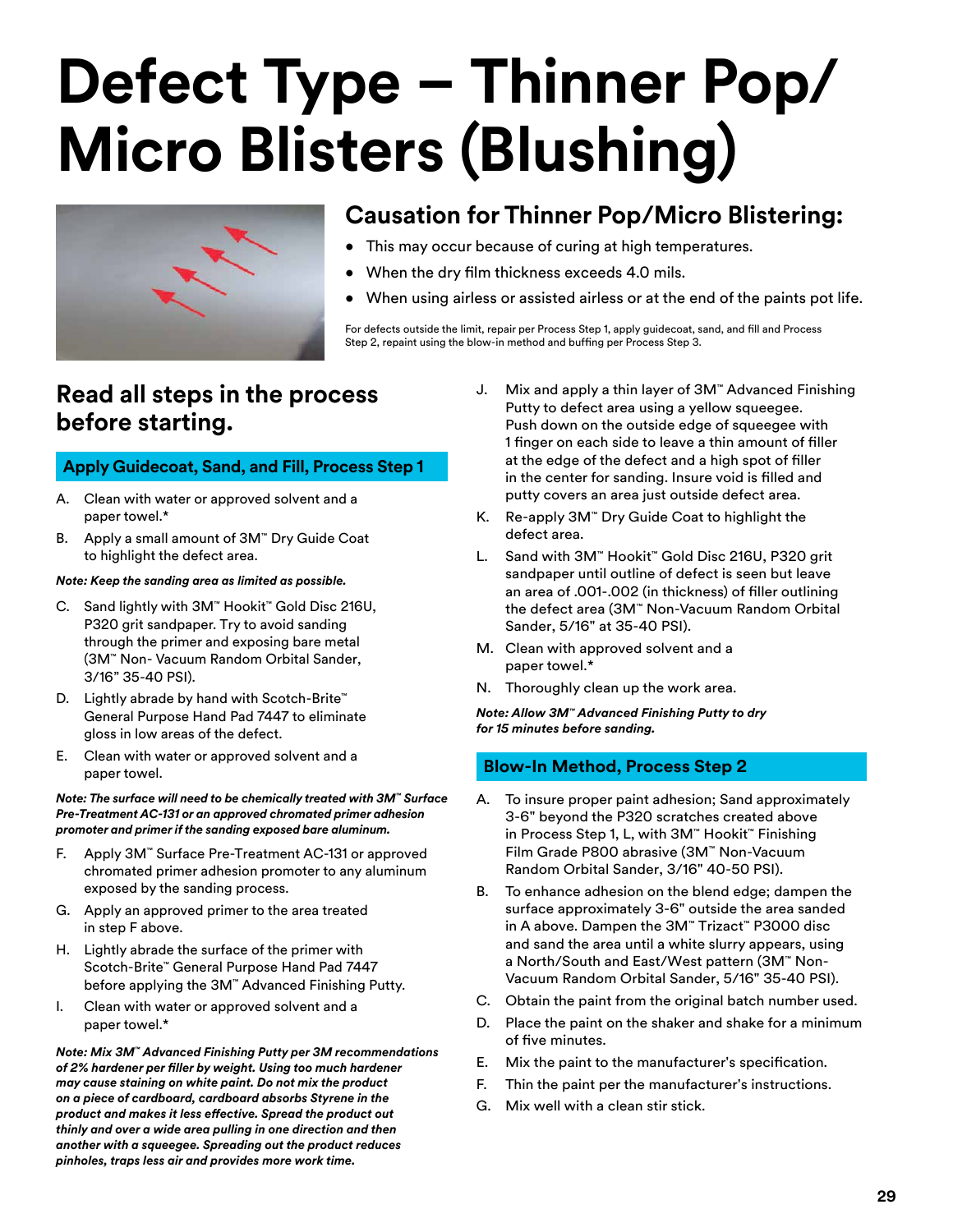# Defect Type – Thinner Pop/ Micro Blisters (Blushing)

## Causation for Thinner Pop/Micro Blistering:

- This may occur because of curing at high temperatures.
- When the dry film thickness exceeds 4.0 mils.
- When using airless or assisted airless or at the end of the paints pot life.

For defects outside the limit, repair per Process Step 1, apply guidecoat, sand, and fill and Process Step 2, repaint using the blow-in method and buffing per Process Step 3.

## Read all steps in the process before starting.

### Apply Guidecoat, Sand, and Fill, Process Step 1

A. Clean with water or approved solvent and a paper towel.*

B. Apply a small amount of 3M™ Dry Guide Coat to highlight the defect area.

***Note: Keep the sanding area as limited as possible.***

C. Sand lightly with 3M™ Hookit™ Gold Disc 216U, P320 grit sandpaper. Try to avoid sanding through the primer and exposing bare metal (3M™ Non- Vacuum Random Orbital Sander, 3/16" 35-40 PSI).

D. Lightly abrade by hand with Scotch-Brite™ General Purpose Hand Pad 7447 to eliminate gloss in low areas of the defect.

E. Clean with water or approved solvent and a paper towel.

***Note: The surface will need to be chemically treated with 3M™ Surface Pre-Treatment AC-131 or an approved chromated primer adhesion promoter and primer if the sanding exposed bare aluminum.***

F. Apply 3M™ Surface Pre-Treatment AC-131 or approved chromated primer adhesion promoter to any aluminum exposed by the sanding process.

G. Apply an approved primer to the area treated in step F above.

H. Lightly abrade the surface of the primer with Scotch-Brite™ General Purpose Hand Pad 7447 before applying the 3M™ Advanced Finishing Putty.

I. Clean with water or approved solvent and a paper towel.*

***Note: Mix 3M™ Advanced Finishing Putty per 3M recommendations of 2% hardener per filler by weight. Using too much hardener may cause staining on white paint. Do not mix the product on a piece of cardboard, cardboard absorbs Styrene in the product and makes it less effective. Spread the product out thinly and over a wide area pulling in one direction and then another with a squeegee. Spreading out the product reduces pinholes, traps less air and provides more work time.***

J. Mix and apply a thin layer of 3M™ Advanced Finishing Putty to defect area using a yellow squeegee. Push down on the outside edge of squeegee with 1 finger on each side to leave a thin amount of filler at the edge of the defect and a high spot of filler in the center for sanding. Insure void is filled and putty covers an area just outside defect area.

K. Re-apply 3M™ Dry Guide Coat to highlight the defect area.

L. Sand with 3M™ Hookit™ Gold Disc 216U, P320 grit sandpaper until outline of defect is seen but leave an area of .001-.002 (in thickness) of filler outlining the defect area (3M™ Non-Vacuum Random Orbital Sander, 5/16" at 35-40 PSI).

M. Clean with approved solvent and a paper towel.*

N. Thoroughly clean up the work area.

***Note: Allow 3M™ Advanced Finishing Putty to dry for 15 minutes before sanding.***

### Blow-In Method, Process Step 2

A. To insure proper paint adhesion; Sand approximately 3-6" beyond the P320 scratches created above in Process Step 1, L, with 3M™ Hookit™ Finishing Film Grade P800 abrasive (3M™ Non-Vacuum Random Orbital Sander, 3/16" 40-50 PSI).

B. To enhance adhesion on the blend edge; dampen the surface approximately 3-6" outside the area sanded in A above. Dampen the 3M™ Trizact™ P3000 disc and sand the area until a white slurry appears, using a North/South and East/West pattern (3M™ Non-Vacuum Random Orbital Sander, 5/16" 35-40 PSI).

C. Obtain the paint from the original batch number used.

D. Place the paint on the shaker and shake for a minimum of five minutes.

E. Mix the paint to the manufacturer's specification.

F. Thin the paint per the manufacturer's instructions.

G. Mix well with a clean stir stick.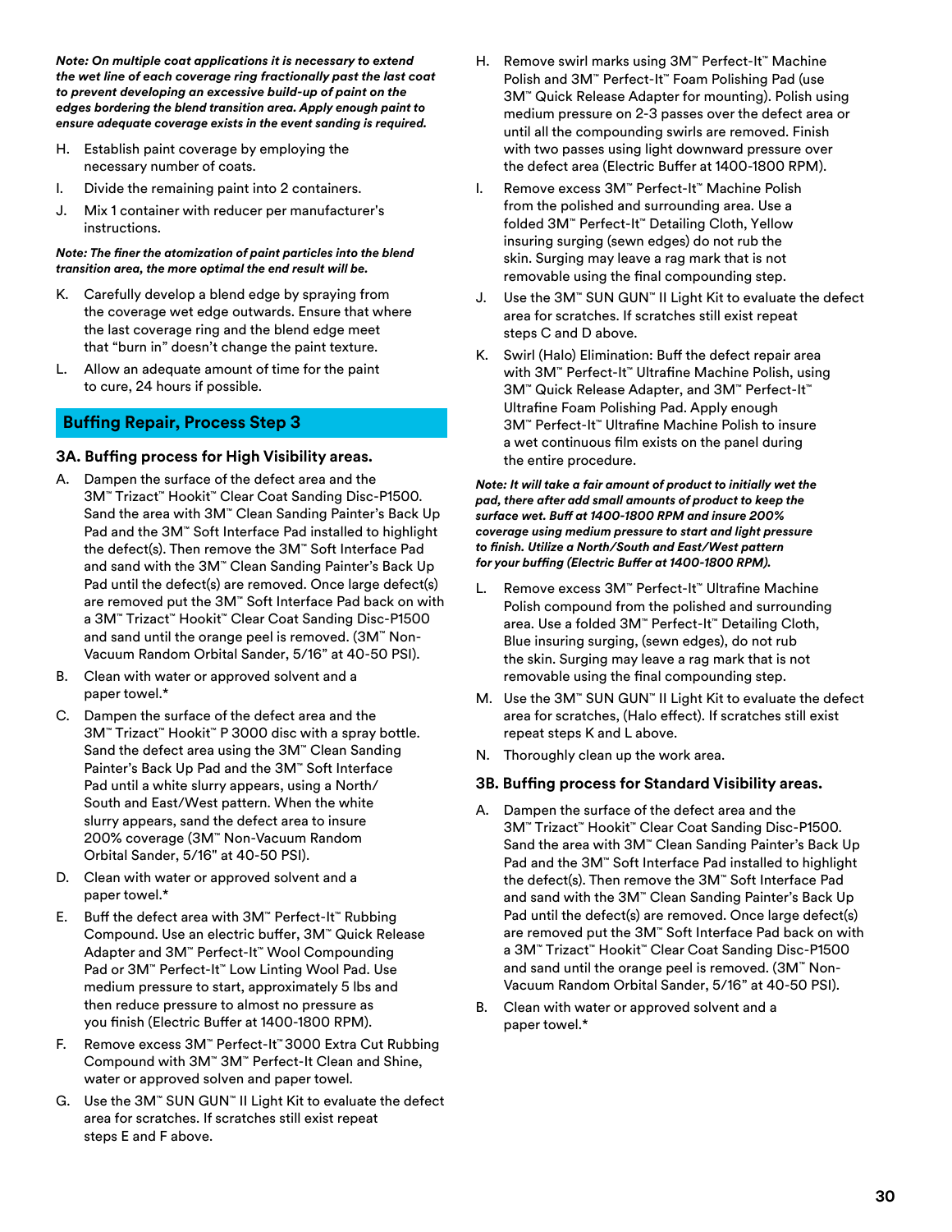***Note: On multiple coat applications it is necessary to extend the wet line of each coverage ring fractionally past the last coat to prevent developing an excessive build-up of paint on the edges bordering the blend transition area. Apply enough paint to ensure adequate coverage exists in the event sanding is required.***

H. Establish paint coverage by employing the necessary number of coats.

I. Divide the remaining paint into 2 containers.

J. Mix 1 container with reducer per manufacturer's instructions.

***Note: The finer the atomization of paint particles into the blend transition area, the more optimal the end result will be.***

K. Carefully develop a blend edge by spraying from the coverage wet edge outwards. Ensure that where the last coverage ring and the blend edge meet that "burn in" doesn't change the paint texture.

L. Allow an adequate amount of time for the paint to cure, 24 hours if possible.

## Buffing Repair, Process Step 3

### 3A. Buffing process for High Visibility areas.

A. Dampen the surface of the defect area and the 3M™ Trizact™ Hookit™ Clear Coat Sanding Disc-P1500. Sand the area with 3M™ Clean Sanding Painter's Back Up Pad and the 3M™ Soft Interface Pad installed to highlight the defect(s). Then remove the 3M™ Soft Interface Pad and sand with the 3M™ Clean Sanding Painter's Back Up Pad until the defect(s) are removed. Once large defect(s) are removed put the 3M™ Soft Interface Pad back on with a 3M™ Trizact™ Hookit™ Clear Coat Sanding Disc-P1500 and sand until the orange peel is removed. (3M™ Non-Vacuum Random Orbital Sander, 5/16" at 40-50 PSI).

B. Clean with water or approved solvent and a paper towel.*

C. Dampen the surface of the defect area and the 3M™ Trizact™ Hookit™ P 3000 disc with a spray bottle. Sand the defect area using the 3M™ Clean Sanding Painter's Back Up Pad and the 3M™ Soft Interface Pad until a white slurry appears, using a North/ South and East/West pattern. When the white slurry appears, sand the defect area to insure 200% coverage (3M™ Non-Vacuum Random Orbital Sander, 5/16" at 40-50 PSI).

D. Clean with water or approved solvent and a paper towel.*

E. Buff the defect area with 3M™ Perfect-It™ Rubbing Compound. Use an electric buffer, 3M™ Quick Release Adapter and 3M™ Perfect-It™ Wool Compounding Pad or 3M™ Perfect-It™ Low Linting Wool Pad. Use medium pressure to start, approximately 5 lbs and then reduce pressure to almost no pressure as you finish (Electric Buffer at 1400-1800 RPM).

F. Remove excess 3M™ Perfect-It™ 3000 Extra Cut Rubbing Compound with 3M™ 3M™ Perfect-It Clean and Shine, water or approved solven and paper towel.

G. Use the 3M™ SUN GUN™ II Light Kit to evaluate the defect area for scratches. If scratches still exist repeat steps E and F above.

H. Remove swirl marks using 3M™ Perfect-It™ Machine Polish and 3M™ Perfect-It™ Foam Polishing Pad (use 3M™ Quick Release Adapter for mounting). Polish using medium pressure on 2-3 passes over the defect area or until all the compounding swirls are removed. Finish with two passes using light downward pressure over the defect area (Electric Buffer at 1400-1800 RPM).

I. Remove excess 3M™ Perfect-It™ Machine Polish from the polished and surrounding area. Use a folded 3M™ Perfect-It™ Detailing Cloth, Yellow insuring surging (sewn edges) do not rub the skin. Surging may leave a rag mark that is not removable using the final compounding step.

J. Use the 3M™ SUN GUN™ II Light Kit to evaluate the defect area for scratches. If scratches still exist repeat steps C and D above.

K. Swirl (Halo) Elimination: Buff the defect repair area with 3M™ Perfect-It™ Ultrafine Machine Polish, using 3M™ Quick Release Adapter, and 3M™ Perfect-It™ Ultrafine Foam Polishing Pad. Apply enough 3M™ Perfect-It™ Ultrafine Machine Polish to insure a wet continuous film exists on the panel during the entire procedure.

***Note: It will take a fair amount of product to initially wet the pad, there after add small amounts of product to keep the surface wet. Buff at 1400-1800 RPM and insure 200% coverage using medium pressure to start and light pressure to finish. Utilize a North/South and East/West pattern for your buffing (Electric Buffer at 1400-1800 RPM).***

L. Remove excess 3M™ Perfect-It™ Ultrafine Machine Polish compound from the polished and surrounding area. Use a folded 3M™ Perfect-It™ Detailing Cloth, Blue insuring surging, (sewn edges), do not rub the skin. Surging may leave a rag mark that is not removable using the final compounding step.

M. Use the 3M™ SUN GUN™ II Light Kit to evaluate the defect area for scratches, (Halo effect). If scratches still exist repeat steps K and L above.

N. Thoroughly clean up the work area.

### 3B. Buffing process for Standard Visibility areas.

A. Dampen the surface of the defect area and the 3M™ Trizact™ Hookit™ Clear Coat Sanding Disc-P1500. Sand the area with 3M™ Clean Sanding Painter's Back Up Pad and the 3M™ Soft Interface Pad installed to highlight the defect(s). Then remove the 3M™ Soft Interface Pad and sand with the 3M™ Clean Sanding Painter's Back Up Pad until the defect(s) are removed. Once large defect(s) are removed put the 3M™ Soft Interface Pad back on with a 3M™ Trizact™ Hookit™ Clear Coat Sanding Disc-P1500 and sand until the orange peel is removed. (3M™ Non-Vacuum Random Orbital Sander, 5/16" at 40-50 PSI).

B. Clean with water or approved solvent and a paper towel.*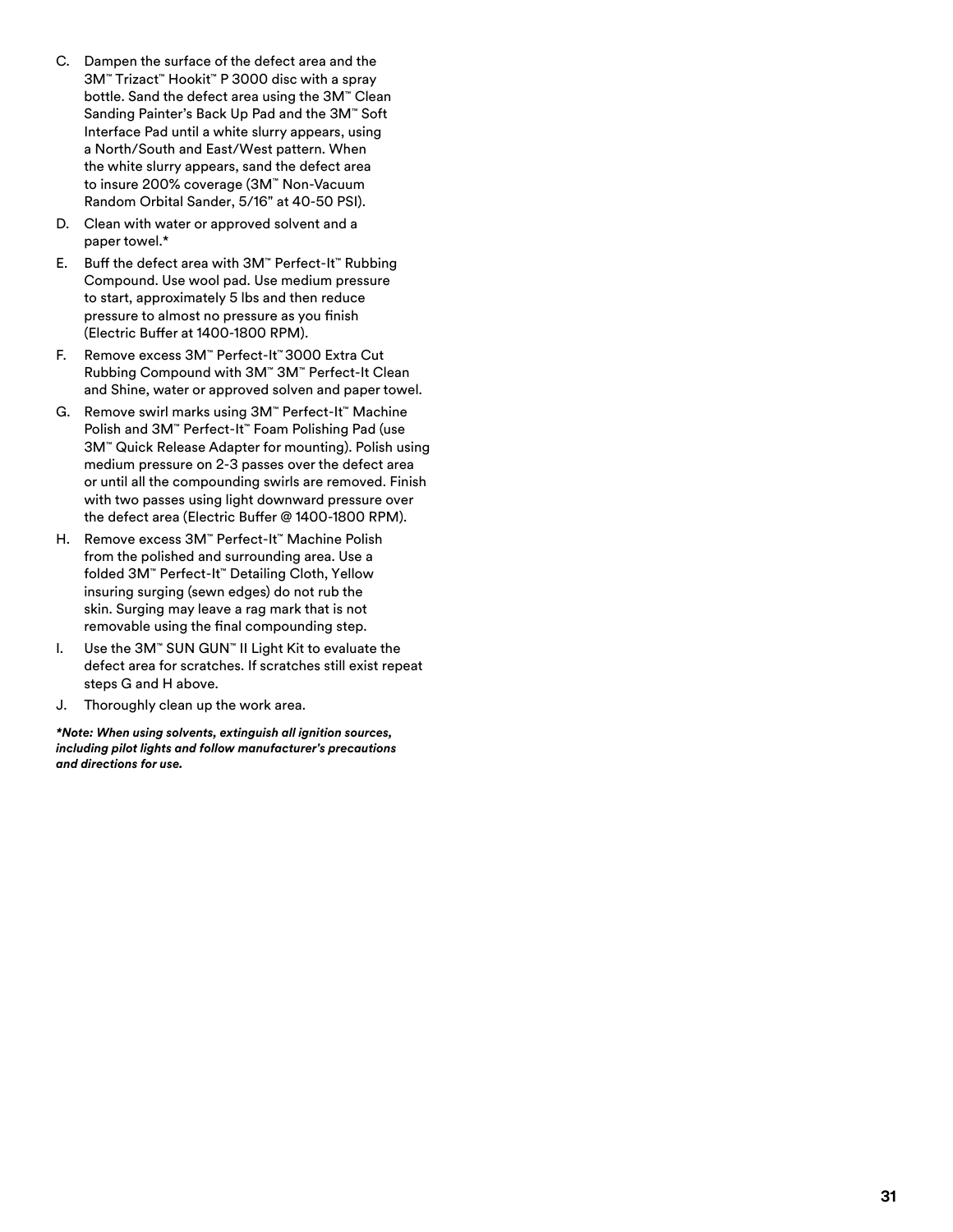C. Dampen the surface of the defect area and the 3M™ Trizact™ Hookit™ P 3000 disc with a spray bottle. Sand the defect area using the 3M™ Clean Sanding Painter's Back Up Pad and the 3M™ Soft Interface Pad until a white slurry appears, using a North/South and East/West pattern. When the white slurry appears, sand the defect area to insure 200% coverage (3M™ Non-Vacuum Random Orbital Sander, 5/16" at 40-50 PSI).

D. Clean with water or approved solvent and a paper towel.*

E. Buff the defect area with 3M™ Perfect-It™ Rubbing Compound. Use wool pad. Use medium pressure to start, approximately 5 lbs and then reduce pressure to almost no pressure as you finish (Electric Buffer at 1400-1800 RPM).

F. Remove excess 3M™ Perfect-It™ 3000 Extra Cut Rubbing Compound with 3M™ 3M™ Perfect-It Clean and Shine, water or approved solven and paper towel.

G. Remove swirl marks using 3M™ Perfect-It™ Machine Polish and 3M™ Perfect-It™ Foam Polishing Pad (use 3M™ Quick Release Adapter for mounting). Polish using medium pressure on 2-3 passes over the defect area or until all the compounding swirls are removed. Finish with two passes using light downward pressure over the defect area (Electric Buffer @ 1400-1800 RPM).

H. Remove excess 3M™ Perfect-It™ Machine Polish from the polished and surrounding area. Use a folded 3M™ Perfect-It™ Detailing Cloth, Yellow insuring surging (sewn edges) do not rub the skin. Surging may leave a rag mark that is not removable using the final compounding step.

I. Use the 3M™ SUN GUN™ II Light Kit to evaluate the defect area for scratches. If scratches still exist repeat steps G and H above.

J. Thoroughly clean up the work area.

***Note: When using solvents, extinguish all ignition sources, including pilot lights and follow manufacturer's precautions and directions for use.***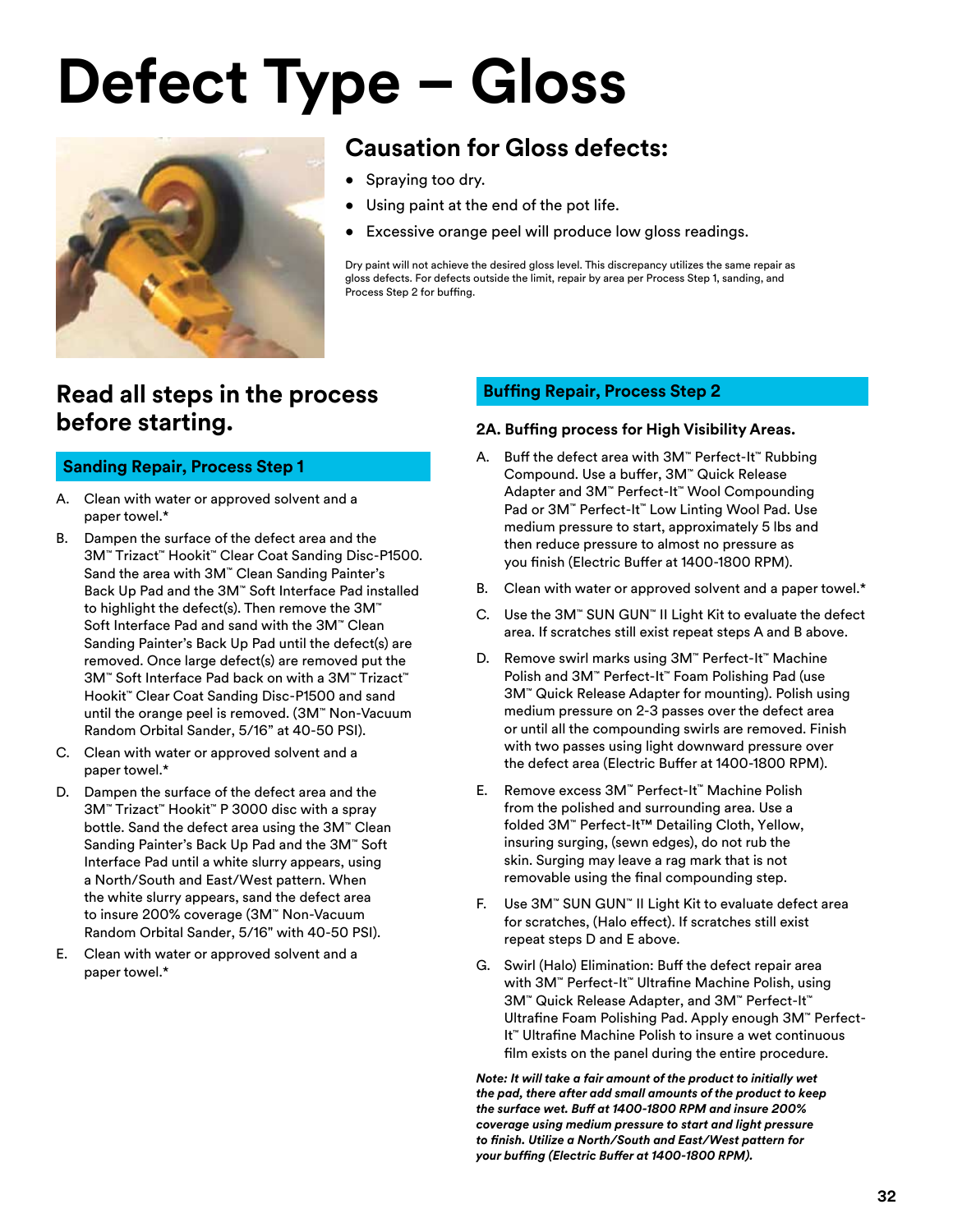# Defect Type – Gloss

## Causation for Gloss defects:

- Spraying too dry.
- Using paint at the end of the pot life.
- Excessive orange peel will produce low gloss readings.

Dry paint will not achieve the desired gloss level. This discrepancy utilizes the same repair as gloss defects. For defects outside the limit, repair by area per Process Step 1, sanding, and Process Step 2 for buffing.

## Read all steps in the process before starting.

### Sanding Repair, Process Step 1

A. Clean with water or approved solvent and a paper towel.*

B. Dampen the surface of the defect area and the 3M™ Trizact™ Hookit™ Clear Coat Sanding Disc-P1500. Sand the area with 3M™ Clean Sanding Painter's Back Up Pad and the 3M™ Soft Interface Pad installed to highlight the defect(s). Then remove the 3M™ Soft Interface Pad and sand with the 3M™ Clean Sanding Painter's Back Up Pad until the defect(s) are removed. Once large defect(s) are removed put the 3M™ Soft Interface Pad back on with a 3M™ Trizact™ Hookit™ Clear Coat Sanding Disc-P1500 and sand until the orange peel is removed. (3M™ Non-Vacuum Random Orbital Sander, 5/16" at 40-50 PSI).

C. Clean with water or approved solvent and a paper towel.*

D. Dampen the surface of the defect area and the 3M™ Trizact™ Hookit™ P 3000 disc with a spray bottle. Sand the defect area using the 3M™ Clean Sanding Painter's Back Up Pad and the 3M™ Soft Interface Pad until a white slurry appears, using a North/South and East/West pattern. When the white slurry appears, sand the defect area to insure 200% coverage (3M™ Non-Vacuum Random Orbital Sander, 5/16" with 40-50 PSI).

E. Clean with water or approved solvent and a paper towel.*

### Buffing Repair, Process Step 2

**2A. Buffing process for High Visibility Areas.**

A. Buff the defect area with 3M™ Perfect-It™ Rubbing Compound. Use a buffer, 3M™ Quick Release Adapter and 3M™ Perfect-It™ Wool Compounding Pad or 3M™ Perfect-It™ Low Linting Wool Pad. Use medium pressure to start, approximately 5 lbs and then reduce pressure to almost no pressure as you finish (Electric Buffer at 1400-1800 RPM).

B. Clean with water or approved solvent and a paper towel.*

C. Use the 3M™ SUN GUN™ II Light Kit to evaluate the defect area. If scratches still exist repeat steps A and B above.

D. Remove swirl marks using 3M™ Perfect-It™ Machine Polish and 3M™ Perfect-It™ Foam Polishing Pad (use 3M™ Quick Release Adapter for mounting). Polish using medium pressure on 2-3 passes over the defect area or until all the compounding swirls are removed. Finish with two passes using light downward pressure over the defect area (Electric Buffer at 1400-1800 RPM).

E. Remove excess 3M™ Perfect-It™ Machine Polish from the polished and surrounding area. Use a folded 3M™ Perfect-It™ Detailing Cloth, Yellow, insuring surging, (sewn edges), do not rub the skin. Surging may leave a rag mark that is not removable using the final compounding step.

F. Use 3M™ SUN GUN™ II Light Kit to evaluate defect area for scratches, (Halo effect). If scratches still exist repeat steps D and E above.

G. Swirl (Halo) Elimination: Buff the defect repair area with 3M™ Perfect-It™ Ultrafine Machine Polish, using 3M™ Quick Release Adapter, and 3M™ Perfect-It™ Ultrafine Foam Polishing Pad. Apply enough 3M™ Perfect-It™ Ultrafine Machine Polish to insure a wet continuous film exists on the panel during the entire procedure.

***Note:** It will take a fair amount of the product to initially wet the pad, there after add small amounts of the product to keep the surface wet. Buff at 1400-1800 RPM and insure 200% coverage using medium pressure to start and light pressure to finish. Utilize a North/South and East/West pattern for your buffing (Electric Buffer at 1400-1800 RPM).*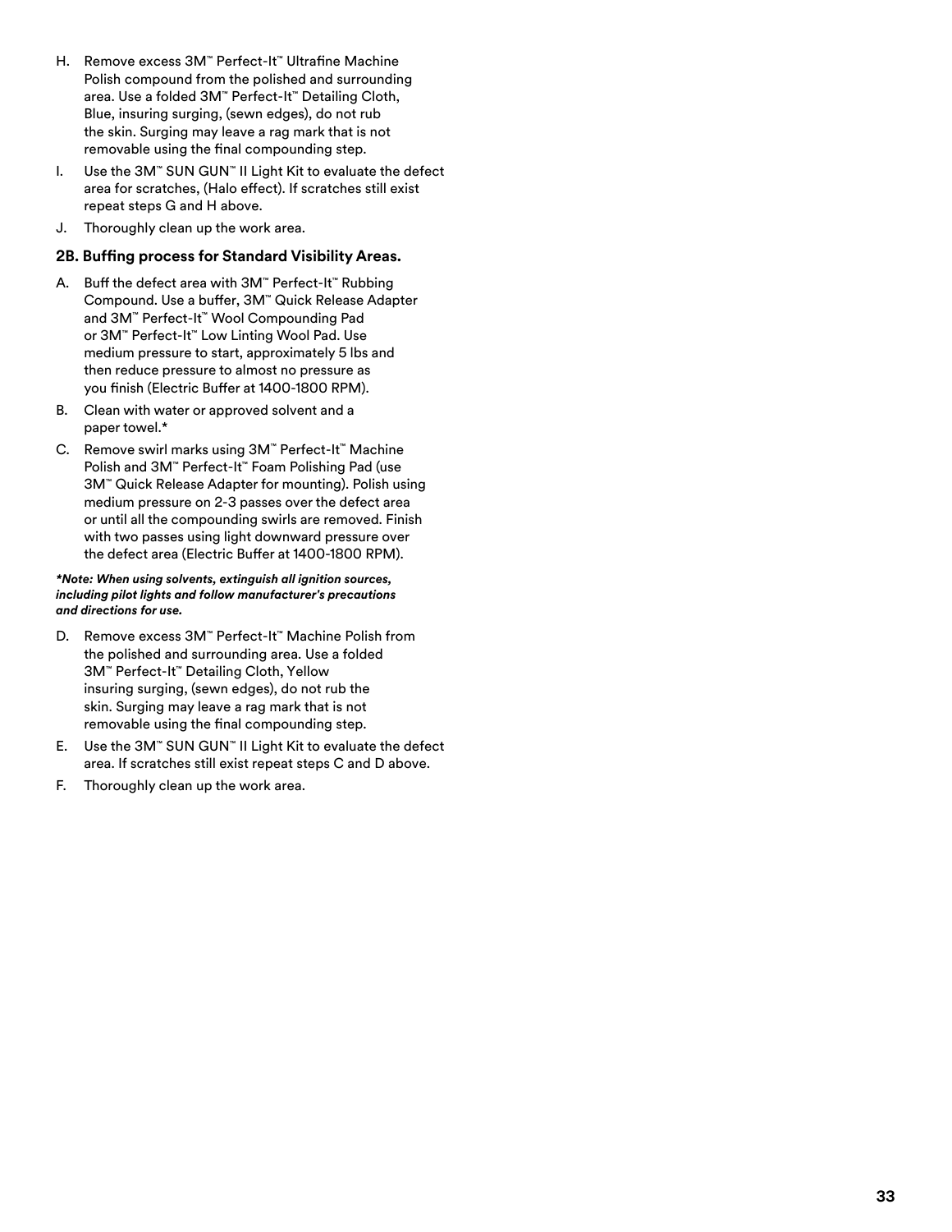H. Remove excess 3M™ Perfect-It™ Ultrafine Machine Polish compound from the polished and surrounding area. Use a folded 3M™ Perfect-It™ Detailing Cloth, Blue, insuring surging, (sewn edges), do not rub the skin. Surging may leave a rag mark that is not removable using the final compounding step.

I. Use the 3M™ SUN GUN™ II Light Kit to evaluate the defect area for scratches, (Halo effect). If scratches still exist repeat steps G and H above.

J. Thoroughly clean up the work area.

### 2B. Buffing process for Standard Visibility Areas.

A. Buff the defect area with 3M™ Perfect-It™ Rubbing Compound. Use a buffer, 3M™ Quick Release Adapter and 3M™ Perfect-It™ Wool Compounding Pad or 3M™ Perfect-It™ Low Linting Wool Pad. Use medium pressure to start, approximately 5 lbs and then reduce pressure to almost no pressure as you finish (Electric Buffer at 1400-1800 RPM).

B. Clean with water or approved solvent and a paper towel.*

C. Remove swirl marks using 3M™ Perfect-It™ Machine Polish and 3M™ Perfect-It™ Foam Polishing Pad (use 3M™ Quick Release Adapter for mounting). Polish using medium pressure on 2-3 passes over the defect area or until all the compounding swirls are removed. Finish with two passes using light downward pressure over the defect area (Electric Buffer at 1400-1800 RPM).

***Note: When using solvents, extinguish all ignition sources, including pilot lights and follow manufacturer's precautions and directions for use.***

D. Remove excess 3M™ Perfect-It™ Machine Polish from the polished and surrounding area. Use a folded 3M™ Perfect-It™ Detailing Cloth, Yellow insuring surging, (sewn edges), do not rub the skin. Surging may leave a rag mark that is not removable using the final compounding step.

E. Use the 3M™ SUN GUN™ II Light Kit to evaluate the defect area. If scratches still exist repeat steps C and D above.

F. Thoroughly clean up the work area.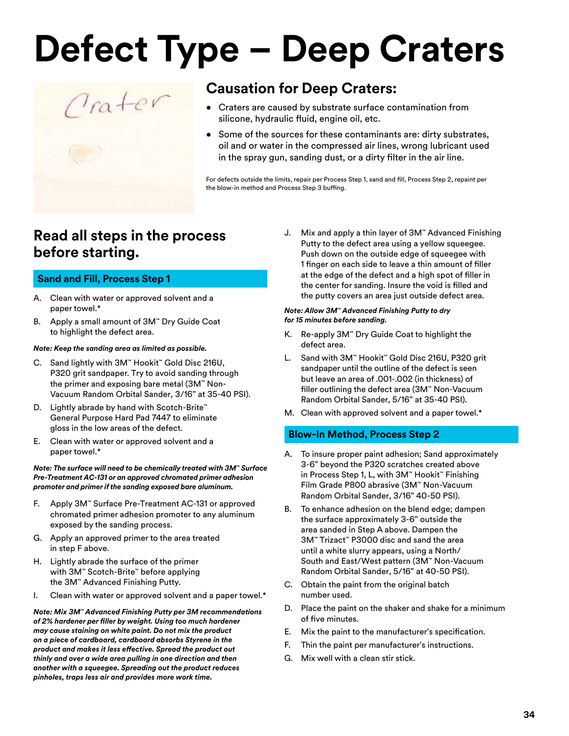# Defect Type – Deep Craters

## Causation for Deep Craters:

- Craters are caused by substrate surface contamination from silicone, hydraulic fluid, engine oil, etc.
- Some of the sources for these contaminants are: dirty substrates, oil and or water in the compressed air lines, wrong lubricant used in the spray gun, sanding dust, or a dirty filter in the air line.

For defects outside the limits, repair per Process Step 1, sand and fill, Process Step 2, repaint per the blow-in method and Process Step 3 buffing.

## Read all steps in the process before starting.

### Sand and Fill, Process Step 1

A. Clean with water or approved solvent and a paper towel.*

B. Apply a small amount of 3M™ Dry Guide Coat to highlight the defect area.

***Note: Keep the sanding area as limited as possible.***

C. Sand lightly with 3M™ Hookit™ Gold Disc 216U, P320 grit sandpaper. Try to avoid sanding through the primer and exposing bare metal (3M™ Non-Vacuum Random Orbital Sander, 3/16" at 35-40 PSI).

D. Lightly abrade by hand with Scotch-Brite™ General Purpose Hard Pad 7447 to eliminate gloss in the low areas of the defect.

E. Clean with water or approved solvent and a paper towel.*

***Note: The surface will need to be chemically treated with 3M™ Surface Pre-Treatment AC-131 or an approved chromated primer adhesion promoter and primer if the sanding exposed bare aluminum.***

F. Apply 3M™ Surface Pre-Treatment AC-131 or approved chromated primer adhesion promoter to any aluminum exposed by the sanding process.

G. Apply an approved primer to the area treated in step F above.

H. Lightly abrade the surface of the primer with 3M™ Scotch-Brite™ before applying the 3M™ Advanced Finishing Putty.

I. Clean with water or approved solvent and a paper towel.*

***Note: Mix 3M™ Advanced Finishing Putty per 3M recommendations of 2% hardener per filler by weight. Using too much hardener may cause staining on white paint. Do not mix the product on a piece of cardboard, cardboard absorbs Styrene in the product and makes it less effective. Spread the product out thinly and over a wide area pulling in one direction and then another with a squeegee. Spreading out the product reduces pinholes, traps less air and provides more work time.***

J. Mix and apply a thin layer of 3M™ Advanced Finishing Putty to the defect area using a yellow squeegee. Push down on the outside edge of squeegee with 1 finger on each side to leave a thin amount of filler at the edge of the defect and a high spot of filler in the center for sanding. Insure the void is filled and the putty covers an area just outside defect area.

***Note: Allow 3M™ Advanced Finishing Putty to dry for 15 minutes before sanding.***

K. Re-apply 3M™ Dry Guide Coat to highlight the defect area.

L. Sand with 3M™ Hookit™ Gold Disc 216U, P320 grit sandpaper until the outline of the defect is seen but leave an area of .001-.002 (in thickness) of filler outlining the defect area (3M™ Non-Vacuum Random Orbital Sander, 5/16" at 35-40 PSI).

M. Clean with approved solvent and a paper towel.*

### Blow-In Method, Process Step 2

A. To insure proper paint adhesion; Sand approximately 3-6" beyond the P320 scratches created above in Process Step 1, L, with 3M™ Hookit™ Finishing Film Grade P800 abrasive (3M™ Non-Vacuum Random Orbital Sander, 3/16" 40-50 PSI).

B. To enhance adhesion on the blend edge; dampen the surface approximately 3-6" outside the area sanded in Step A above. Dampen the 3M™ Trizact™ P3000 disc and sand the area until a white slurry appears, using a North/South and East/West pattern (3M™ Non-Vacuum Random Orbital Sander, 5/16" at 40-50 PSI).

C. Obtain the paint from the original batch number used.

D. Place the paint on the shaker and shake for a minimum of five minutes.

E. Mix the paint to the manufacturer's specification.

F. Thin the paint per manufacturer's instructions.

G. Mix well with a clean stir stick.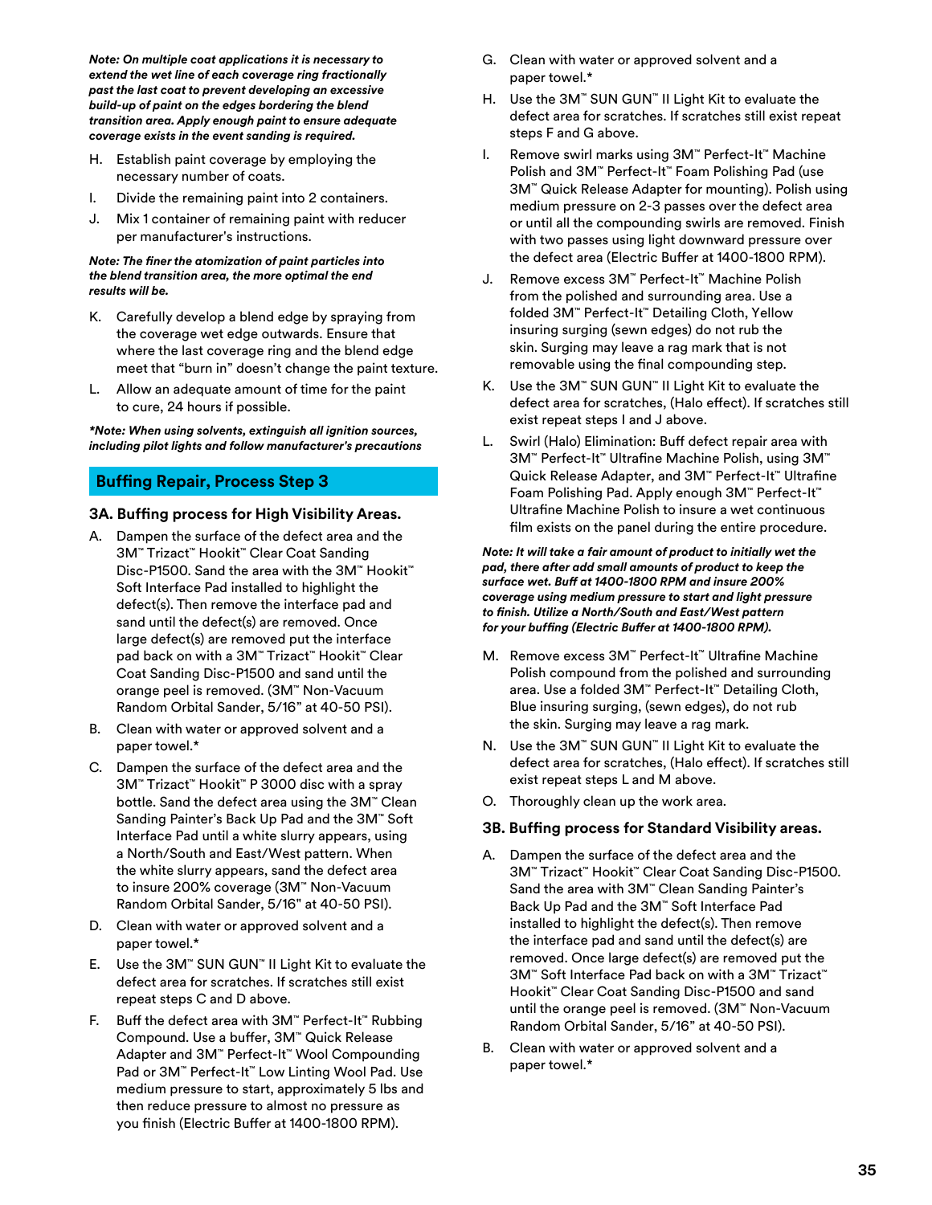***Note: On multiple coat applications it is necessary to extend the wet line of each coverage ring fractionally past the last coat to prevent developing an excessive build-up of paint on the edges bordering the blend transition area. Apply enough paint to ensure adequate coverage exists in the event sanding is required.***

H. Establish paint coverage by employing the necessary number of coats.

I. Divide the remaining paint into 2 containers.

J. Mix 1 container of remaining paint with reducer per manufacturer's instructions.

***Note: The finer the atomization of paint particles into the blend transition area, the more optimal the end results will be.***

K. Carefully develop a blend edge by spraying from the coverage wet edge outwards. Ensure that where the last coverage ring and the blend edge meet that "burn in" doesn't change the paint texture.

L. Allow an adequate amount of time for the paint to cure, 24 hours if possible.

***\*Note: When using solvents, extinguish all ignition sources, including pilot lights and follow manufacturer's precautions***

## Buffing Repair, Process Step 3

### 3A. Buffing process for High Visibility Areas.

A. Dampen the surface of the defect area and the 3M™ Trizact™ Hookit™ Clear Coat Sanding Disc-P1500. Sand the area with the 3M™ Hookit™ Soft Interface Pad installed to highlight the defect(s). Then remove the interface pad and sand until the defect(s) are removed. Once large defect(s) are removed put the interface pad back on with a 3M™ Trizact™ Hookit™ Clear Coat Sanding Disc-P1500 and sand until the orange peel is removed. (3M™ Non-Vacuum Random Orbital Sander, 5/16" at 40-50 PSI).

B. Clean with water or approved solvent and a paper towel.*

C. Dampen the surface of the defect area and the 3M™ Trizact™ Hookit™ P 3000 disc with a spray bottle. Sand the defect area using the 3M™ Clean Sanding Painter's Back Up Pad and the 3M™ Soft Interface Pad until a white slurry appears, using a North/South and East/West pattern. When the white slurry appears, sand the defect area to insure 200% coverage (3M™ Non-Vacuum Random Orbital Sander, 5/16" at 40-50 PSI).

D. Clean with water or approved solvent and a paper towel.*

E. Use the 3M™ SUN GUN™ II Light Kit to evaluate the defect area for scratches. If scratches still exist repeat steps C and D above.

F. Buff the defect area with 3M™ Perfect-It™ Rubbing Compound. Use a buffer, 3M™ Quick Release Adapter and 3M™ Perfect-It™ Wool Compounding Pad or 3M™ Perfect-It™ Low Linting Wool Pad. Use medium pressure to start, approximately 5 lbs and then reduce pressure to almost no pressure as you finish (Electric Buffer at 1400-1800 RPM).

G. Clean with water or approved solvent and a paper towel.*

H. Use the 3M™ SUN GUN™ II Light Kit to evaluate the defect area for scratches. If scratches still exist repeat steps F and G above.

I. Remove swirl marks using 3M™ Perfect-It™ Machine Polish and 3M™ Perfect-It™ Foam Polishing Pad (use 3M™ Quick Release Adapter for mounting). Polish using medium pressure on 2-3 passes over the defect area or until all the compounding swirls are removed. Finish with two passes using light downward pressure over the defect area (Electric Buffer at 1400-1800 RPM).

J. Remove excess 3M™ Perfect-It™ Machine Polish from the polished and surrounding area. Use a folded 3M™ Perfect-It™ Detailing Cloth, Yellow insuring surging (sewn edges) do not rub the skin. Surging may leave a rag mark that is not removable using the final compounding step.

K. Use the 3M™ SUN GUN™ II Light Kit to evaluate the defect area for scratches, (Halo effect). If scratches still exist repeat steps I and J above.

L. Swirl (Halo) Elimination: Buff defect repair area with 3M™ Perfect-It™ Ultrafine Machine Polish, using 3M™ Quick Release Adapter, and 3M™ Perfect-It™ Ultrafine Foam Polishing Pad. Apply enough 3M™ Perfect-It™ Ultrafine Machine Polish to insure a wet continuous film exists on the panel during the entire procedure.

***Note: It will take a fair amount of product to initially wet the pad, there after add small amounts of product to keep the surface wet. Buff at 1400-1800 RPM and insure 200% coverage using medium pressure to start and light pressure to finish. Utilize a North/South and East/West pattern for your buffing (Electric Buffer at 1400-1800 RPM).***

M. Remove excess 3M™ Perfect-It™ Ultrafine Machine Polish compound from the polished and surrounding area. Use a folded 3M™ Perfect-It™ Detailing Cloth, Blue insuring surging, (sewn edges), do not rub the skin. Surging may leave a rag mark.

N. Use the 3M™ SUN GUN™ II Light Kit to evaluate the defect area for scratches, (Halo effect). If scratches still exist repeat steps L and M above.

O. Thoroughly clean up the work area.

### 3B. Buffing process for Standard Visibility areas.

A. Dampen the surface of the defect area and the 3M™ Trizact™ Hookit™ Clear Coat Sanding Disc-P1500. Sand the area with 3M™ Clean Sanding Painter's Back Up Pad and the 3M™ Soft Interface Pad installed to highlight the defect(s). Then remove the interface pad and sand until the defect(s) are removed. Once large defect(s) are removed put the 3M™ Soft Interface Pad back on with a 3M™ Trizact™ Hookit™ Clear Coat Sanding Disc-P1500 and sand until the orange peel is removed. (3M™ Non-Vacuum Random Orbital Sander, 5/16" at 40-50 PSI).

B. Clean with water or approved solvent and a paper towel.*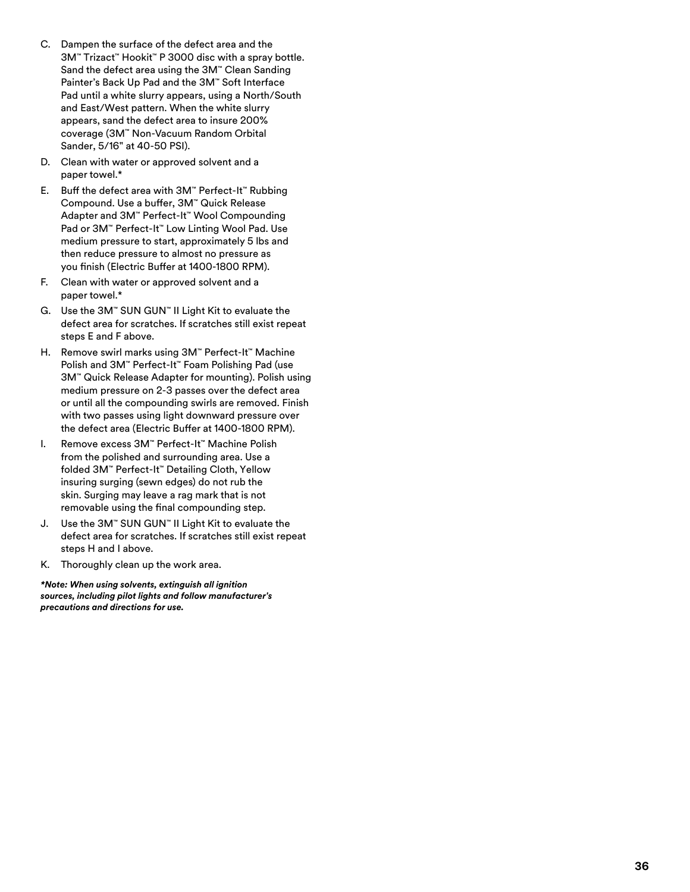C. Dampen the surface of the defect area and the 3M™ Trizact™ Hookit™ P 3000 disc with a spray bottle. Sand the defect area using the 3M™ Clean Sanding Painter's Back Up Pad and the 3M™ Soft Interface Pad until a white slurry appears, using a North/South and East/West pattern. When the white slurry appears, sand the defect area to insure 200% coverage (3M™ Non-Vacuum Random Orbital Sander, 5/16" at 40-50 PSI).

D. Clean with water or approved solvent and a paper towel.*

E. Buff the defect area with 3M™ Perfect-It™ Rubbing Compound. Use a buffer, 3M™ Quick Release Adapter and 3M™ Perfect-It™ Wool Compounding Pad or 3M™ Perfect-It™ Low Linting Wool Pad. Use medium pressure to start, approximately 5 lbs and then reduce pressure to almost no pressure as you finish (Electric Buffer at 1400-1800 RPM).

F. Clean with water or approved solvent and a paper towel.*

G. Use the 3M™ SUN GUN™ II Light Kit to evaluate the defect area for scratches. If scratches still exist repeat steps E and F above.

H. Remove swirl marks using 3M™ Perfect-It™ Machine Polish and 3M™ Perfect-It™ Foam Polishing Pad (use 3M™ Quick Release Adapter for mounting). Polish using medium pressure on 2-3 passes over the defect area or until all the compounding swirls are removed. Finish with two passes using light downward pressure over the defect area (Electric Buffer at 1400-1800 RPM).

I. Remove excess 3M™ Perfect-It™ Machine Polish from the polished and surrounding area. Use a folded 3M™ Perfect-It™ Detailing Cloth, Yellow insuring surging (sewn edges) do not rub the skin. Surging may leave a rag mark that is not removable using the final compounding step.

J. Use the 3M™ SUN GUN™ II Light Kit to evaluate the defect area for scratches. If scratches still exist repeat steps H and I above.

K. Thoroughly clean up the work area.

***Note: When using solvents, extinguish all ignition sources, including pilot lights and follow manufacturer's precautions and directions for use.***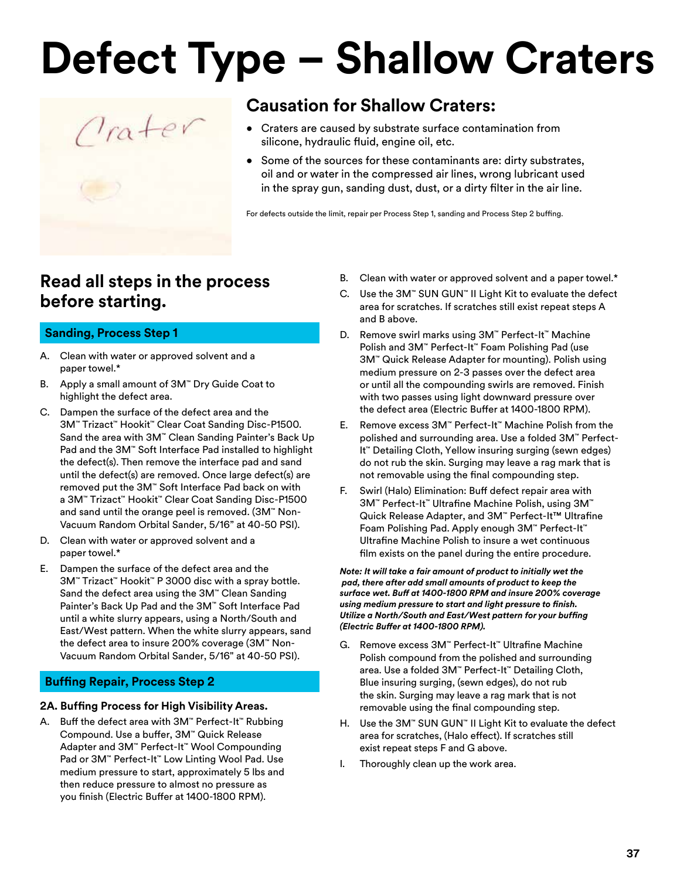# Defect Type – Shallow Craters

## Causation for Shallow Craters:

- Craters are caused by substrate surface contamination from silicone, hydraulic fluid, engine oil, etc.
- Some of the sources for these contaminants are: dirty substrates, oil and or water in the compressed air lines, wrong lubricant used in the spray gun, sanding dust, dust, or a dirty filter in the air line.

For defects outside the limit, repair per Process Step 1, sanding and Process Step 2 buffing.

## Read all steps in the process before starting.

### Sanding, Process Step 1

A. Clean with water or approved solvent and a paper towel.*

B. Apply a small amount of 3M™ Dry Guide Coat to highlight the defect area.

C. Dampen the surface of the defect area and the 3M™ Trizact™ Hookit™ Clear Coat Sanding Disc-P1500. Sand the area with 3M™ Clean Sanding Painter's Back Up Pad and the 3M™ Soft Interface Pad installed to highlight the defect(s). Then remove the interface pad and sand until the defect(s) are removed. Once large defect(s) are removed put the 3M™ Soft Interface Pad back on with a 3M™ Trizact™ Hookit™ Clear Coat Sanding Disc-P1500 and sand until the orange peel is removed. (3M™ Non-Vacuum Random Orbital Sander, 5/16" at 40-50 PSI).

D. Clean with water or approved solvent and a paper towel.*

E. Dampen the surface of the defect area and the 3M™ Trizact™ Hookit™ P 3000 disc with a spray bottle. Sand the defect area using the 3M™ Clean Sanding Painter's Back Up Pad and the 3M™ Soft Interface Pad until a white slurry appears, using a North/South and East/West pattern. When the white slurry appears, sand the defect area to insure 200% coverage (3M™ Non-Vacuum Random Orbital Sander, 5/16" at 40-50 PSI).

### Buffing Repair, Process Step 2

#### 2A. Buffing Process for High Visibility Areas.

A. Buff the defect area with 3M™ Perfect-It™ Rubbing Compound. Use a buffer, 3M™ Quick Release Adapter and 3M™ Perfect-It™ Wool Compounding Pad or 3M™ Perfect-It™ Low Linting Wool Pad. Use medium pressure to start, approximately 5 lbs and then reduce pressure to almost no pressure as you finish (Electric Buffer at 1400-1800 RPM).

B. Clean with water or approved solvent and a paper towel.*

C. Use the 3M™ SUN GUN™ II Light Kit to evaluate the defect area for scratches. If scratches still exist repeat steps A and B above.

D. Remove swirl marks using 3M™ Perfect-It™ Machine Polish and 3M™ Perfect-It™ Foam Polishing Pad (use 3M™ Quick Release Adapter for mounting). Polish using medium pressure on 2-3 passes over the defect area or until all the compounding swirls are removed. Finish with two passes using light downward pressure over the defect area (Electric Buffer at 1400-1800 RPM).

E. Remove excess 3M™ Perfect-It™ Machine Polish from the polished and surrounding area. Use a folded 3M™ Perfect-It™ Detailing Cloth, Yellow insuring surging (sewn edges) do not rub the skin. Surging may leave a rag mark that is not removable using the final compounding step.

F. Swirl (Halo) Elimination: Buff defect repair area with 3M™ Perfect-It™ Ultrafine Machine Polish, using 3M™ Quick Release Adapter, and 3M™ Perfect-It™ Ultrafine Foam Polishing Pad. Apply enough 3M™ Perfect-It™ Ultrafine Machine Polish to insure a wet continuous film exists on the panel during the entire procedure.

***Note: It will take a fair amount of product to initially wet the pad, there after add small amounts of product to keep the surface wet. Buff at 1400-1800 RPM and insure 200% coverage using medium pressure to start and light pressure to finish. Utilize a North/South and East/West pattern for your buffing (Electric Buffer at 1400-1800 RPM).***

G. Remove excess 3M™ Perfect-It™ Ultrafine Machine Polish compound from the polished and surrounding area. Use a folded 3M™ Perfect-It™ Detailing Cloth, Blue insuring surging, (sewn edges), do not rub the skin. Surging may leave a rag mark that is not removable using the final compounding step.

H. Use the 3M™ SUN GUN™ II Light Kit to evaluate the defect area for scratches, (Halo effect). If scratches still exist repeat steps F and G above.

I. Thoroughly clean up the work area.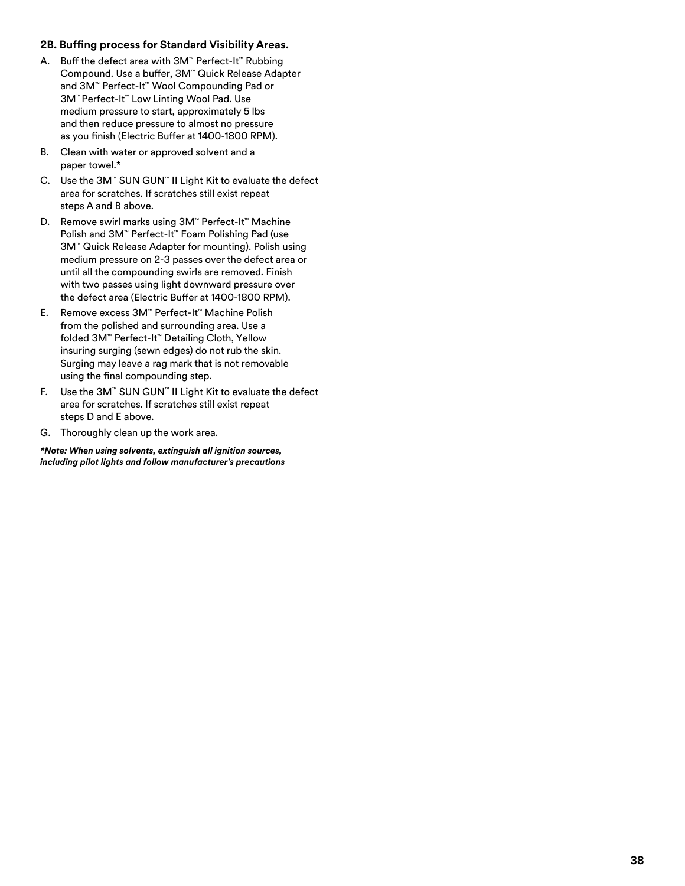### 2B. Buffing process for Standard Visibility Areas.

A. Buff the defect area with 3M™ Perfect-It™ Rubbing Compound. Use a buffer, 3M™ Quick Release Adapter and 3M™ Perfect-It™ Wool Compounding Pad or 3M™ Perfect-It™ Low Linting Wool Pad. Use medium pressure to start, approximately 5 lbs and then reduce pressure to almost no pressure as you finish (Electric Buffer at 1400-1800 RPM).

B. Clean with water or approved solvent and a paper towel.*

C. Use the 3M™ SUN GUN™ II Light Kit to evaluate the defect area for scratches. If scratches still exist repeat steps A and B above.

D. Remove swirl marks using 3M™ Perfect-It™ Machine Polish and 3M™ Perfect-It™ Foam Polishing Pad (use 3M™ Quick Release Adapter for mounting). Polish using medium pressure on 2-3 passes over the defect area or until all the compounding swirls are removed. Finish with two passes using light downward pressure over the defect area (Electric Buffer at 1400-1800 RPM).

E. Remove excess 3M™ Perfect-It™ Machine Polish from the polished and surrounding area. Use a folded 3M™ Perfect-It™ Detailing Cloth, Yellow insuring surging (sewn edges) do not rub the skin. Surging may leave a rag mark that is not removable using the final compounding step.

F. Use the 3M™ SUN GUN™ II Light Kit to evaluate the defect area for scratches. If scratches still exist repeat steps D and E above.

G. Thoroughly clean up the work area.

***Note: When using solvents, extinguish all ignition sources, including pilot lights and follow manufacturer's precautions***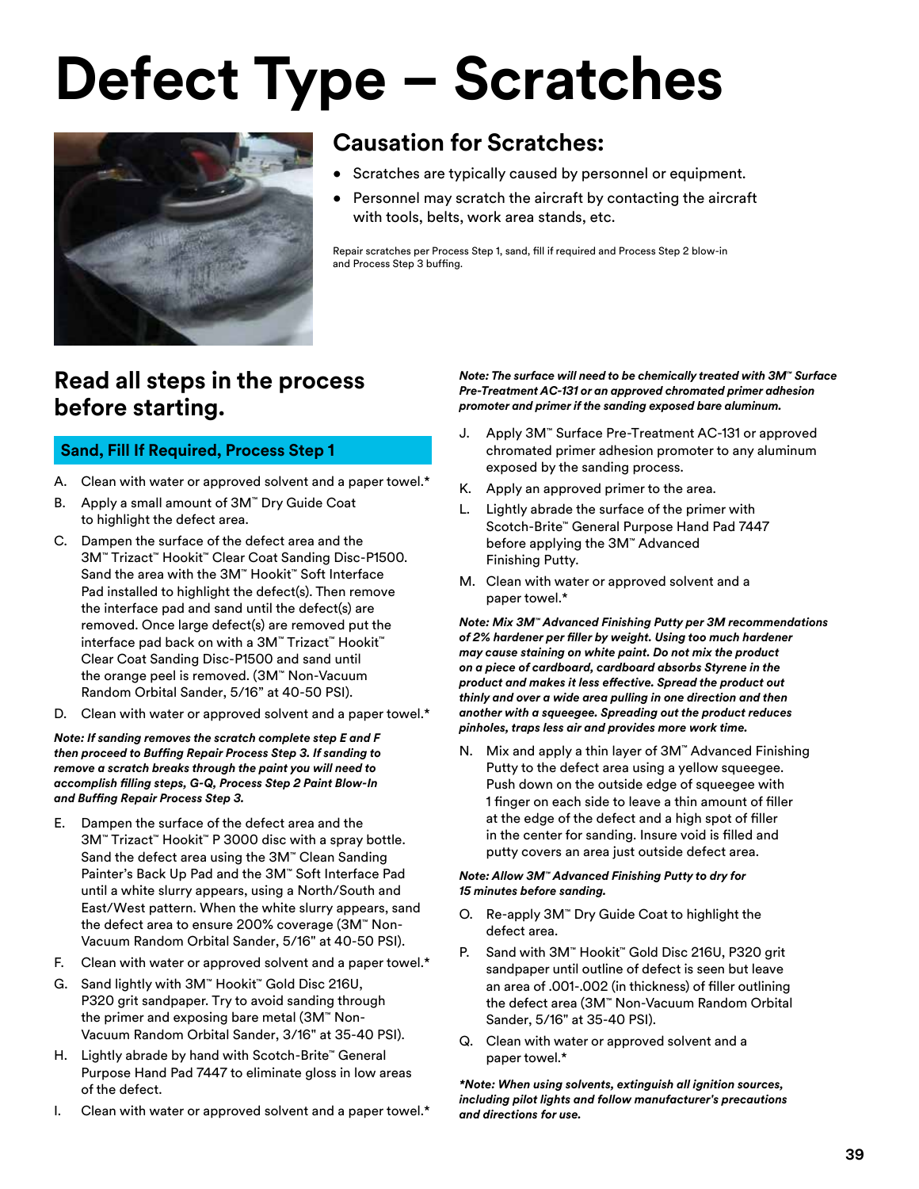# Defect Type – Scratches

## Causation for Scratches:

- Scratches are typically caused by personnel or equipment.
- Personnel may scratch the aircraft by contacting the aircraft with tools, belts, work area stands, etc.

Repair scratches per Process Step 1, sand, fill if required and Process Step 2 blow-in and Process Step 3 buffing.

## Read all steps in the process before starting.

### Sand, Fill If Required, Process Step 1

A. Clean with water or approved solvent and a paper towel.*

B. Apply a small amount of 3M™ Dry Guide Coat to highlight the defect area.

C. Dampen the surface of the defect area and the 3M™ Trizact™ Hookit™ Clear Coat Sanding Disc-P1500. Sand the area with the 3M™ Hookit™ Soft Interface Pad installed to highlight the defect(s). Then remove the interface pad and sand until the defect(s) are removed. Once large defect(s) are removed put the interface pad back on with a 3M™ Trizact™ Hookit™ Clear Coat Sanding Disc-P1500 and sand until the orange peel is removed. (3M™ Non-Vacuum Random Orbital Sander, 5/16" at 40-50 PSI).

D. Clean with water or approved solvent and a paper towel.*

***Note: If sanding removes the scratch complete step E and F then proceed to Buffing Repair Process Step 3. If sanding to remove a scratch breaks through the paint you will need to accomplish filling steps, G-Q, Process Step 2 Paint Blow-In and Buffing Repair Process Step 3.***

E. Dampen the surface of the defect area and the 3M™ Trizact™ Hookit™ P 3000 disc with a spray bottle. Sand the defect area using the 3M™ Clean Sanding Painter's Back Up Pad and the 3M™ Soft Interface Pad until a white slurry appears, using a North/South and East/West pattern. When the white slurry appears, sand the defect area to ensure 200% coverage (3M™ Non-Vacuum Random Orbital Sander, 5/16" at 40-50 PSI).

F. Clean with water or approved solvent and a paper towel.*

G. Sand lightly with 3M™ Hookit™ Gold Disc 216U, P320 grit sandpaper. Try to avoid sanding through the primer and exposing bare metal (3M™ Non-Vacuum Random Orbital Sander, 3/16" at 35-40 PSI).

H. Lightly abrade by hand with Scotch-Brite™ General Purpose Hand Pad 7447 to eliminate gloss in low areas of the defect.

I. Clean with water or approved solvent and a paper towel.*

***Note: The surface will need to be chemically treated with 3M™ Surface Pre-Treatment AC-131 or an approved chromated primer adhesion promoter and primer if the sanding exposed bare aluminum.***

J. Apply 3M™ Surface Pre-Treatment AC-131 or approved chromated primer adhesion promoter to any aluminum exposed by the sanding process.

K. Apply an approved primer to the area.

L. Lightly abrade the surface of the primer with Scotch-Brite™ General Purpose Hand Pad 7447 before applying the 3M™ Advanced Finishing Putty.

M. Clean with water or approved solvent and a paper towel.*

***Note: Mix 3M™ Advanced Finishing Putty per 3M recommendations of 2% hardener per filler by weight. Using too much hardener may cause staining on white paint. Do not mix the product on a piece of cardboard, cardboard absorbs Styrene in the product and makes it less effective. Spread the product out thinly and over a wide area pulling in one direction and then another with a squeegee. Spreading out the product reduces pinholes, traps less air and provides more work time.***

N. Mix and apply a thin layer of 3M™ Advanced Finishing Putty to the defect area using a yellow squeegee. Push down on the outside edge of squeegee with 1 finger on each side to leave a thin amount of filler at the edge of the defect and a high spot of filler in the center for sanding. Insure void is filled and putty covers an area just outside defect area.

***Note: Allow 3M™ Advanced Finishing Putty to dry for 15 minutes before sanding.***

O. Re-apply 3M™ Dry Guide Coat to highlight the defect area.

P. Sand with 3M™ Hookit™ Gold Disc 216U, P320 grit sandpaper until outline of defect is seen but leave an area of .001-.002 (in thickness) of filler outlining the defect area (3M™ Non-Vacuum Random Orbital Sander, 5/16" at 35-40 PSI).

Q. Clean with water or approved solvent and a paper towel.*

****Note: When using solvents, extinguish all ignition sources, including pilot lights and follow manufacturer's precautions and directions for use.***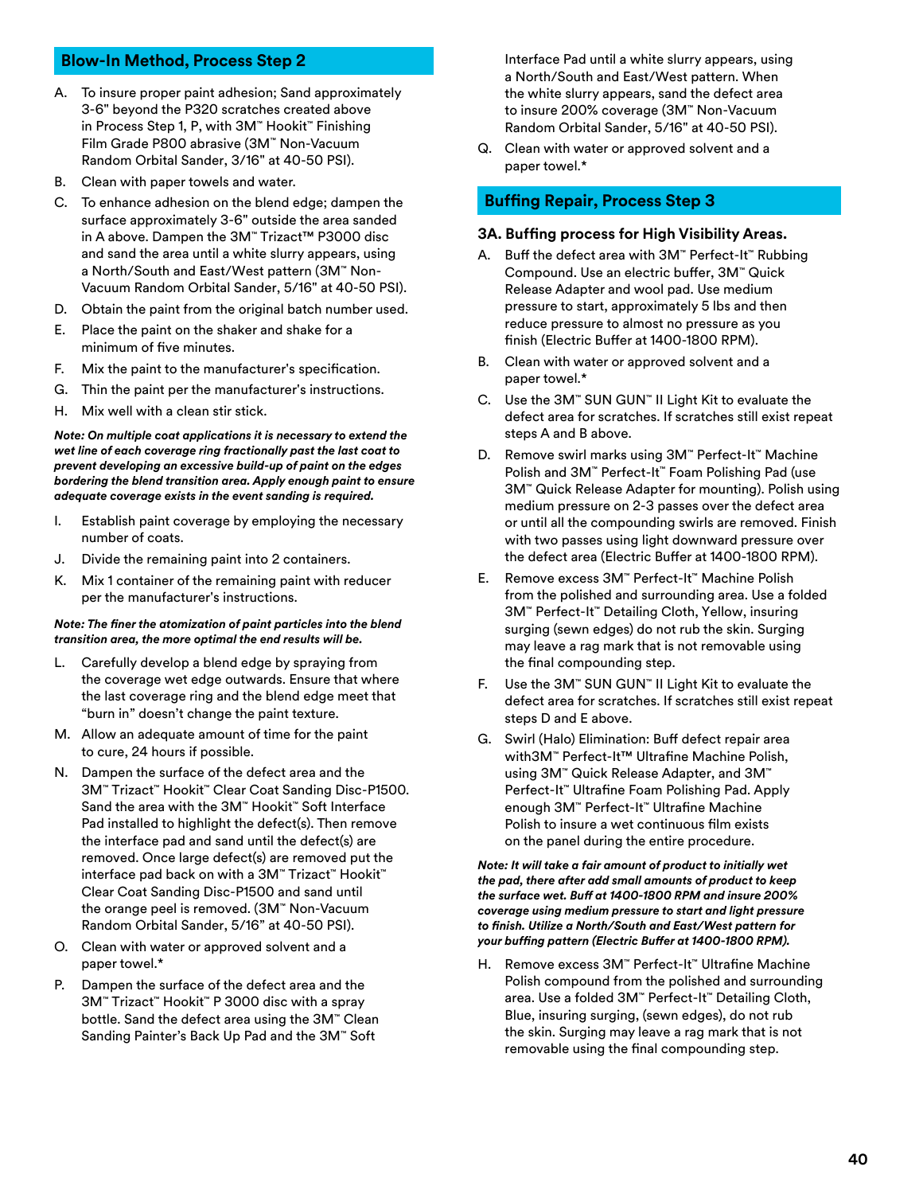## Blow-In Method, Process Step 2

A. To insure proper paint adhesion; Sand approximately 3-6" beyond the P320 scratches created above in Process Step 1, P, with 3M™ Hookit™ Finishing Film Grade P800 abrasive (3M™ Non-Vacuum Random Orbital Sander, 3/16" at 40-50 PSI).

B. Clean with paper towels and water.

C. To enhance adhesion on the blend edge; dampen the surface approximately 3-6" outside the area sanded in A above. Dampen the 3M™ Trizact™ P3000 disc and sand the area until a white slurry appears, using a North/South and East/West pattern (3M™ Non-Vacuum Random Orbital Sander, 5/16" at 40-50 PSI).

D. Obtain the paint from the original batch number used.

E. Place the paint on the shaker and shake for a minimum of five minutes.

F. Mix the paint to the manufacturer's specification.

G. Thin the paint per the manufacturer's instructions.

H. Mix well with a clean stir stick.

***Note: On multiple coat applications it is necessary to extend the wet line of each coverage ring fractionally past the last coat to prevent developing an excessive build-up of paint on the edges bordering the blend transition area. Apply enough paint to ensure adequate coverage exists in the event sanding is required.***

I. Establish paint coverage by employing the necessary number of coats.

J. Divide the remaining paint into 2 containers.

K. Mix 1 container of the remaining paint with reducer per the manufacturer's instructions.

***Note: The finer the atomization of paint particles into the blend transition area, the more optimal the end results will be.***

L. Carefully develop a blend edge by spraying from the coverage wet edge outwards. Ensure that where the last coverage ring and the blend edge meet that "burn in" doesn't change the paint texture.

M. Allow an adequate amount of time for the paint to cure, 24 hours if possible.

N. Dampen the surface of the defect area and the 3M™ Trizact™ Hookit™ Clear Coat Sanding Disc-P1500. Sand the area with the 3M™ Hookit™ Soft Interface Pad installed to highlight the defect(s). Then remove the interface pad and sand until the defect(s) are removed. Once large defect(s) are removed put the interface pad back on with a 3M™ Trizact™ Hookit™ Clear Coat Sanding Disc-P1500 and sand until the orange peel is removed. (3M™ Non-Vacuum Random Orbital Sander, 5/16" at 40-50 PSI).

O. Clean with water or approved solvent and a paper towel.*

P. Dampen the surface of the defect area and the 3M™ Trizact™ Hookit™ P 3000 disc with a spray bottle. Sand the defect area using the 3M™ Clean Sanding Painter's Back Up Pad and the 3M™ Soft Interface Pad until a white slurry appears, using a North/South and East/West pattern. When the white slurry appears, sand the defect area to insure 200% coverage (3M™ Non-Vacuum Random Orbital Sander, 5/16" at 40-50 PSI).

Q. Clean with water or approved solvent and a paper towel.*

## Buffing Repair, Process Step 3

### 3A. Buffing process for High Visibility Areas.

A. Buff the defect area with 3M™ Perfect-It™ Rubbing Compound. Use an electric buffer, 3M™ Quick Release Adapter and wool pad. Use medium pressure to start, approximately 5 lbs and then reduce pressure to almost no pressure as you finish (Electric Buffer at 1400-1800 RPM).

B. Clean with water or approved solvent and a paper towel.*

C. Use the 3M™ SUN GUN™ II Light Kit to evaluate the defect area for scratches. If scratches still exist repeat steps A and B above.

D. Remove swirl marks using 3M™ Perfect-It™ Machine Polish and 3M™ Perfect-It™ Foam Polishing Pad (use 3M™ Quick Release Adapter for mounting). Polish using medium pressure on 2-3 passes over the defect area or until all the compounding swirls are removed. Finish with two passes using light downward pressure over the defect area (Electric Buffer at 1400-1800 RPM).

E. Remove excess 3M™ Perfect-It™ Machine Polish from the polished and surrounding area. Use a folded 3M™ Perfect-It™ Detailing Cloth, Yellow, insuring surging (sewn edges) do not rub the skin. Surging may leave a rag mark that is not removable using the final compounding step.

F. Use the 3M™ SUN GUN™ II Light Kit to evaluate the defect area for scratches. If scratches still exist repeat steps D and E above.

G. Swirl (Halo) Elimination: Buff defect repair area with3M™ Perfect-It™ Ultrafine Machine Polish, using 3M™ Quick Release Adapter, and 3M™ Perfect-It™ Ultrafine Foam Polishing Pad. Apply enough 3M™ Perfect-It™ Ultrafine Machine Polish to insure a wet continuous film exists on the panel during the entire procedure.

***Note: It will take a fair amount of product to initially wet the pad, there after add small amounts of product to keep the surface wet. Buff at 1400-1800 RPM and insure 200% coverage using medium pressure to start and light pressure to finish. Utilize a North/South and East/West pattern for your buffing pattern (Electric Buffer at 1400-1800 RPM).***

H. Remove excess 3M™ Perfect-It™ Ultrafine Machine Polish compound from the polished and surrounding area. Use a folded 3M™ Perfect-It™ Detailing Cloth, Blue, insuring surging, (sewn edges), do not rub the skin. Surging may leave a rag mark that is not removable using the final compounding step.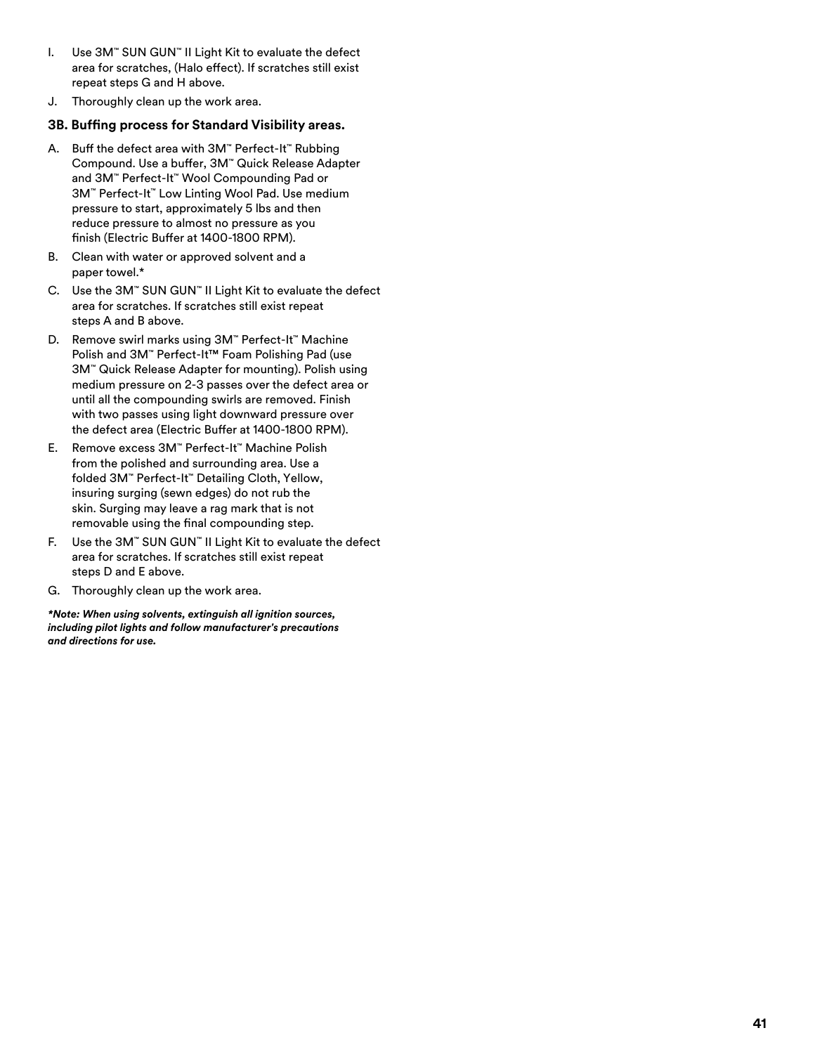I. Use 3M™ SUN GUN™ II Light Kit to evaluate the defect area for scratches, (Halo effect). If scratches still exist repeat steps G and H above.

J. Thoroughly clean up the work area.

### 3B. Buffing process for Standard Visibility areas.

A. Buff the defect area with 3M™ Perfect-It™ Rubbing Compound. Use a buffer, 3M™ Quick Release Adapter and 3M™ Perfect-It™ Wool Compounding Pad or 3M™ Perfect-It™ Low Linting Wool Pad. Use medium pressure to start, approximately 5 lbs and then reduce pressure to almost no pressure as you finish (Electric Buffer at 1400-1800 RPM).

B. Clean with water or approved solvent and a paper towel.*

C. Use the 3M™ SUN GUN™ II Light Kit to evaluate the defect area for scratches. If scratches still exist repeat steps A and B above.

D. Remove swirl marks using 3M™ Perfect-It™ Machine Polish and 3M™ Perfect-It™ Foam Polishing Pad (use 3M™ Quick Release Adapter for mounting). Polish using medium pressure on 2-3 passes over the defect area or until all the compounding swirls are removed. Finish with two passes using light downward pressure over the defect area (Electric Buffer at 1400-1800 RPM).

E. Remove excess 3M™ Perfect-It™ Machine Polish from the polished and surrounding area. Use a folded 3M™ Perfect-It™ Detailing Cloth, Yellow, insuring surging (sewn edges) do not rub the skin. Surging may leave a rag mark that is not removable using the final compounding step.

F. Use the 3M™ SUN GUN™ II Light Kit to evaluate the defect area for scratches. If scratches still exist repeat steps D and E above.

G. Thoroughly clean up the work area.

***Note: When using solvents, extinguish all ignition sources, including pilot lights and follow manufacturer's precautions and directions for use.***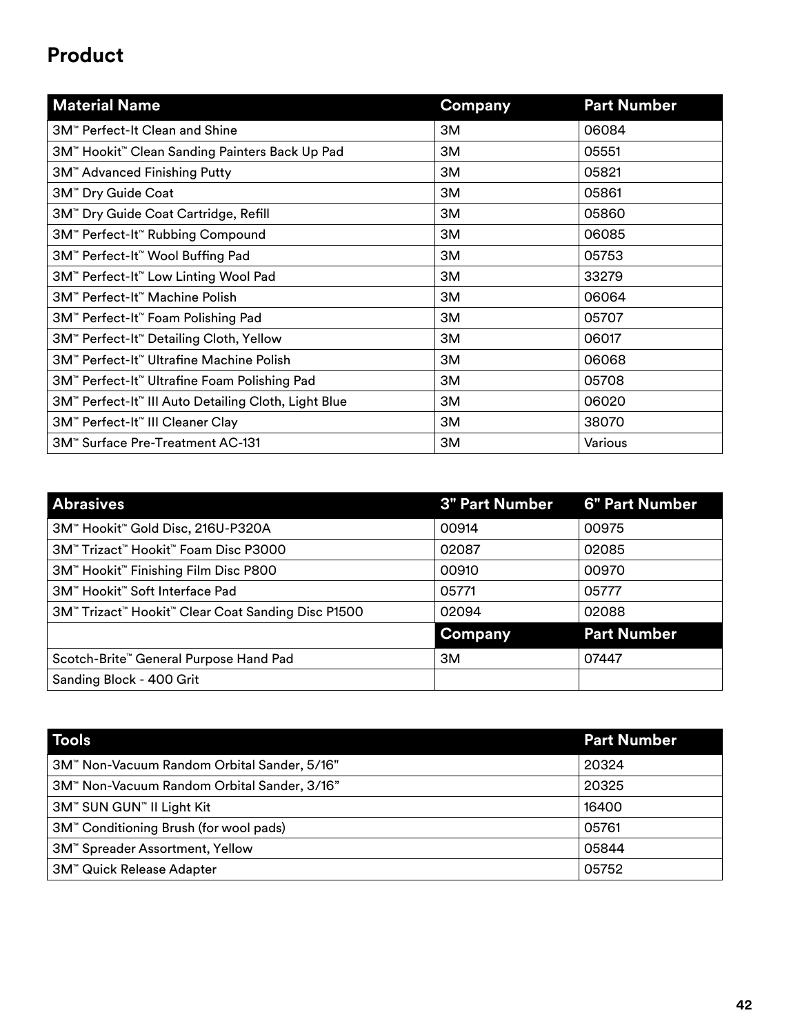# Product

| Material Name | Company | Part Number |
| --- | --- | --- |
| 3M™ Perfect-It Clean and Shine | 3M | 06084 |
| 3M™ Hookit™ Clean Sanding Painters Back Up Pad | 3M | 05551 |
| 3M™ Advanced Finishing Putty | 3M | 05821 |
| 3M™ Dry Guide Coat | 3M | 05861 |
| 3M™ Dry Guide Coat Cartridge, Refill | 3M | 05860 |
| 3M™ Perfect-It™ Rubbing Compound | 3M | 06085 |
| 3M™ Perfect-It™ Wool Buffing Pad | 3M | 05753 |
| 3M™ Perfect-It™ Low Linting Wool Pad | 3M | 33279 |
| 3M™ Perfect-It™ Machine Polish | 3M | 06064 |
| 3M™ Perfect-It™ Foam Polishing Pad | 3M | 05707 |
| 3M™ Perfect-It™ Detailing Cloth, Yellow | 3M | 06017 |
| 3M™ Perfect-It™ Ultrafine Machine Polish | 3M | 06068 |
| 3M™ Perfect-It™ Ultrafine Foam Polishing Pad | 3M | 05708 |
| 3M™ Perfect-It™ III Auto Detailing Cloth, Light Blue | 3M | 06020 |
| 3M™ Perfect-It™ III Cleaner Clay | 3M | 38070 |
| 3M™ Surface Pre-Treatment AC-131 | 3M | Various |

| Abrasives | 3" Part Number | 6" Part Number |
| --- | --- | --- |
| 3M™ Hookit™ Gold Disc, 216U-P320A | 00914 | 00975 |
| 3M™ Trizact™ Hookit™ Foam Disc P3000 | 02087 | 02085 |
| 3M™ Hookit™ Finishing Film Disc P800 | 00910 | 00970 |
| 3M™ Hookit™ Soft Interface Pad | 05771 | 05777 |
| 3M™ Trizact™ Hookit™ Clear Coat Sanding Disc P1500 | 02094 | 02088 |
| | **Company** | **Part Number** |
| Scotch-Brite™ General Purpose Hand Pad | 3M | 07447 |
| Sanding Block - 400 Grit | | |

| Tools | Part Number |
| --- | --- |
| 3M™ Non-Vacuum Random Orbital Sander, 5/16" | 20324 |
| 3M™ Non-Vacuum Random Orbital Sander, 3/16" | 20325 |
| 3M™ SUN GUN™ II Light Kit | 16400 |
| 3M™ Conditioning Brush (for wool pads) | 05761 |
| 3M™ Spreader Assortment, Yellow | 05844 |
| 3M™ Quick Release Adapter | 05752 |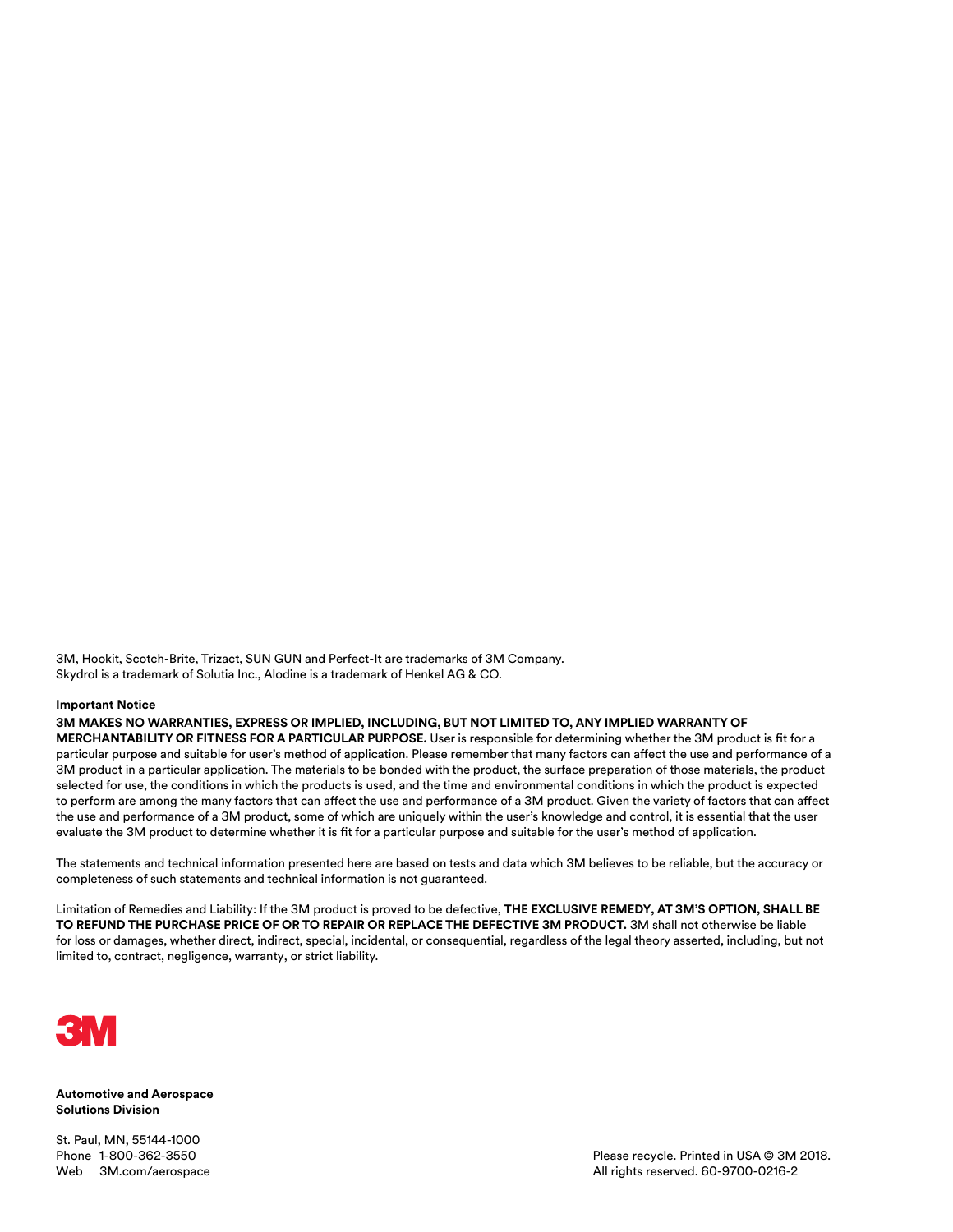3M, Hookit, Scotch-Brite, Trizact, SUN GUN and Perfect-It are trademarks of 3M Company.
Skydrol is a trademark of Solutia Inc., Alodine is a trademark of Henkel AG & CO.

**Important Notice**

**3M MAKES NO WARRANTIES, EXPRESS OR IMPLIED, INCLUDING, BUT NOT LIMITED TO, ANY IMPLIED WARRANTY OF MERCHANTABILITY OR FITNESS FOR A PARTICULAR PURPOSE.** User is responsible for determining whether the 3M product is fit for a particular purpose and suitable for user's method of application. Please remember that many factors can affect the use and performance of a 3M product in a particular application. The materials to be bonded with the product, the surface preparation of those materials, the product selected for use, the conditions in which the products is used, and the time and environmental conditions in which the product is expected to perform are among the many factors that can affect the use and performance of a 3M product. Given the variety of factors that can affect the use and performance of a 3M product, some of which are uniquely within the user's knowledge and control, it is essential that the user evaluate the 3M product to determine whether it is fit for a particular purpose and suitable for the user's method of application.

The statements and technical information presented here are based on tests and data which 3M believes to be reliable, but the accuracy or completeness of such statements and technical information is not guaranteed.

Limitation of Remedies and Liability: If the 3M product is proved to be defective, **THE EXCLUSIVE REMEDY, AT 3M'S OPTION, SHALL BE TO REFUND THE PURCHASE PRICE OF OR TO REPAIR OR REPLACE THE DEFECTIVE 3M PRODUCT.** 3M shall not otherwise be liable for loss or damages, whether direct, indirect, special, incidental, or consequential, regardless of the legal theory asserted, including, but not limited to, contract, negligence, warranty, or strict liability.

3M

**Automotive and Aerospace Solutions Division**

St. Paul, MN, 55144-1000
Phone 1-800-362-3550
Web 3M.com/aerospace

Please recycle. Printed in USA © 3M 2018.
All rights reserved. 60-9700-0216-2